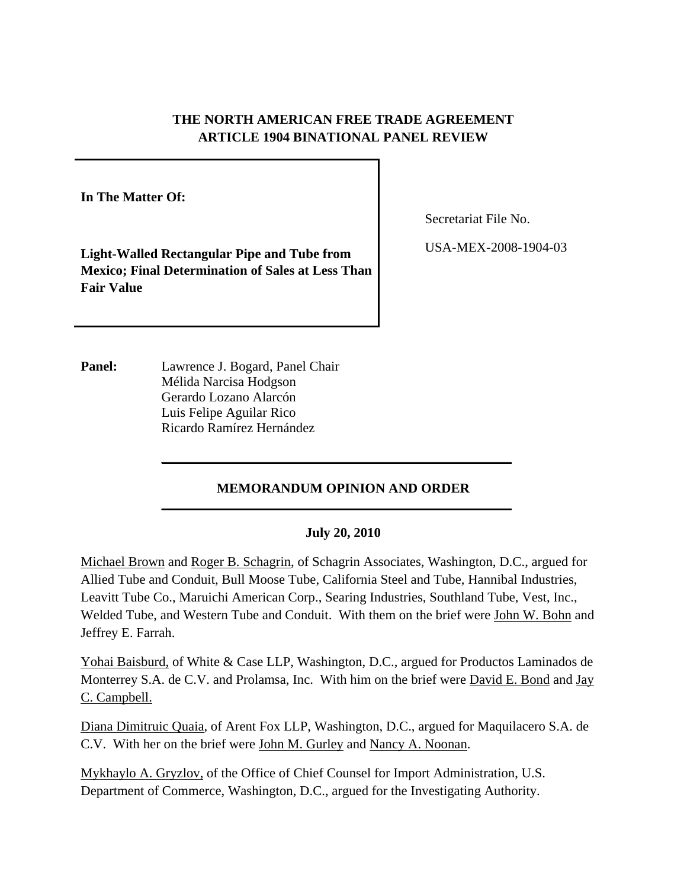**THE NORTH AMERICAN FREE TRADE AGREEMENT**
**ARTICLE 1904 BINATIONAL PANEL REVIEW**

**In The Matter Of:**

**Light-Walled Rectangular Pipe and Tube from Mexico; Final Determination of Sales at Less Than Fair Value**

Secretariat File No.

USA-MEX-2008-1904-03

**Panel:** Lawrence J. Bogard, Panel Chair
Mélida Narcisa Hodgson
Gerardo Lozano Alarcón
Luis Felipe Aguilar Rico
Ricardo Ramírez Hernández

---

**MEMORANDUM OPINION AND ORDER**

---

**July 20, 2010**

Michael Brown and Roger B. Schagrin, of Schagrin Associates, Washington, D.C., argued for Allied Tube and Conduit, Bull Moose Tube, California Steel and Tube, Hannibal Industries, Leavitt Tube Co., Maruichi American Corp., Searing Industries, Southland Tube, Vest, Inc., Welded Tube, and Western Tube and Conduit. With them on the brief were John W. Bohn and Jeffrey E. Farrah.

Yohai Baisburd, of White & Case LLP, Washington, D.C., argued for Productos Laminados de Monterrey S.A. de C.V. and Prolamsa, Inc. With him on the brief were David E. Bond and Jay C. Campbell.

Diana Dimitruic Quaia, of Arent Fox LLP, Washington, D.C., argued for Maquilacero S.A. de C.V. With her on the brief were John M. Gurley and Nancy A. Noonan.

Mykhaylo A. Gryzlov, of the Office of Chief Counsel for Import Administration, U.S. Department of Commerce, Washington, D.C., argued for the Investigating Authority.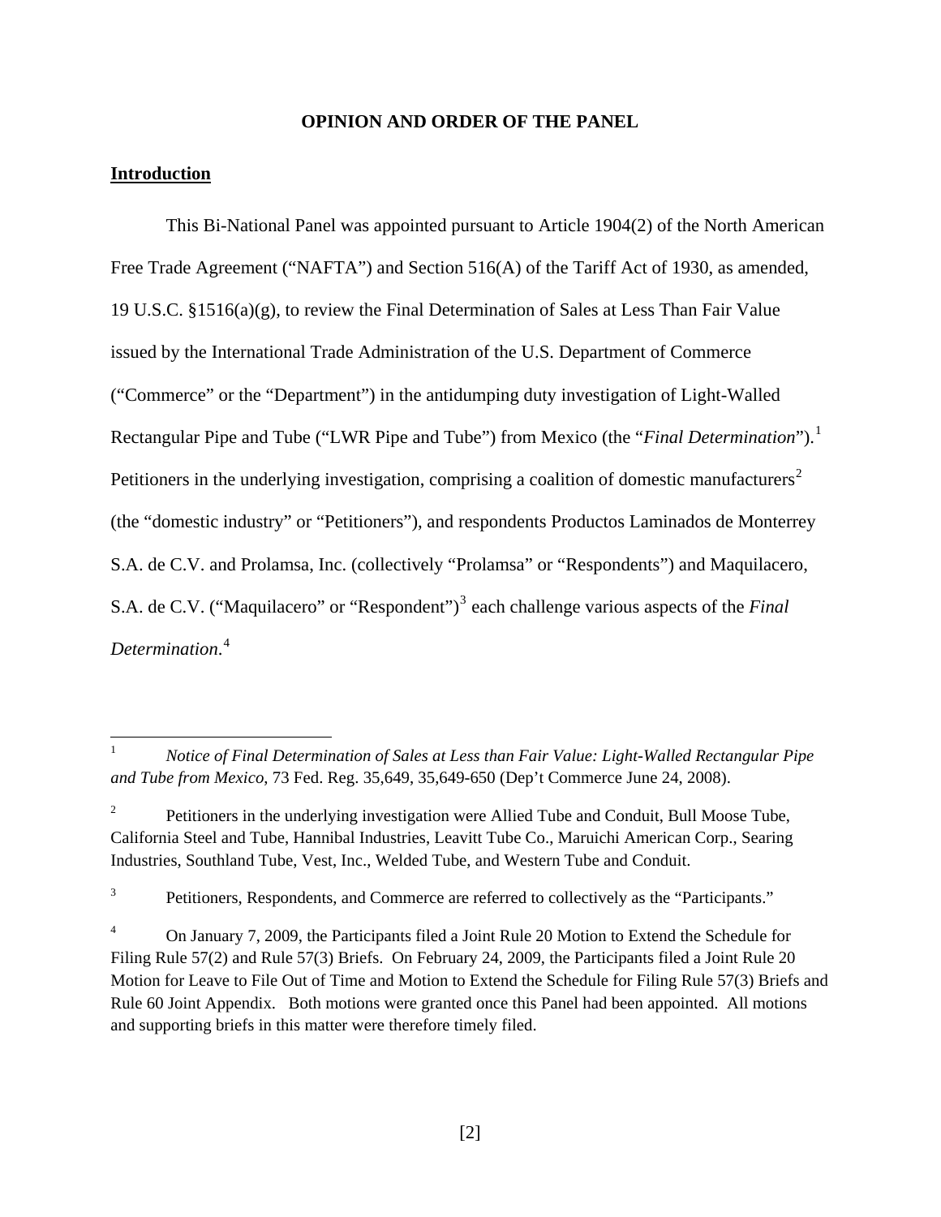**OPINION AND ORDER OF THE PANEL**

**Introduction**

This Bi-National Panel was appointed pursuant to Article 1904(2) of the North American Free Trade Agreement ("NAFTA") and Section 516(A) of the Tariff Act of 1930, as amended, 19 U.S.C. §1516(a)(g), to review the Final Determination of Sales at Less Than Fair Value issued by the International Trade Administration of the U.S. Department of Commerce ("Commerce" or the "Department") in the antidumping duty investigation of Light-Walled Rectangular Pipe and Tube ("LWR Pipe and Tube") from Mexico (the "*Final Determination*").[1] Petitioners in the underlying investigation, comprising a coalition of domestic manufacturers[2] (the "domestic industry" or "Petitioners"), and respondents Productos Laminados de Monterrey S.A. de C.V. and Prolamsa, Inc. (collectively "Prolamsa" or "Respondents") and Maquilacero, S.A. de C.V. ("Maquilacero" or "Respondent")[3] each challenge various aspects of the *Final Determination*.[4]

---

[1] *Notice of Final Determination of Sales at Less than Fair Value: Light-Walled Rectangular Pipe and Tube from Mexico*, 73 Fed. Reg. 35,649, 35,649-650 (Dep't Commerce June 24, 2008).

[2] Petitioners in the underlying investigation were Allied Tube and Conduit, Bull Moose Tube, California Steel and Tube, Hannibal Industries, Leavitt Tube Co., Maruichi American Corp., Searing Industries, Southland Tube, Vest, Inc., Welded Tube, and Western Tube and Conduit.

[3] Petitioners, Respondents, and Commerce are referred to collectively as the "Participants."

[4] On January 7, 2009, the Participants filed a Joint Rule 20 Motion to Extend the Schedule for Filing Rule 57(2) and Rule 57(3) Briefs. On February 24, 2009, the Participants filed a Joint Rule 20 Motion for Leave to File Out of Time and Motion to Extend the Schedule for Filing Rule 57(3) Briefs and Rule 60 Joint Appendix. Both motions were granted once this Panel had been appointed. All motions and supporting briefs in this matter were therefore timely filed.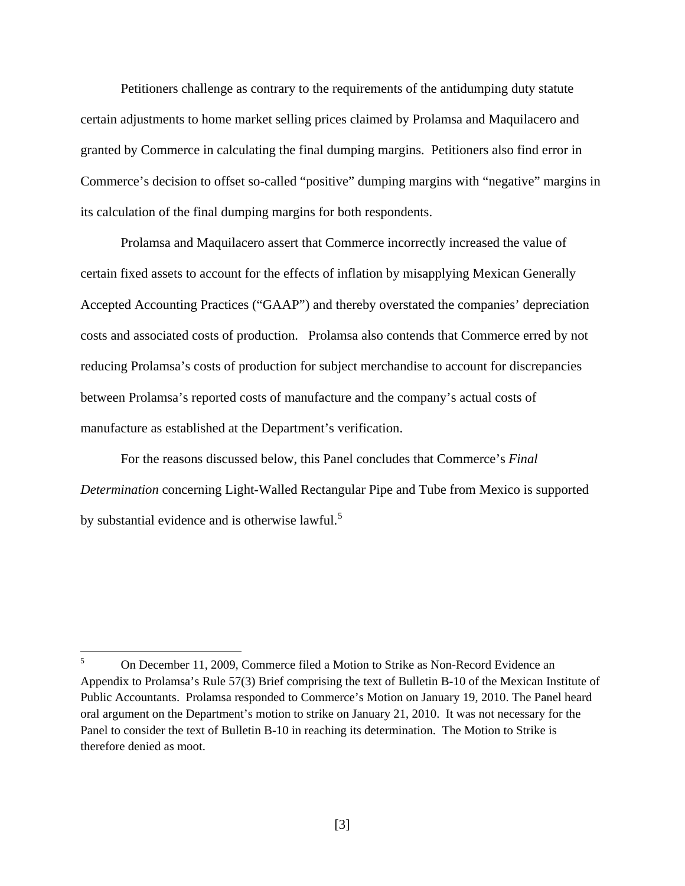Petitioners challenge as contrary to the requirements of the antidumping duty statute certain adjustments to home market selling prices claimed by Prolamsa and Maquilacero and granted by Commerce in calculating the final dumping margins. Petitioners also find error in Commerce's decision to offset so-called "positive" dumping margins with "negative" margins in its calculation of the final dumping margins for both respondents.

Prolamsa and Maquilacero assert that Commerce incorrectly increased the value of certain fixed assets to account for the effects of inflation by misapplying Mexican Generally Accepted Accounting Practices ("GAAP") and thereby overstated the companies' depreciation costs and associated costs of production. Prolamsa also contends that Commerce erred by not reducing Prolamsa's costs of production for subject merchandise to account for discrepancies between Prolamsa's reported costs of manufacture and the company's actual costs of manufacture as established at the Department's verification.

For the reasons discussed below, this Panel concludes that Commerce's *Final Determination* concerning Light-Walled Rectangular Pipe and Tube from Mexico is supported by substantial evidence and is otherwise lawful.[5]

---

[5] On December 11, 2009, Commerce filed a Motion to Strike as Non-Record Evidence an Appendix to Prolamsa's Rule 57(3) Brief comprising the text of Bulletin B-10 of the Mexican Institute of Public Accountants. Prolamsa responded to Commerce's Motion on January 19, 2010. The Panel heard oral argument on the Department's motion to strike on January 21, 2010. It was not necessary for the Panel to consider the text of Bulletin B-10 in reaching its determination. The Motion to Strike is therefore denied as moot.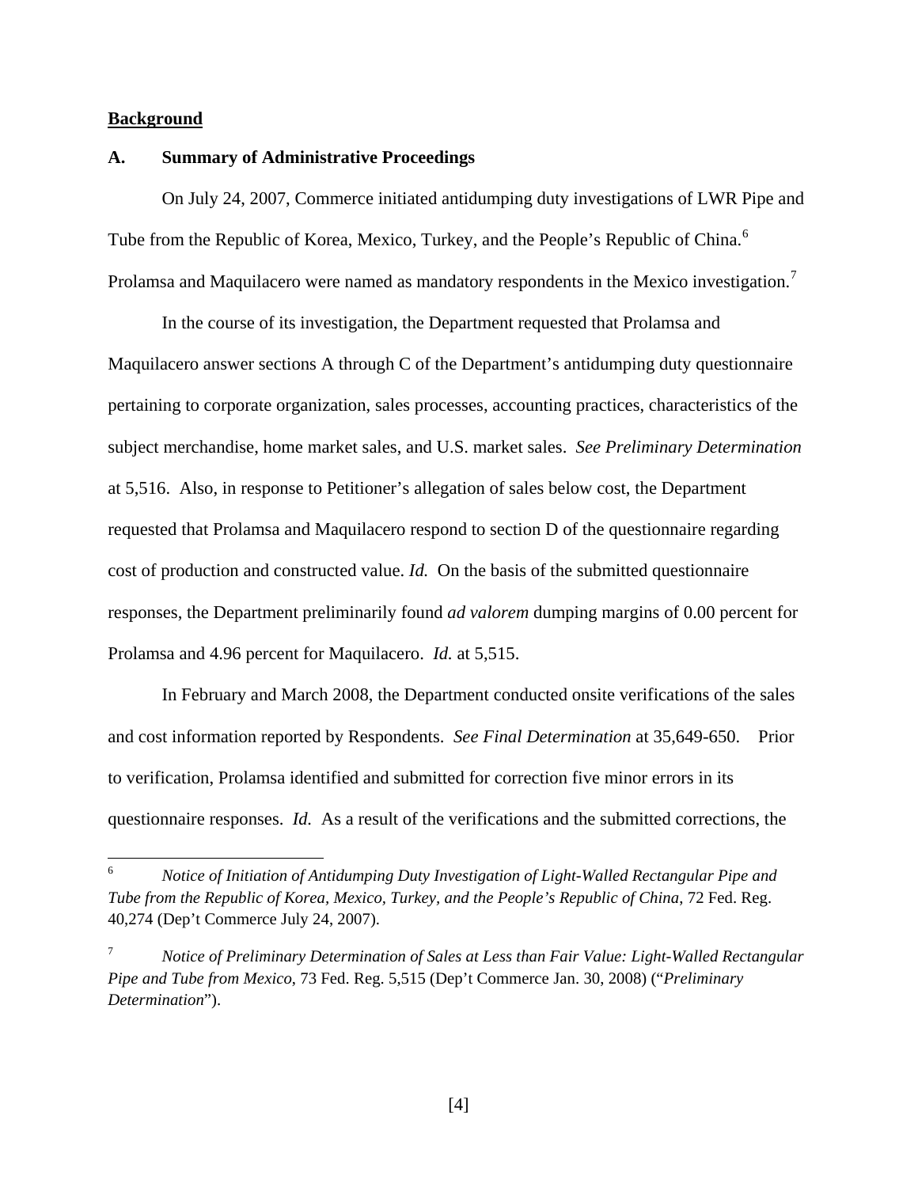**Background**

**A. Summary of Administrative Proceedings**

On July 24, 2007, Commerce initiated antidumping duty investigations of LWR Pipe and Tube from the Republic of Korea, Mexico, Turkey, and the People's Republic of China.[6] Prolamsa and Maquilacero were named as mandatory respondents in the Mexico investigation.[7]

In the course of its investigation, the Department requested that Prolamsa and Maquilacero answer sections A through C of the Department's antidumping duty questionnaire pertaining to corporate organization, sales processes, accounting practices, characteristics of the subject merchandise, home market sales, and U.S. market sales. *See Preliminary Determination* at 5,516. Also, in response to Petitioner's allegation of sales below cost, the Department requested that Prolamsa and Maquilacero respond to section D of the questionnaire regarding cost of production and constructed value. *Id.* On the basis of the submitted questionnaire responses, the Department preliminarily found *ad valorem* dumping margins of 0.00 percent for Prolamsa and 4.96 percent for Maquilacero. *Id.* at 5,515.

In February and March 2008, the Department conducted onsite verifications of the sales and cost information reported by Respondents. *See Final Determination* at 35,649-650. Prior to verification, Prolamsa identified and submitted for correction five minor errors in its questionnaire responses. *Id.* As a result of the verifications and the submitted corrections, the

---

[6] *Notice of Initiation of Antidumping Duty Investigation of Light-Walled Rectangular Pipe and Tube from the Republic of Korea, Mexico, Turkey, and the People's Republic of China*, 72 Fed. Reg. 40,274 (Dep't Commerce July 24, 2007).

[7] *Notice of Preliminary Determination of Sales at Less than Fair Value: Light-Walled Rectangular Pipe and Tube from Mexico*, 73 Fed. Reg. 5,515 (Dep't Commerce Jan. 30, 2008) ("*Preliminary Determination*").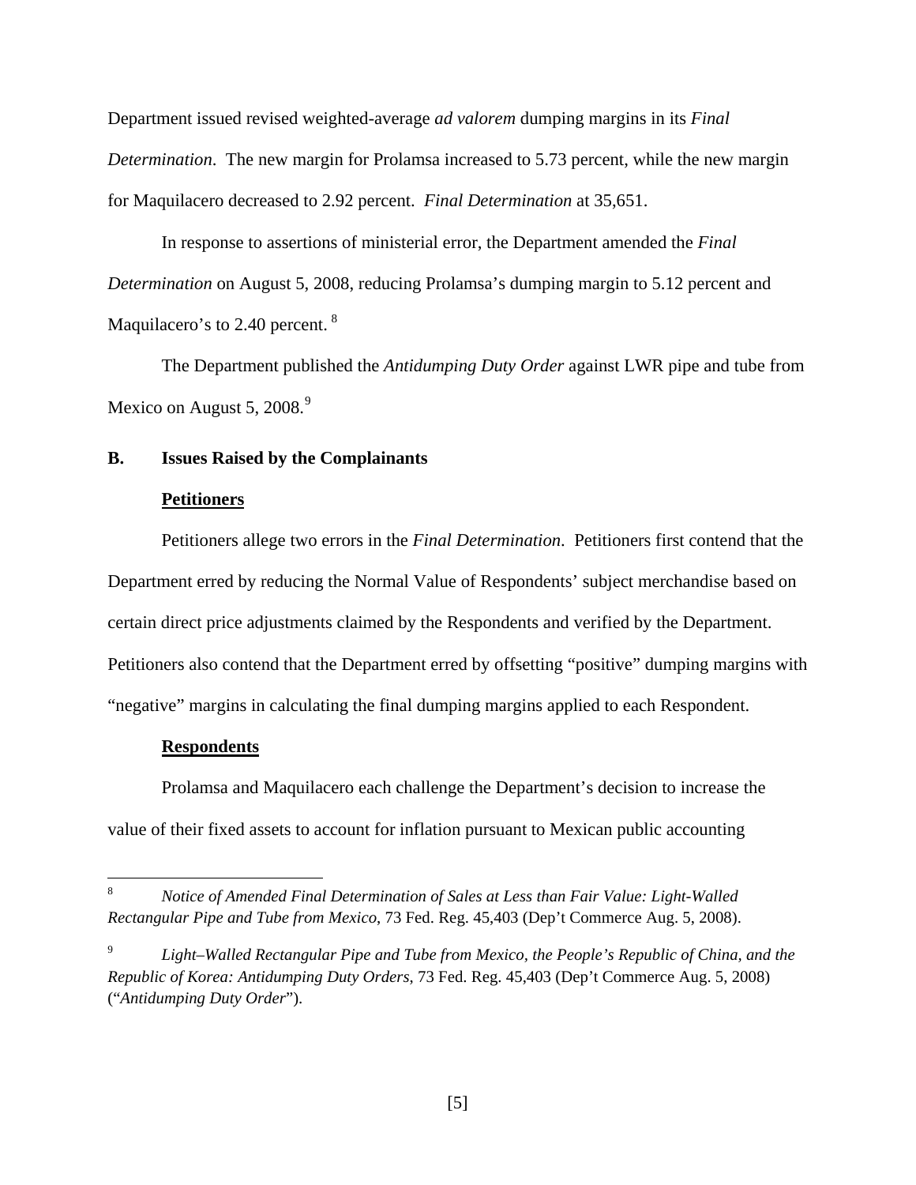Department issued revised weighted-average *ad valorem* dumping margins in its *Final Determination*. The new margin for Prolamsa increased to 5.73 percent, while the new margin for Maquilacero decreased to 2.92 percent. *Final Determination* at 35,651.

In response to assertions of ministerial error, the Department amended the *Final Determination* on August 5, 2008, reducing Prolamsa's dumping margin to 5.12 percent and Maquilacero's to 2.40 percent.[8]

The Department published the *Antidumping Duty Order* against LWR pipe and tube from Mexico on August 5, 2008.[9]

**B. Issues Raised by the Complainants**

**Petitioners**

Petitioners allege two errors in the *Final Determination*. Petitioners first contend that the Department erred by reducing the Normal Value of Respondents' subject merchandise based on certain direct price adjustments claimed by the Respondents and verified by the Department. Petitioners also contend that the Department erred by offsetting "positive" dumping margins with "negative" margins in calculating the final dumping margins applied to each Respondent.

**Respondents**

Prolamsa and Maquilacero each challenge the Department's decision to increase the value of their fixed assets to account for inflation pursuant to Mexican public accounting

---

[8] *Notice of Amended Final Determination of Sales at Less than Fair Value: Light-Walled Rectangular Pipe and Tube from Mexico*, 73 Fed. Reg. 45,403 (Dep't Commerce Aug. 5, 2008).

[9] *Light–Walled Rectangular Pipe and Tube from Mexico, the People's Republic of China, and the Republic of Korea: Antidumping Duty Orders*, 73 Fed. Reg. 45,403 (Dep't Commerce Aug. 5, 2008) ("*Antidumping Duty Order*").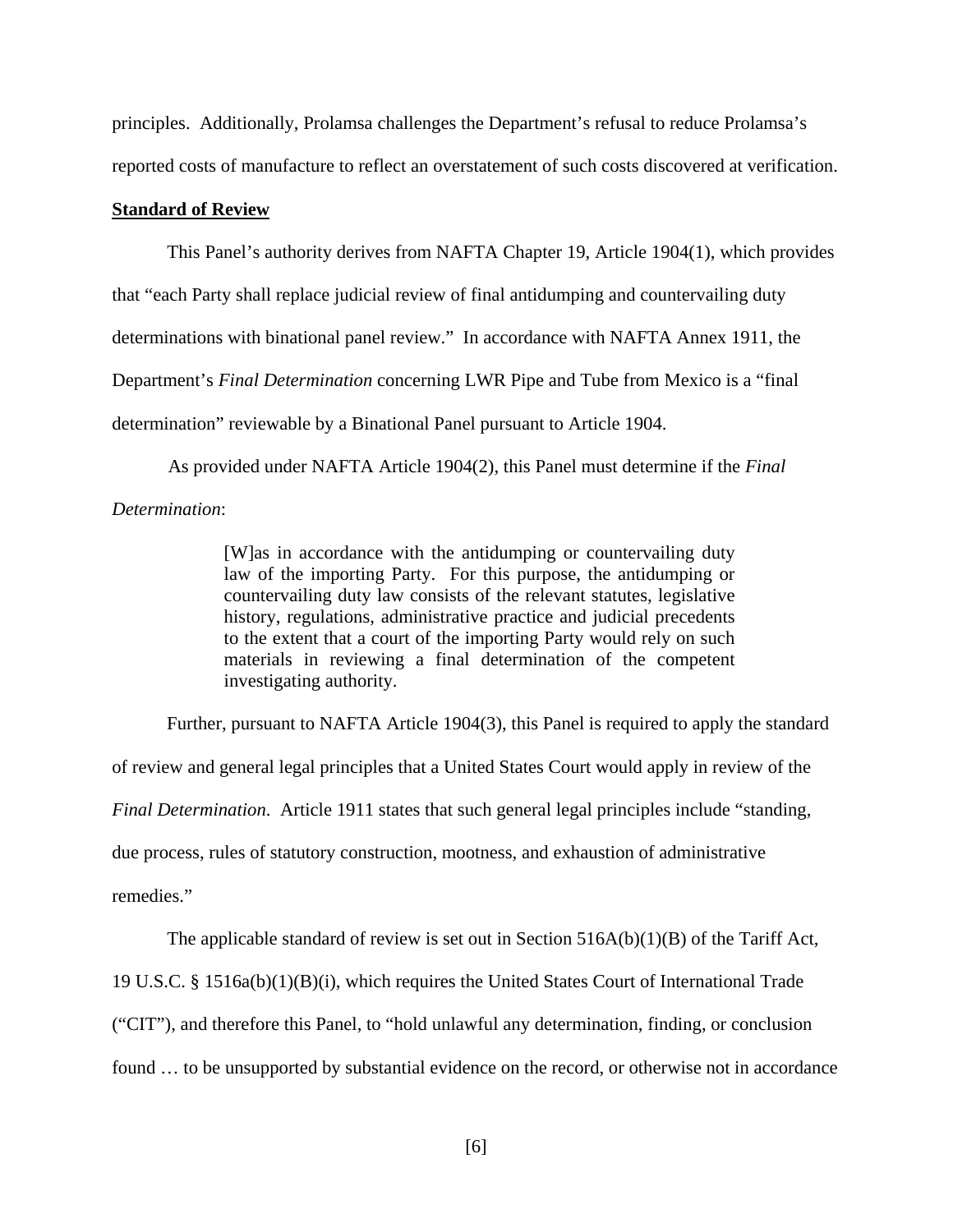principles. Additionally, Prolamsa challenges the Department's refusal to reduce Prolamsa's reported costs of manufacture to reflect an overstatement of such costs discovered at verification.

**Standard of Review**

This Panel's authority derives from NAFTA Chapter 19, Article 1904(1), which provides that "each Party shall replace judicial review of final antidumping and countervailing duty determinations with binational panel review." In accordance with NAFTA Annex 1911, the Department's *Final Determination* concerning LWR Pipe and Tube from Mexico is a "final determination" reviewable by a Binational Panel pursuant to Article 1904.

As provided under NAFTA Article 1904(2), this Panel must determine if the *Final Determination*:

> [W]as in accordance with the antidumping or countervailing duty law of the importing Party. For this purpose, the antidumping or countervailing duty law consists of the relevant statutes, legislative history, regulations, administrative practice and judicial precedents to the extent that a court of the importing Party would rely on such materials in reviewing a final determination of the competent investigating authority.

Further, pursuant to NAFTA Article 1904(3), this Panel is required to apply the standard of review and general legal principles that a United States Court would apply in review of the *Final Determination*. Article 1911 states that such general legal principles include "standing, due process, rules of statutory construction, mootness, and exhaustion of administrative remedies."

The applicable standard of review is set out in Section 516A(b)(1)(B) of the Tariff Act, 19 U.S.C. § 1516a(b)(1)(B)(i), which requires the United States Court of International Trade ("CIT"), and therefore this Panel, to "hold unlawful any determination, finding, or conclusion found … to be unsupported by substantial evidence on the record, or otherwise not in accordance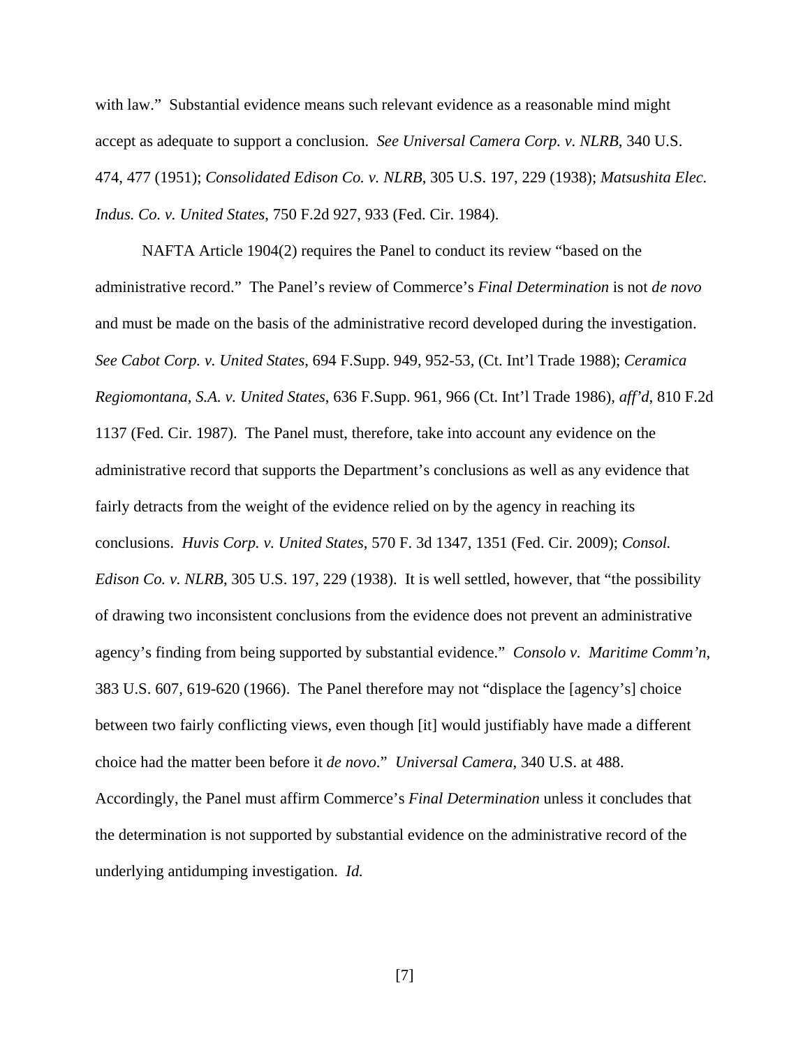with law." Substantial evidence means such relevant evidence as a reasonable mind might accept as adequate to support a conclusion. *See Universal Camera Corp. v. NLRB*, 340 U.S. 474, 477 (1951); *Consolidated Edison Co. v. NLRB*, 305 U.S. 197, 229 (1938); *Matsushita Elec. Indus. Co. v. United States*, 750 F.2d 927, 933 (Fed. Cir. 1984).

NAFTA Article 1904(2) requires the Panel to conduct its review "based on the administrative record." The Panel's review of Commerce's *Final Determination* is not *de novo* and must be made on the basis of the administrative record developed during the investigation. *See Cabot Corp. v. United States*, 694 F.Supp. 949, 952-53, (Ct. Int'l Trade 1988); *Ceramica Regiomontana, S.A. v. United States*, 636 F.Supp. 961, 966 (Ct. Int'l Trade 1986), *aff'd*, 810 F.2d 1137 (Fed. Cir. 1987). The Panel must, therefore, take into account any evidence on the administrative record that supports the Department's conclusions as well as any evidence that fairly detracts from the weight of the evidence relied on by the agency in reaching its conclusions. *Huvis Corp. v. United States*, 570 F. 3d 1347, 1351 (Fed. Cir. 2009); *Consol. Edison Co. v. NLRB*, 305 U.S. 197, 229 (1938). It is well settled, however, that "the possibility of drawing two inconsistent conclusions from the evidence does not prevent an administrative agency's finding from being supported by substantial evidence." *Consolo v. Maritime Comm'n*, 383 U.S. 607, 619-620 (1966). The Panel therefore may not "displace the [agency's] choice between two fairly conflicting views, even though [it] would justifiably have made a different choice had the matter been before it *de novo*." *Universal Camera*, 340 U.S. at 488. Accordingly, the Panel must affirm Commerce's *Final Determination* unless it concludes that the determination is not supported by substantial evidence on the administrative record of the underlying antidumping investigation. *Id.*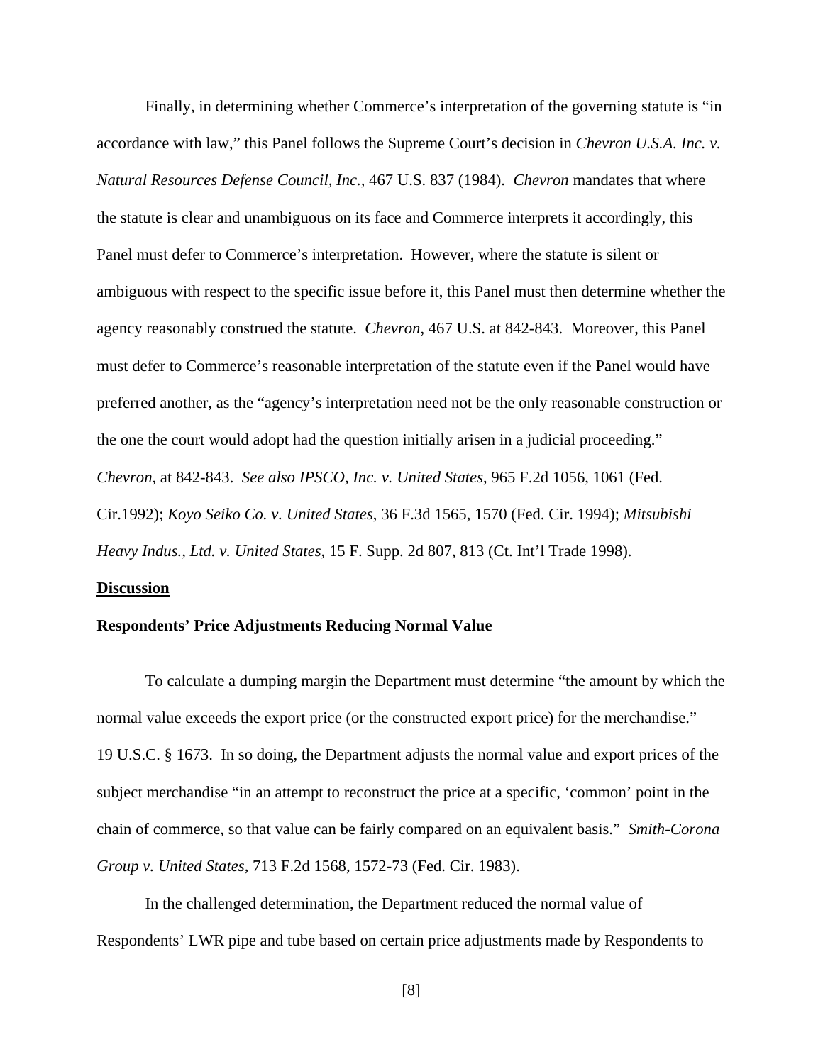Finally, in determining whether Commerce's interpretation of the governing statute is "in accordance with law," this Panel follows the Supreme Court's decision in *Chevron U.S.A. Inc. v. Natural Resources Defense Council, Inc.*, 467 U.S. 837 (1984). *Chevron* mandates that where the statute is clear and unambiguous on its face and Commerce interprets it accordingly, this Panel must defer to Commerce's interpretation. However, where the statute is silent or ambiguous with respect to the specific issue before it, this Panel must then determine whether the agency reasonably construed the statute. *Chevron*, 467 U.S. at 842-843. Moreover, this Panel must defer to Commerce's reasonable interpretation of the statute even if the Panel would have preferred another, as the "agency's interpretation need not be the only reasonable construction or the one the court would adopt had the question initially arisen in a judicial proceeding." *Chevron*, at 842-843. *See also IPSCO, Inc. v. United States*, 965 F.2d 1056, 1061 (Fed. Cir.1992); *Koyo Seiko Co. v. United States*, 36 F.3d 1565, 1570 (Fed. Cir. 1994); *Mitsubishi Heavy Indus., Ltd. v. United States*, 15 F. Supp. 2d 807, 813 (Ct. Int'l Trade 1998).

## Discussion

### Respondents' Price Adjustments Reducing Normal Value

To calculate a dumping margin the Department must determine "the amount by which the normal value exceeds the export price (or the constructed export price) for the merchandise." 19 U.S.C. § 1673. In so doing, the Department adjusts the normal value and export prices of the subject merchandise "in an attempt to reconstruct the price at a specific, 'common' point in the chain of commerce, so that value can be fairly compared on an equivalent basis." *Smith-Corona Group v. United States*, 713 F.2d 1568, 1572-73 (Fed. Cir. 1983).

In the challenged determination, the Department reduced the normal value of Respondents' LWR pipe and tube based on certain price adjustments made by Respondents to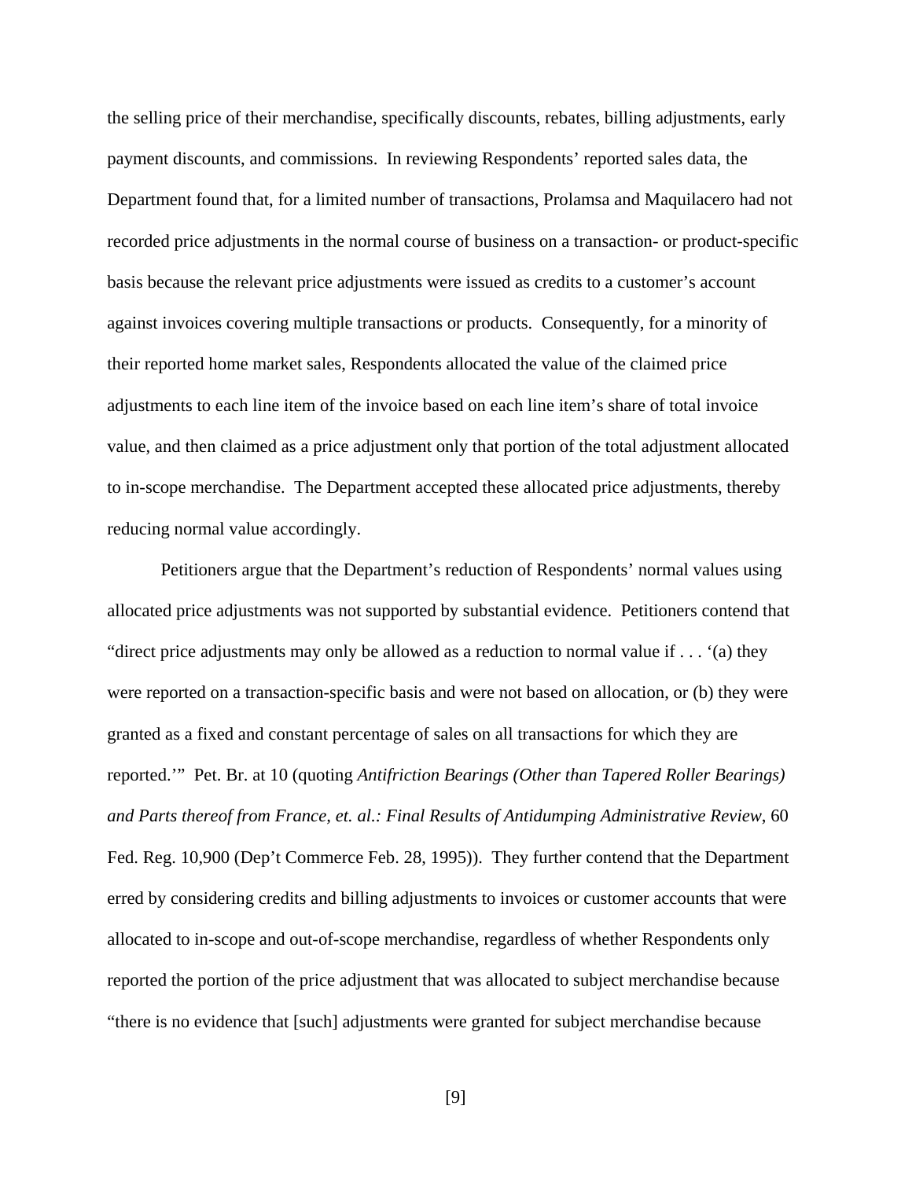the selling price of their merchandise, specifically discounts, rebates, billing adjustments, early payment discounts, and commissions. In reviewing Respondents' reported sales data, the Department found that, for a limited number of transactions, Prolamsa and Maquilacero had not recorded price adjustments in the normal course of business on a transaction- or product-specific basis because the relevant price adjustments were issued as credits to a customer's account against invoices covering multiple transactions or products. Consequently, for a minority of their reported home market sales, Respondents allocated the value of the claimed price adjustments to each line item of the invoice based on each line item's share of total invoice value, and then claimed as a price adjustment only that portion of the total adjustment allocated to in-scope merchandise. The Department accepted these allocated price adjustments, thereby reducing normal value accordingly.

Petitioners argue that the Department's reduction of Respondents' normal values using allocated price adjustments was not supported by substantial evidence. Petitioners contend that "direct price adjustments may only be allowed as a reduction to normal value if . . . '(a) they were reported on a transaction-specific basis and were not based on allocation, or (b) they were granted as a fixed and constant percentage of sales on all transactions for which they are reported.'" Pet. Br. at 10 (quoting *Antifriction Bearings (Other than Tapered Roller Bearings) and Parts thereof from France, et. al.: Final Results of Antidumping Administrative Review*, 60 Fed. Reg. 10,900 (Dep't Commerce Feb. 28, 1995)). They further contend that the Department erred by considering credits and billing adjustments to invoices or customer accounts that were allocated to in-scope and out-of-scope merchandise, regardless of whether Respondents only reported the portion of the price adjustment that was allocated to subject merchandise because "there is no evidence that [such] adjustments were granted for subject merchandise because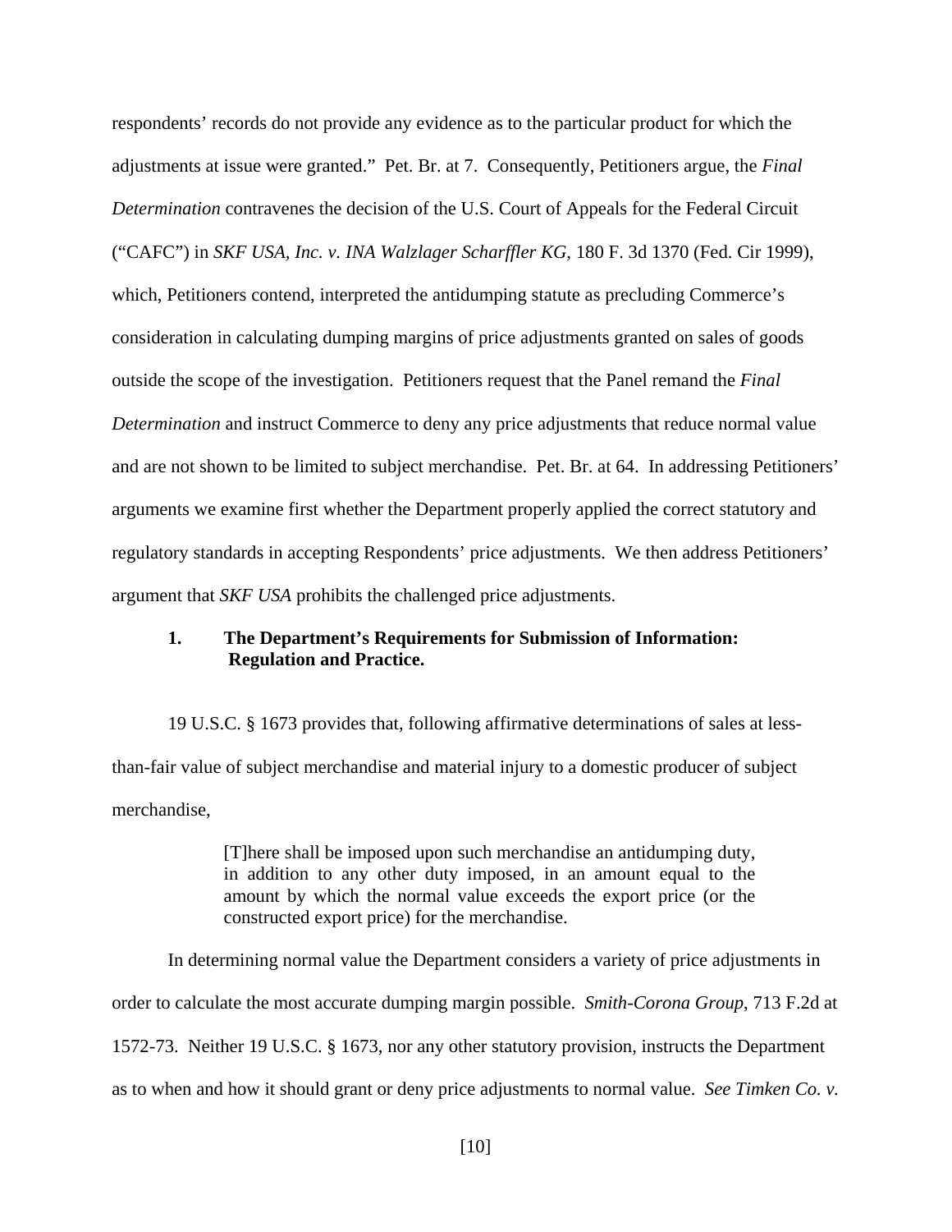respondents' records do not provide any evidence as to the particular product for which the adjustments at issue were granted." Pet. Br. at 7. Consequently, Petitioners argue, the *Final Determination* contravenes the decision of the U.S. Court of Appeals for the Federal Circuit ("CAFC") in *SKF USA, Inc. v. INA Walzlager Scharffler KG*, 180 F. 3d 1370 (Fed. Cir 1999), which, Petitioners contend, interpreted the antidumping statute as precluding Commerce's consideration in calculating dumping margins of price adjustments granted on sales of goods outside the scope of the investigation. Petitioners request that the Panel remand the *Final Determination* and instruct Commerce to deny any price adjustments that reduce normal value and are not shown to be limited to subject merchandise. Pet. Br. at 64. In addressing Petitioners' arguments we examine first whether the Department properly applied the correct statutory and regulatory standards in accepting Respondents' price adjustments. We then address Petitioners' argument that *SKF USA* prohibits the challenged price adjustments.

### 1. The Department's Requirements for Submission of Information: Regulation and Practice.

19 U.S.C. § 1673 provides that, following affirmative determinations of sales at less-than-fair value of subject merchandise and material injury to a domestic producer of subject merchandise,

> [T]here shall be imposed upon such merchandise an antidumping duty, in addition to any other duty imposed, in an amount equal to the amount by which the normal value exceeds the export price (or the constructed export price) for the merchandise.

In determining normal value the Department considers a variety of price adjustments in order to calculate the most accurate dumping margin possible. *Smith-Corona Group*, 713 F.2d at 1572-73. Neither 19 U.S.C. § 1673, nor any other statutory provision, instructs the Department as to when and how it should grant or deny price adjustments to normal value. *See Timken Co. v.*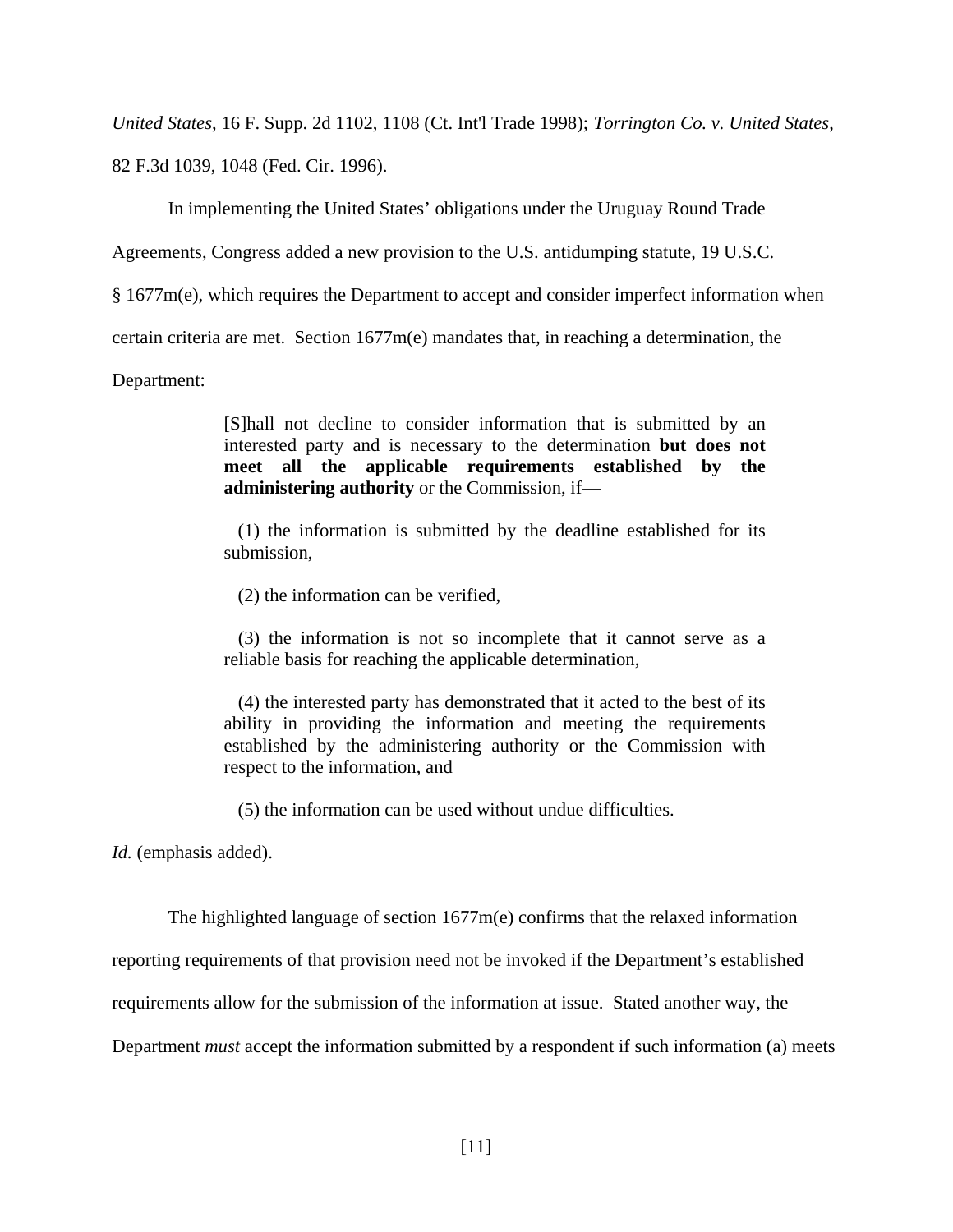*United States*, 16 F. Supp. 2d 1102, 1108 (Ct. Int'l Trade 1998); *Torrington Co. v. United States*, 82 F.3d 1039, 1048 (Fed. Cir. 1996).

In implementing the United States' obligations under the Uruguay Round Trade Agreements, Congress added a new provision to the U.S. antidumping statute, 19 U.S.C. § 1677m(e), which requires the Department to accept and consider imperfect information when certain criteria are met. Section 1677m(e) mandates that, in reaching a determination, the Department:

> [S]hall not decline to consider information that is submitted by an interested party and is necessary to the determination **but does not meet all the applicable requirements established by the administering authority** or the Commission, if—
>
> (1) the information is submitted by the deadline established for its submission,
>
> (2) the information can be verified,
>
> (3) the information is not so incomplete that it cannot serve as a reliable basis for reaching the applicable determination,
>
> (4) the interested party has demonstrated that it acted to the best of its ability in providing the information and meeting the requirements established by the administering authority or the Commission with respect to the information, and
>
> (5) the information can be used without undue difficulties.

*Id.* (emphasis added).

The highlighted language of section 1677m(e) confirms that the relaxed information reporting requirements of that provision need not be invoked if the Department's established requirements allow for the submission of the information at issue. Stated another way, the Department *must* accept the information submitted by a respondent if such information (a) meets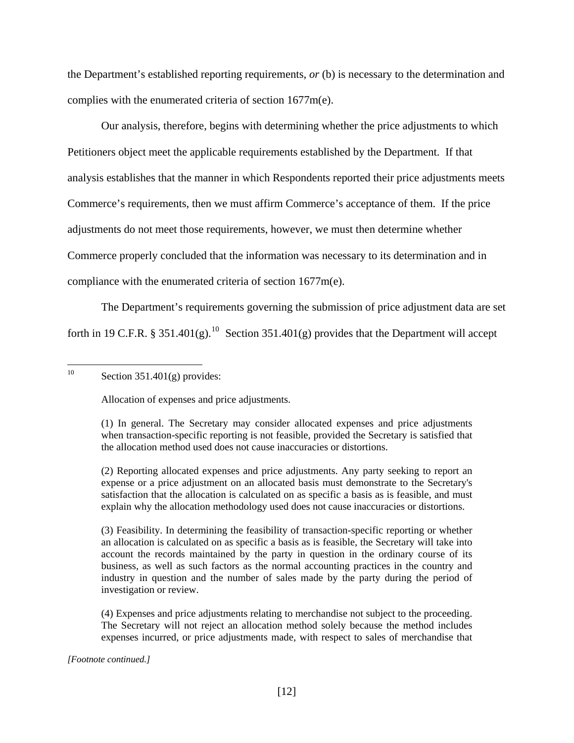the Department's established reporting requirements, *or* (b) is necessary to the determination and complies with the enumerated criteria of section 1677m(e).

Our analysis, therefore, begins with determining whether the price adjustments to which Petitioners object meet the applicable requirements established by the Department. If that analysis establishes that the manner in which Respondents reported their price adjustments meets Commerce's requirements, then we must affirm Commerce's acceptance of them. If the price adjustments do not meet those requirements, however, we must then determine whether Commerce properly concluded that the information was necessary to its determination and in compliance with the enumerated criteria of section 1677m(e).

The Department's requirements governing the submission of price adjustment data are set forth in 19 C.F.R. § 351.401(g).[10] Section 351.401(g) provides that the Department will accept

---

[10] Section 351.401(g) provides:

> Allocation of expenses and price adjustments.
>
> (1) In general. The Secretary may consider allocated expenses and price adjustments when transaction-specific reporting is not feasible, provided the Secretary is satisfied that the allocation method used does not cause inaccuracies or distortions.
>
> (2) Reporting allocated expenses and price adjustments. Any party seeking to report an expense or a price adjustment on an allocated basis must demonstrate to the Secretary's satisfaction that the allocation is calculated on as specific a basis as is feasible, and must explain why the allocation methodology used does not cause inaccuracies or distortions.
>
> (3) Feasibility. In determining the feasibility of transaction-specific reporting or whether an allocation is calculated on as specific a basis as is feasible, the Secretary will take into account the records maintained by the party in question in the ordinary course of its business, as well as such factors as the normal accounting practices in the country and industry in question and the number of sales made by the party during the period of investigation or review.
>
> (4) Expenses and price adjustments relating to merchandise not subject to the proceeding. The Secretary will not reject an allocation method solely because the method includes expenses incurred, or price adjustments made, with respect to sales of merchandise that

*[Footnote continued.]*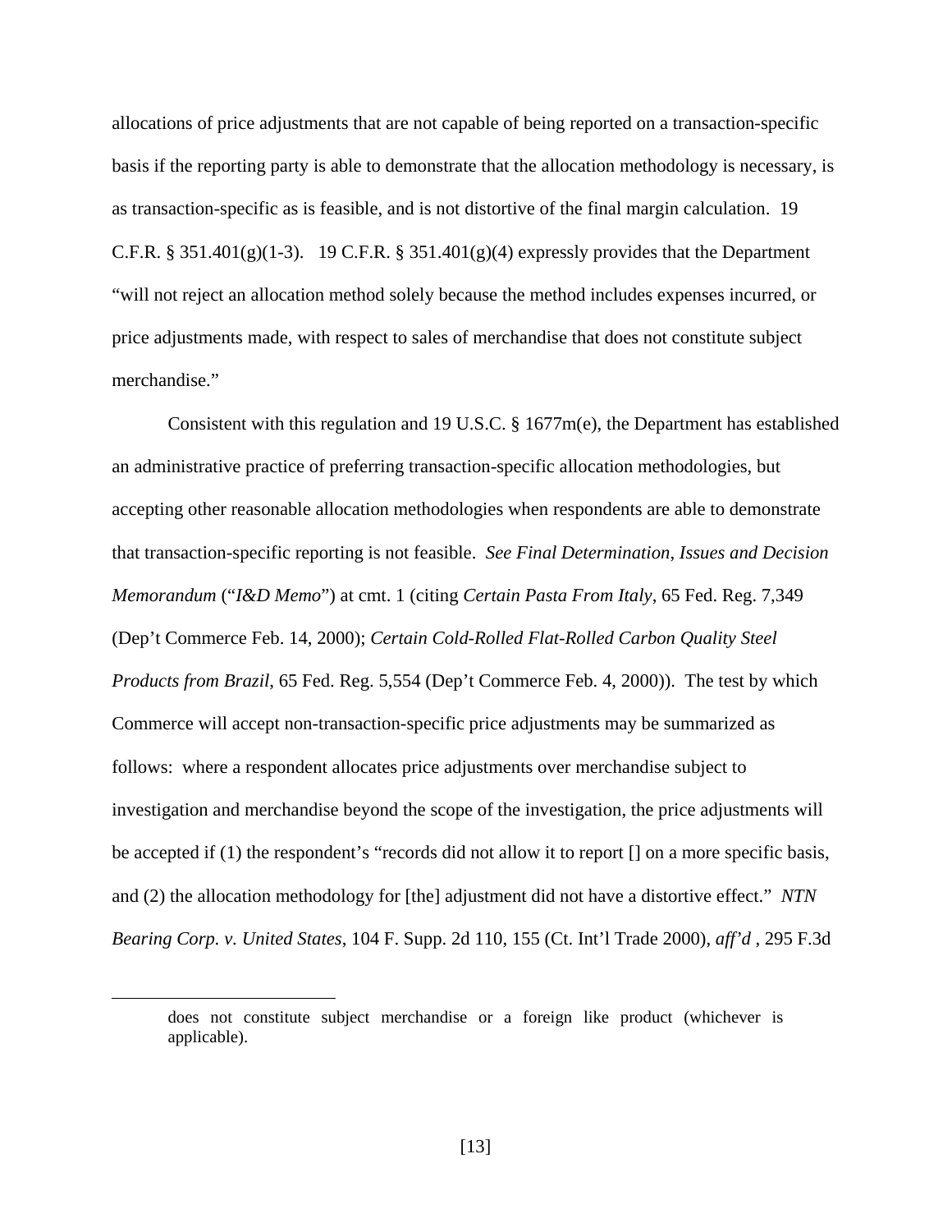allocations of price adjustments that are not capable of being reported on a transaction-specific basis if the reporting party is able to demonstrate that the allocation methodology is necessary, is as transaction-specific as is feasible, and is not distortive of the final margin calculation. 19 C.F.R. § 351.401(g)(1-3). 19 C.F.R. § 351.401(g)(4) expressly provides that the Department "will not reject an allocation method solely because the method includes expenses incurred, or price adjustments made, with respect to sales of merchandise that does not constitute subject merchandise."

Consistent with this regulation and 19 U.S.C. § 1677m(e), the Department has established an administrative practice of preferring transaction-specific allocation methodologies, but accepting other reasonable allocation methodologies when respondents are able to demonstrate that transaction-specific reporting is not feasible. *See Final Determination*, *Issues and Decision Memorandum* ("*I&D Memo*") at cmt. 1 (citing *Certain Pasta From Italy*, 65 Fed. Reg. 7,349 (Dep't Commerce Feb. 14, 2000); *Certain Cold-Rolled Flat-Rolled Carbon Quality Steel Products from Brazil*, 65 Fed. Reg. 5,554 (Dep't Commerce Feb. 4, 2000)). The test by which Commerce will accept non-transaction-specific price adjustments may be summarized as follows: where a respondent allocates price adjustments over merchandise subject to investigation and merchandise beyond the scope of the investigation, the price adjustments will be accepted if (1) the respondent's "records did not allow it to report [] on a more specific basis, and (2) the allocation methodology for [the] adjustment did not have a distortive effect." *NTN Bearing Corp. v. United States*, 104 F. Supp. 2d 110, 155 (Ct. Int'l Trade 2000), *aff'd* , 295 F.3d

---

does not constitute subject merchandise or a foreign like product (whichever is applicable).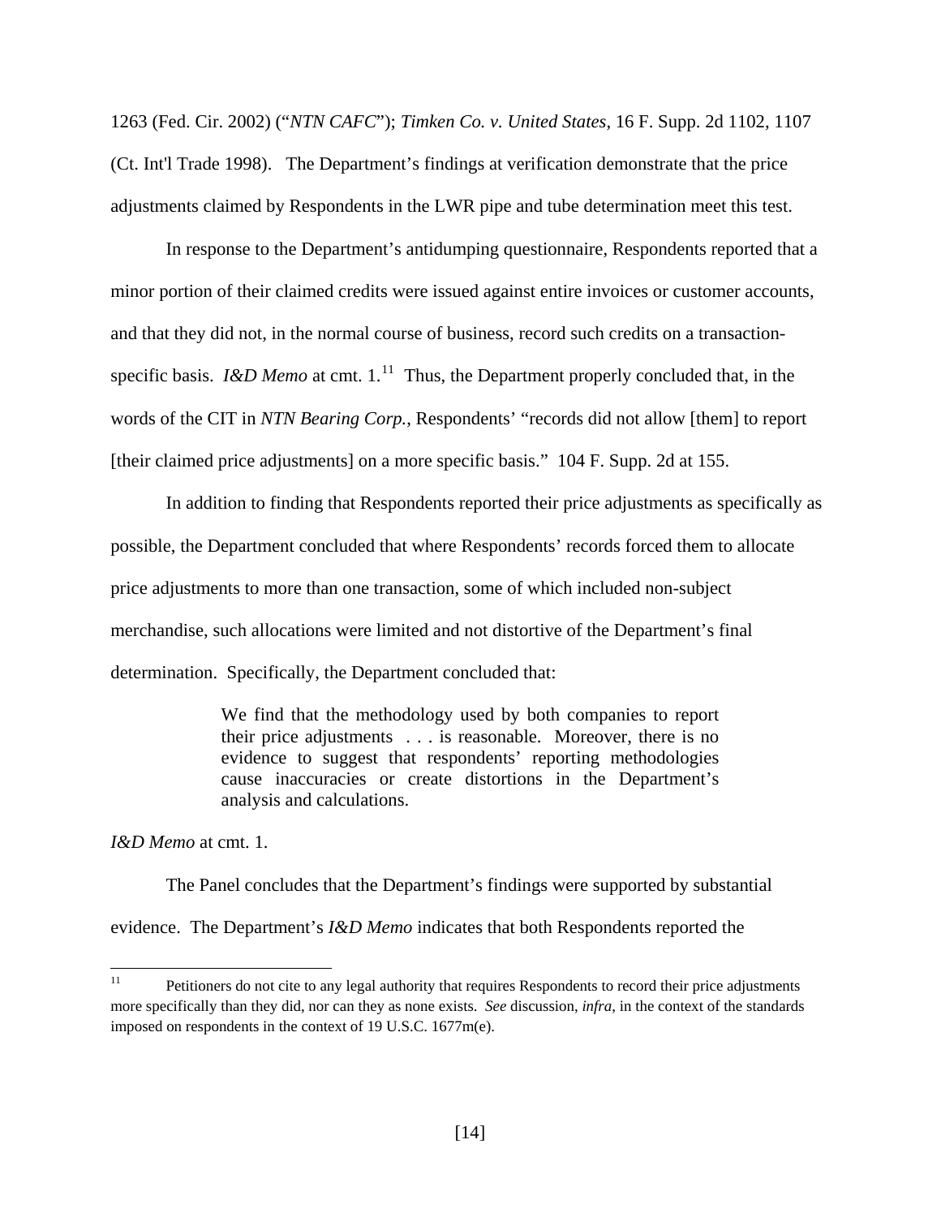1263 (Fed. Cir. 2002) ("*NTN CAFC*"); *Timken Co. v. United States*, 16 F. Supp. 2d 1102, 1107 (Ct. Int'l Trade 1998). The Department's findings at verification demonstrate that the price adjustments claimed by Respondents in the LWR pipe and tube determination meet this test.

In response to the Department's antidumping questionnaire, Respondents reported that a minor portion of their claimed credits were issued against entire invoices or customer accounts, and that they did not, in the normal course of business, record such credits on a transaction-specific basis. *I&D Memo* at cmt. 1.[11] Thus, the Department properly concluded that, in the words of the CIT in *NTN Bearing Corp.*, Respondents' "records did not allow [them] to report [their claimed price adjustments] on a more specific basis." 104 F. Supp. 2d at 155.

In addition to finding that Respondents reported their price adjustments as specifically as possible, the Department concluded that where Respondents' records forced them to allocate price adjustments to more than one transaction, some of which included non-subject merchandise, such allocations were limited and not distortive of the Department's final determination. Specifically, the Department concluded that:

> We find that the methodology used by both companies to report their price adjustments . . . is reasonable. Moreover, there is no evidence to suggest that respondents' reporting methodologies cause inaccuracies or create distortions in the Department's analysis and calculations.

*I&D Memo* at cmt. 1.

The Panel concludes that the Department's findings were supported by substantial evidence. The Department's *I&D Memo* indicates that both Respondents reported the

---

[11] Petitioners do not cite to any legal authority that requires Respondents to record their price adjustments more specifically than they did, nor can they as none exists. *See* discussion, *infra*, in the context of the standards imposed on respondents in the context of 19 U.S.C. 1677m(e).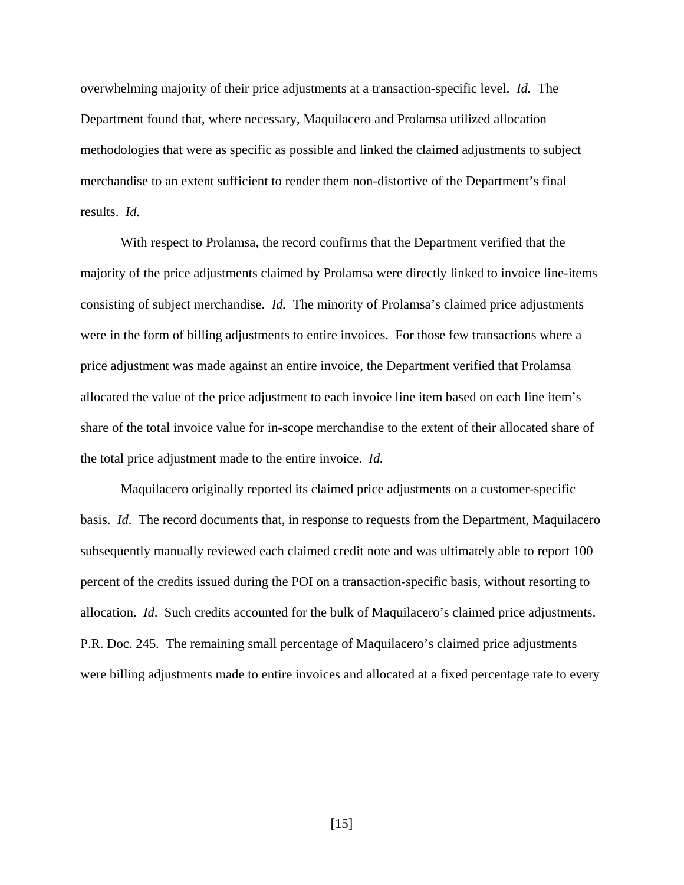overwhelming majority of their price adjustments at a transaction-specific level. *Id.* The Department found that, where necessary, Maquilacero and Prolamsa utilized allocation methodologies that were as specific as possible and linked the claimed adjustments to subject merchandise to an extent sufficient to render them non-distortive of the Department's final results. *Id.*

With respect to Prolamsa, the record confirms that the Department verified that the majority of the price adjustments claimed by Prolamsa were directly linked to invoice line-items consisting of subject merchandise. *Id.* The minority of Prolamsa's claimed price adjustments were in the form of billing adjustments to entire invoices. For those few transactions where a price adjustment was made against an entire invoice, the Department verified that Prolamsa allocated the value of the price adjustment to each invoice line item based on each line item's share of the total invoice value for in-scope merchandise to the extent of their allocated share of the total price adjustment made to the entire invoice. *Id.*

Maquilacero originally reported its claimed price adjustments on a customer-specific basis. *Id*. The record documents that, in response to requests from the Department, Maquilacero subsequently manually reviewed each claimed credit note and was ultimately able to report 100 percent of the credits issued during the POI on a transaction-specific basis, without resorting to allocation. *Id*. Such credits accounted for the bulk of Maquilacero's claimed price adjustments. P.R. Doc. 245. The remaining small percentage of Maquilacero's claimed price adjustments were billing adjustments made to entire invoices and allocated at a fixed percentage rate to every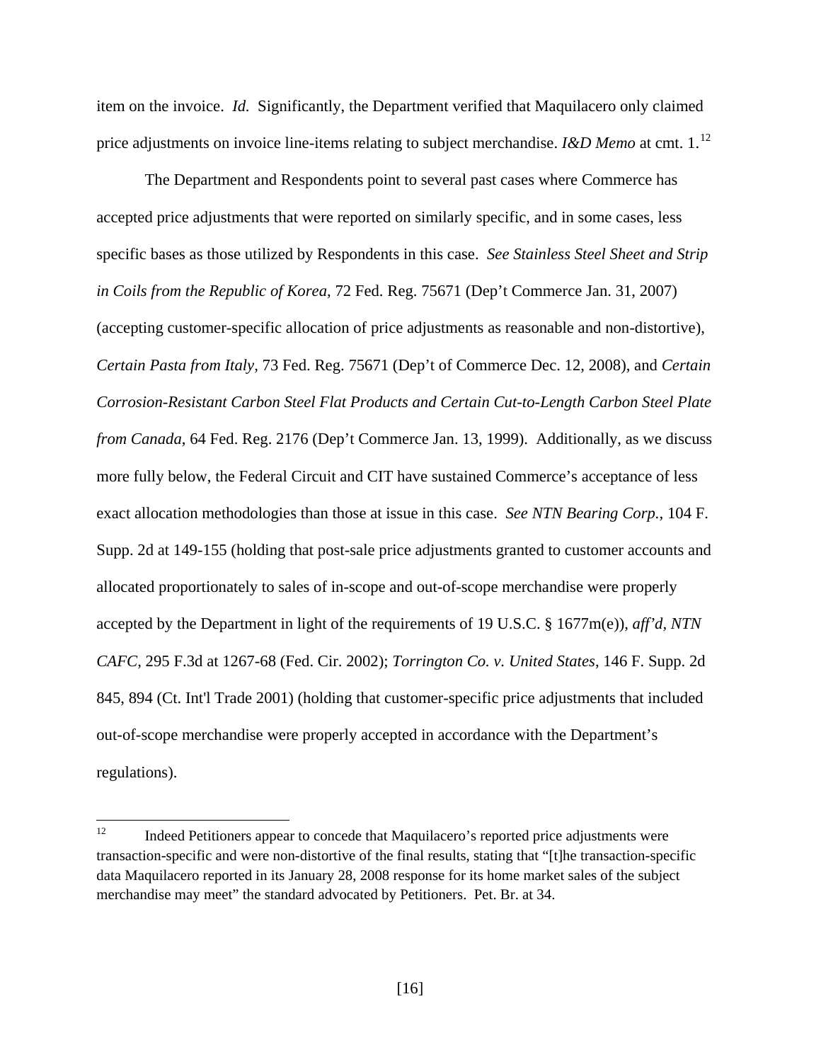item on the invoice. *Id.* Significantly, the Department verified that Maquilacero only claimed price adjustments on invoice line-items relating to subject merchandise. *I&D Memo* at cmt. 1.[12]

The Department and Respondents point to several past cases where Commerce has accepted price adjustments that were reported on similarly specific, and in some cases, less specific bases as those utilized by Respondents in this case. *See Stainless Steel Sheet and Strip in Coils from the Republic of Korea*, 72 Fed. Reg. 75671 (Dep't Commerce Jan. 31, 2007) (accepting customer-specific allocation of price adjustments as reasonable and non-distortive), *Certain Pasta from Italy*, 73 Fed. Reg. 75671 (Dep't of Commerce Dec. 12, 2008), and *Certain Corrosion-Resistant Carbon Steel Flat Products and Certain Cut-to-Length Carbon Steel Plate from Canada*, 64 Fed. Reg. 2176 (Dep't Commerce Jan. 13, 1999). Additionally, as we discuss more fully below, the Federal Circuit and CIT have sustained Commerce's acceptance of less exact allocation methodologies than those at issue in this case. *See NTN Bearing Corp.,* 104 F. Supp. 2d at 149-155 (holding that post-sale price adjustments granted to customer accounts and allocated proportionately to sales of in-scope and out-of-scope merchandise were properly accepted by the Department in light of the requirements of 19 U.S.C. § 1677m(e)), *aff'd*, *NTN CAFC*, 295 F.3d at 1267-68 (Fed. Cir. 2002); *Torrington Co. v. United States*, 146 F. Supp. 2d 845, 894 (Ct. Int'l Trade 2001) (holding that customer-specific price adjustments that included out-of-scope merchandise were properly accepted in accordance with the Department's regulations).

---

[12] Indeed Petitioners appear to concede that Maquilacero's reported price adjustments were transaction-specific and were non-distortive of the final results, stating that "[t]he transaction-specific data Maquilacero reported in its January 28, 2008 response for its home market sales of the subject merchandise may meet" the standard advocated by Petitioners. Pet. Br. at 34.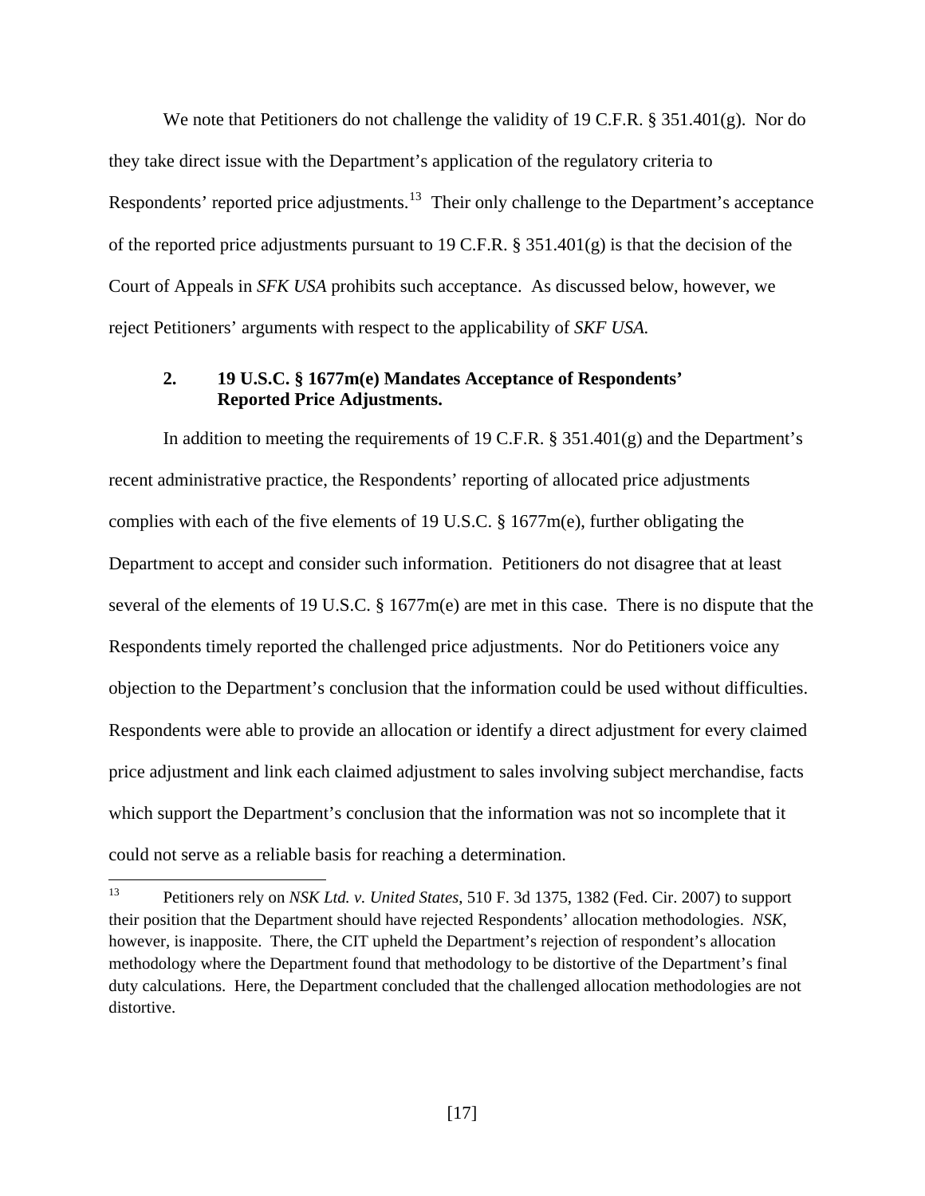We note that Petitioners do not challenge the validity of 19 C.F.R. § 351.401(g). Nor do they take direct issue with the Department's application of the regulatory criteria to Respondents' reported price adjustments.[13] Their only challenge to the Department's acceptance of the reported price adjustments pursuant to 19 C.F.R. § 351.401(g) is that the decision of the Court of Appeals in *SFK USA* prohibits such acceptance. As discussed below, however, we reject Petitioners' arguments with respect to the applicability of *SKF USA.*

### 2. 19 U.S.C. § 1677m(e) Mandates Acceptance of Respondents' Reported Price Adjustments.

In addition to meeting the requirements of 19 C.F.R. § 351.401(g) and the Department's recent administrative practice, the Respondents' reporting of allocated price adjustments complies with each of the five elements of 19 U.S.C. § 1677m(e), further obligating the Department to accept and consider such information. Petitioners do not disagree that at least several of the elements of 19 U.S.C. § 1677m(e) are met in this case. There is no dispute that the Respondents timely reported the challenged price adjustments. Nor do Petitioners voice any objection to the Department's conclusion that the information could be used without difficulties. Respondents were able to provide an allocation or identify a direct adjustment for every claimed price adjustment and link each claimed adjustment to sales involving subject merchandise, facts which support the Department's conclusion that the information was not so incomplete that it could not serve as a reliable basis for reaching a determination.

[13] Petitioners rely on *NSK Ltd. v. United States*, 510 F. 3d 1375, 1382 (Fed. Cir. 2007) to support their position that the Department should have rejected Respondents' allocation methodologies. *NSK*, however, is inapposite. There, the CIT upheld the Department's rejection of respondent's allocation methodology where the Department found that methodology to be distortive of the Department's final duty calculations. Here, the Department concluded that the challenged allocation methodologies are not distortive.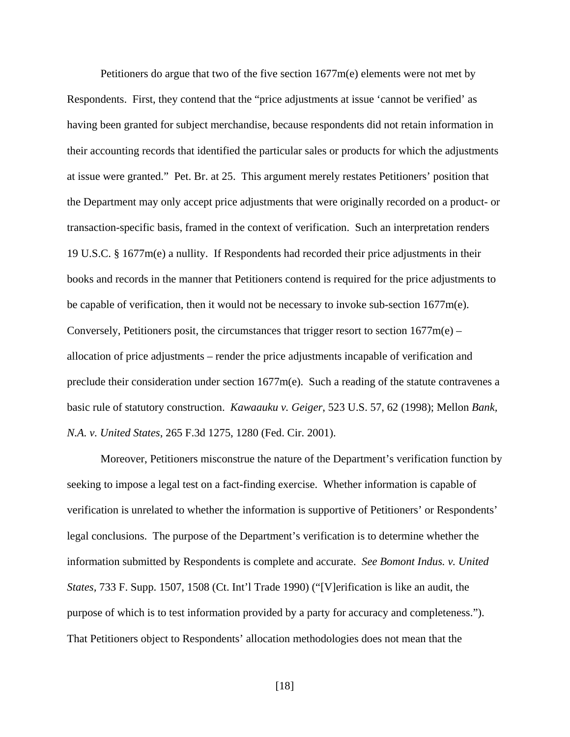Petitioners do argue that two of the five section 1677m(e) elements were not met by Respondents. First, they contend that the "price adjustments at issue 'cannot be verified' as having been granted for subject merchandise, because respondents did not retain information in their accounting records that identified the particular sales or products for which the adjustments at issue were granted." Pet. Br. at 25. This argument merely restates Petitioners' position that the Department may only accept price adjustments that were originally recorded on a product- or transaction-specific basis, framed in the context of verification. Such an interpretation renders 19 U.S.C. § 1677m(e) a nullity. If Respondents had recorded their price adjustments in their books and records in the manner that Petitioners contend is required for the price adjustments to be capable of verification, then it would not be necessary to invoke sub-section 1677m(e). Conversely, Petitioners posit, the circumstances that trigger resort to section 1677m(e) – allocation of price adjustments – render the price adjustments incapable of verification and preclude their consideration under section 1677m(e). Such a reading of the statute contravenes a basic rule of statutory construction. *Kawaauku v. Geiger*, 523 U.S. 57, 62 (1998); Mellon *Bank, N.A. v. United States*, 265 F.3d 1275, 1280 (Fed. Cir. 2001).

Moreover, Petitioners misconstrue the nature of the Department's verification function by seeking to impose a legal test on a fact-finding exercise. Whether information is capable of verification is unrelated to whether the information is supportive of Petitioners' or Respondents' legal conclusions. The purpose of the Department's verification is to determine whether the information submitted by Respondents is complete and accurate. *See Bomont Indus. v. United States*, 733 F. Supp. 1507, 1508 (Ct. Int'l Trade 1990) ("[V]erification is like an audit, the purpose of which is to test information provided by a party for accuracy and completeness."). That Petitioners object to Respondents' allocation methodologies does not mean that the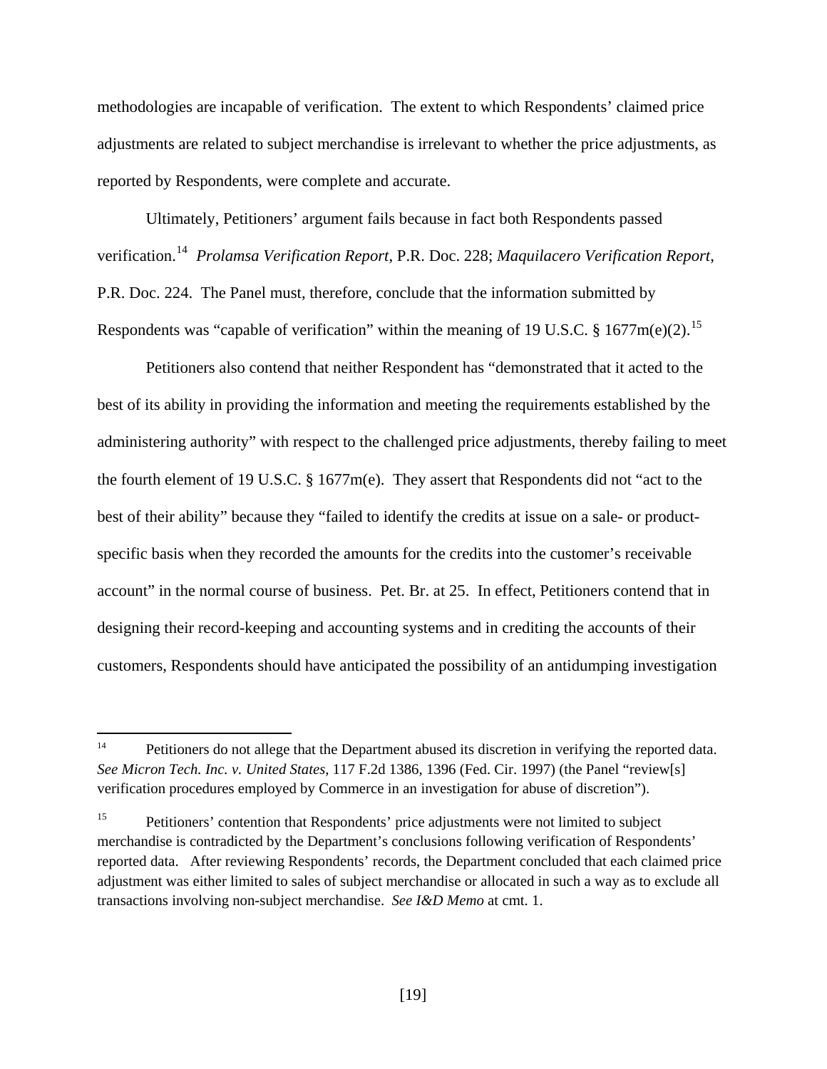methodologies are incapable of verification. The extent to which Respondents' claimed price adjustments are related to subject merchandise is irrelevant to whether the price adjustments, as reported by Respondents, were complete and accurate.

Ultimately, Petitioners' argument fails because in fact both Respondents passed verification.[14] *Prolamsa Verification Report*, P.R. Doc. 228; *Maquilacero Verification Report*, P.R. Doc. 224. The Panel must, therefore, conclude that the information submitted by Respondents was "capable of verification" within the meaning of 19 U.S.C. § 1677m(e)(2).[15]

Petitioners also contend that neither Respondent has "demonstrated that it acted to the best of its ability in providing the information and meeting the requirements established by the administering authority" with respect to the challenged price adjustments, thereby failing to meet the fourth element of 19 U.S.C. § 1677m(e). They assert that Respondents did not "act to the best of their ability" because they "failed to identify the credits at issue on a sale- or product-specific basis when they recorded the amounts for the credits into the customer's receivable account" in the normal course of business. Pet. Br. at 25. In effect, Petitioners contend that in designing their record-keeping and accounting systems and in crediting the accounts of their customers, Respondents should have anticipated the possibility of an antidumping investigation

---

[14] Petitioners do not allege that the Department abused its discretion in verifying the reported data. *See Micron Tech. Inc. v. United States*, 117 F.2d 1386, 1396 (Fed. Cir. 1997) (the Panel "review[s] verification procedures employed by Commerce in an investigation for abuse of discretion").

[15] Petitioners' contention that Respondents' price adjustments were not limited to subject merchandise is contradicted by the Department's conclusions following verification of Respondents' reported data. After reviewing Respondents' records, the Department concluded that each claimed price adjustment was either limited to sales of subject merchandise or allocated in such a way as to exclude all transactions involving non-subject merchandise. *See I&D Memo* at cmt. 1.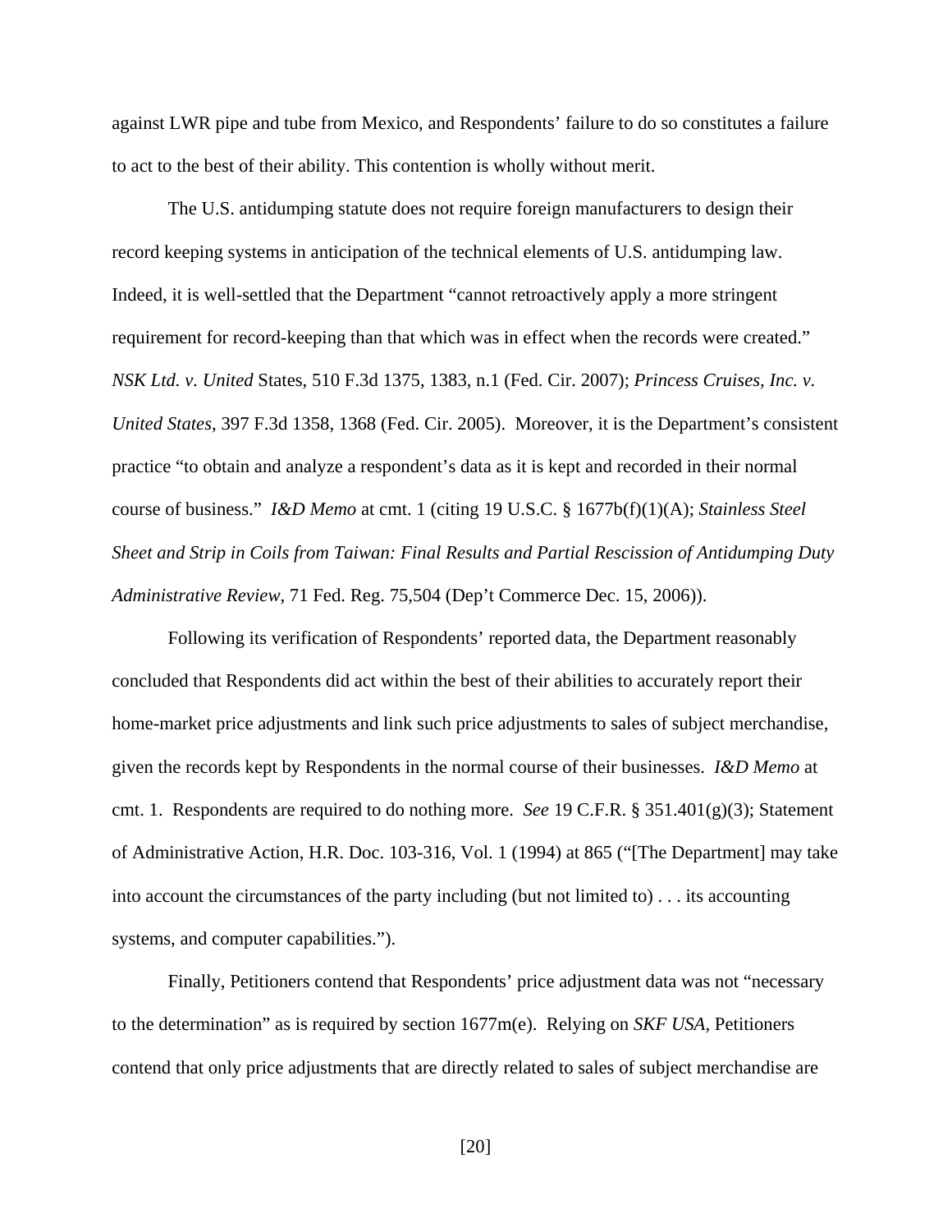against LWR pipe and tube from Mexico, and Respondents' failure to do so constitutes a failure to act to the best of their ability. This contention is wholly without merit.

The U.S. antidumping statute does not require foreign manufacturers to design their record keeping systems in anticipation of the technical elements of U.S. antidumping law. Indeed, it is well-settled that the Department "cannot retroactively apply a more stringent requirement for record-keeping than that which was in effect when the records were created." *NSK Ltd. v. United* States, 510 F.3d 1375, 1383, n.1 (Fed. Cir. 2007); *Princess Cruises, Inc. v. United States*, 397 F.3d 1358, 1368 (Fed. Cir. 2005). Moreover, it is the Department's consistent practice "to obtain and analyze a respondent's data as it is kept and recorded in their normal course of business." *I&D Memo* at cmt. 1 (citing 19 U.S.C. § 1677b(f)(1)(A); *Stainless Steel Sheet and Strip in Coils from Taiwan: Final Results and Partial Rescission of Antidumping Duty Administrative Review*, 71 Fed. Reg. 75,504 (Dep't Commerce Dec. 15, 2006)).

Following its verification of Respondents' reported data, the Department reasonably concluded that Respondents did act within the best of their abilities to accurately report their home-market price adjustments and link such price adjustments to sales of subject merchandise, given the records kept by Respondents in the normal course of their businesses. *I&D Memo* at cmt. 1. Respondents are required to do nothing more. *See* 19 C.F.R. § 351.401(g)(3); Statement of Administrative Action, H.R. Doc. 103-316, Vol. 1 (1994) at 865 ("[The Department] may take into account the circumstances of the party including (but not limited to) . . . its accounting systems, and computer capabilities.").

Finally, Petitioners contend that Respondents' price adjustment data was not "necessary to the determination" as is required by section 1677m(e). Relying on *SKF USA*, Petitioners contend that only price adjustments that are directly related to sales of subject merchandise are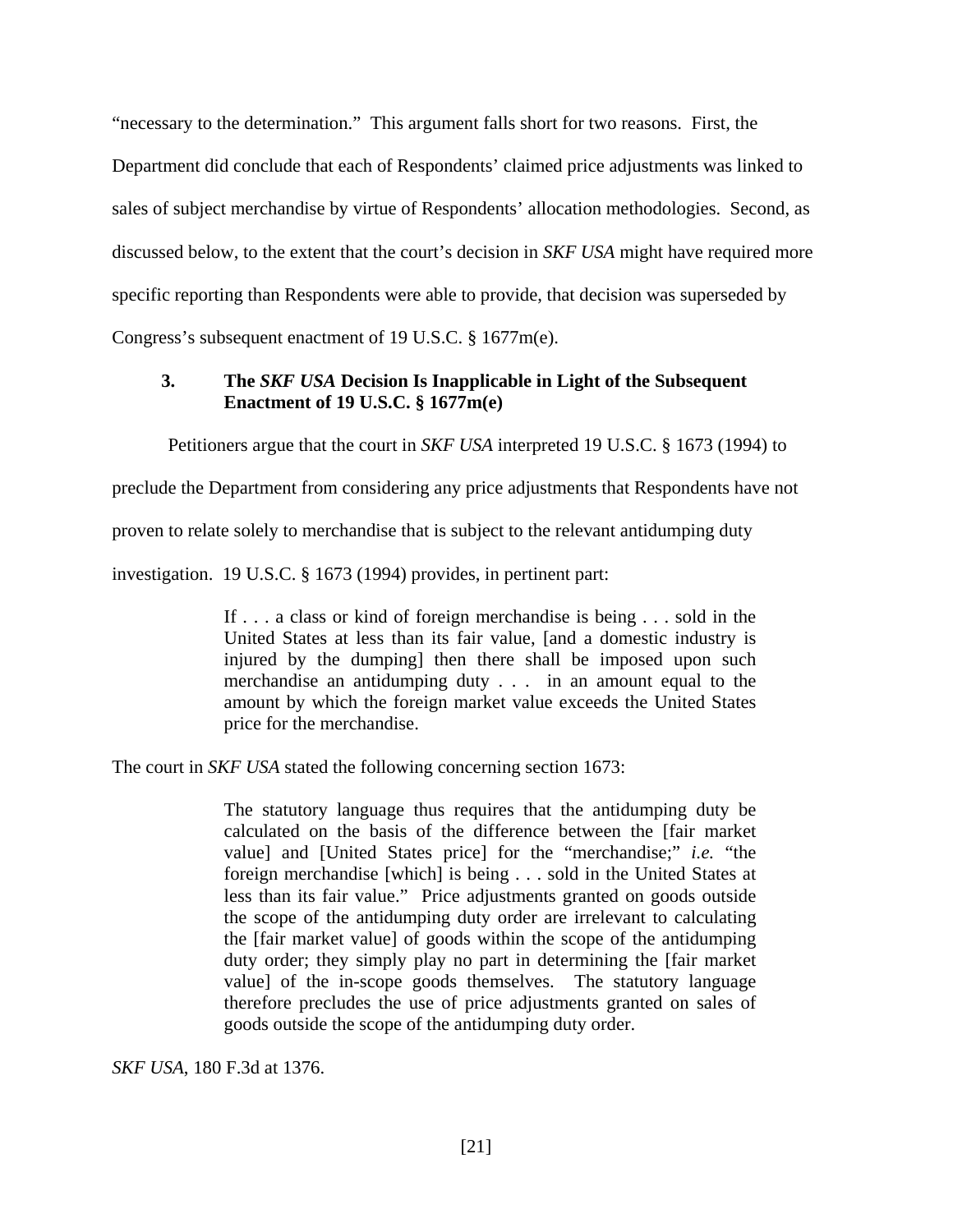"necessary to the determination." This argument falls short for two reasons. First, the Department did conclude that each of Respondents' claimed price adjustments was linked to sales of subject merchandise by virtue of Respondents' allocation methodologies. Second, as discussed below, to the extent that the court's decision in *SKF USA* might have required more specific reporting than Respondents were able to provide, that decision was superseded by Congress's subsequent enactment of 19 U.S.C. § 1677m(e).

### 3. The *SKF USA* Decision Is Inapplicable in Light of the Subsequent Enactment of 19 U.S.C. § 1677m(e)

Petitioners argue that the court in *SKF USA* interpreted 19 U.S.C. § 1673 (1994) to preclude the Department from considering any price adjustments that Respondents have not proven to relate solely to merchandise that is subject to the relevant antidumping duty investigation. 19 U.S.C. § 1673 (1994) provides, in pertinent part:

> If . . . a class or kind of foreign merchandise is being . . . sold in the United States at less than its fair value, [and a domestic industry is injured by the dumping] then there shall be imposed upon such merchandise an antidumping duty . . . in an amount equal to the amount by which the foreign market value exceeds the United States price for the merchandise.

The court in *SKF USA* stated the following concerning section 1673:

> The statutory language thus requires that the antidumping duty be calculated on the basis of the difference between the [fair market value] and [United States price] for the "merchandise;" *i.e.* "the foreign merchandise [which] is being . . . sold in the United States at less than its fair value." Price adjustments granted on goods outside the scope of the antidumping duty order are irrelevant to calculating the [fair market value] of goods within the scope of the antidumping duty order; they simply play no part in determining the [fair market value] of the in-scope goods themselves. The statutory language therefore precludes the use of price adjustments granted on sales of goods outside the scope of the antidumping duty order.

*SKF USA*, 180 F.3d at 1376.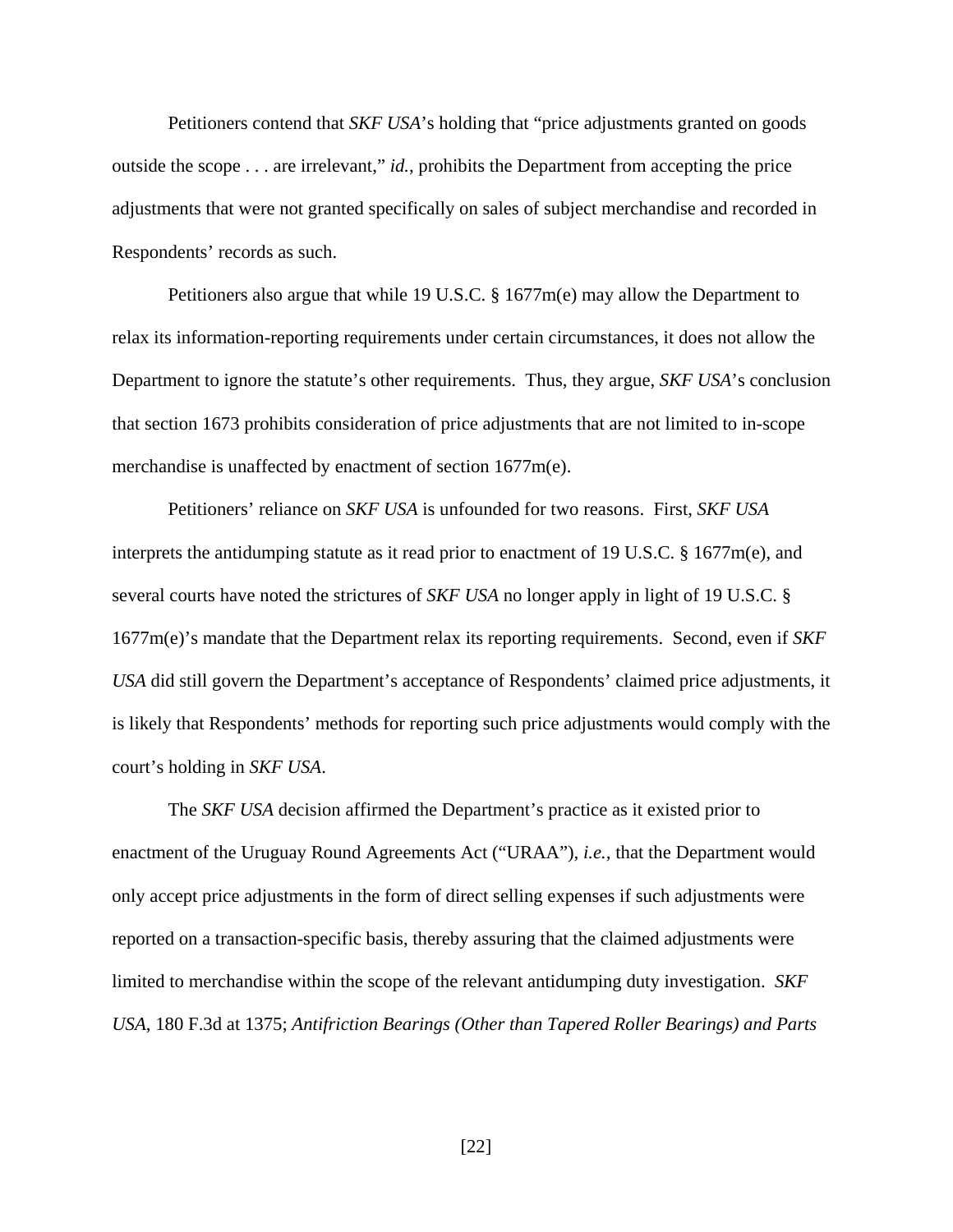Petitioners contend that *SKF USA*'s holding that "price adjustments granted on goods outside the scope . . . are irrelevant," *id.*, prohibits the Department from accepting the price adjustments that were not granted specifically on sales of subject merchandise and recorded in Respondents' records as such.

Petitioners also argue that while 19 U.S.C. § 1677m(e) may allow the Department to relax its information-reporting requirements under certain circumstances, it does not allow the Department to ignore the statute's other requirements. Thus, they argue, *SKF USA*'s conclusion that section 1673 prohibits consideration of price adjustments that are not limited to in-scope merchandise is unaffected by enactment of section 1677m(e).

Petitioners' reliance on *SKF USA* is unfounded for two reasons. First, *SKF USA* interprets the antidumping statute as it read prior to enactment of 19 U.S.C. § 1677m(e), and several courts have noted the strictures of *SKF USA* no longer apply in light of 19 U.S.C. § 1677m(e)'s mandate that the Department relax its reporting requirements. Second, even if *SKF USA* did still govern the Department's acceptance of Respondents' claimed price adjustments, it is likely that Respondents' methods for reporting such price adjustments would comply with the court's holding in *SKF USA*.

The *SKF USA* decision affirmed the Department's practice as it existed prior to enactment of the Uruguay Round Agreements Act ("URAA"), *i.e.*, that the Department would only accept price adjustments in the form of direct selling expenses if such adjustments were reported on a transaction-specific basis, thereby assuring that the claimed adjustments were limited to merchandise within the scope of the relevant antidumping duty investigation. *SKF USA*, 180 F.3d at 1375; *Antifriction Bearings (Other than Tapered Roller Bearings) and Parts*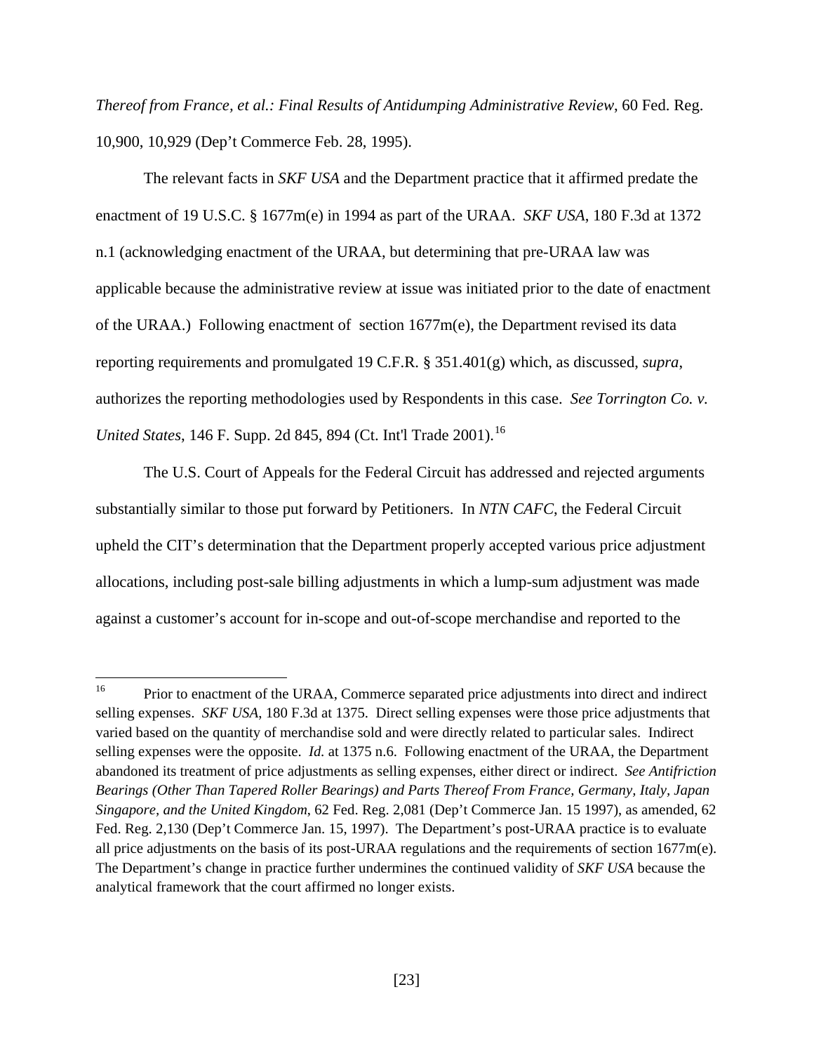*Thereof from France, et al.: Final Results of Antidumping Administrative Review*, 60 Fed. Reg. 10,900, 10,929 (Dep't Commerce Feb. 28, 1995).

The relevant facts in *SKF USA* and the Department practice that it affirmed predate the enactment of 19 U.S.C. § 1677m(e) in 1994 as part of the URAA. *SKF USA*, 180 F.3d at 1372 n.1 (acknowledging enactment of the URAA, but determining that pre-URAA law was applicable because the administrative review at issue was initiated prior to the date of enactment of the URAA.) Following enactment of section 1677m(e), the Department revised its data reporting requirements and promulgated 19 C.F.R. § 351.401(g) which, as discussed, *supra*, authorizes the reporting methodologies used by Respondents in this case. *See Torrington Co. v. United States*, 146 F. Supp. 2d 845, 894 (Ct. Int'l Trade 2001).[16]

The U.S. Court of Appeals for the Federal Circuit has addressed and rejected arguments substantially similar to those put forward by Petitioners. In *NTN CAFC*, the Federal Circuit upheld the CIT's determination that the Department properly accepted various price adjustment allocations, including post-sale billing adjustments in which a lump-sum adjustment was made against a customer's account for in-scope and out-of-scope merchandise and reported to the

---

[16] Prior to enactment of the URAA, Commerce separated price adjustments into direct and indirect selling expenses. *SKF USA*, 180 F.3d at 1375. Direct selling expenses were those price adjustments that varied based on the quantity of merchandise sold and were directly related to particular sales. Indirect selling expenses were the opposite. *Id.* at 1375 n.6. Following enactment of the URAA, the Department abandoned its treatment of price adjustments as selling expenses, either direct or indirect. *See Antifriction Bearings (Other Than Tapered Roller Bearings) and Parts Thereof From France, Germany, Italy, Japan Singapore, and the United Kingdom*, 62 Fed. Reg. 2,081 (Dep't Commerce Jan. 15 1997), as amended, 62 Fed. Reg. 2,130 (Dep't Commerce Jan. 15, 1997). The Department's post-URAA practice is to evaluate all price adjustments on the basis of its post-URAA regulations and the requirements of section 1677m(e). The Department's change in practice further undermines the continued validity of *SKF USA* because the analytical framework that the court affirmed no longer exists.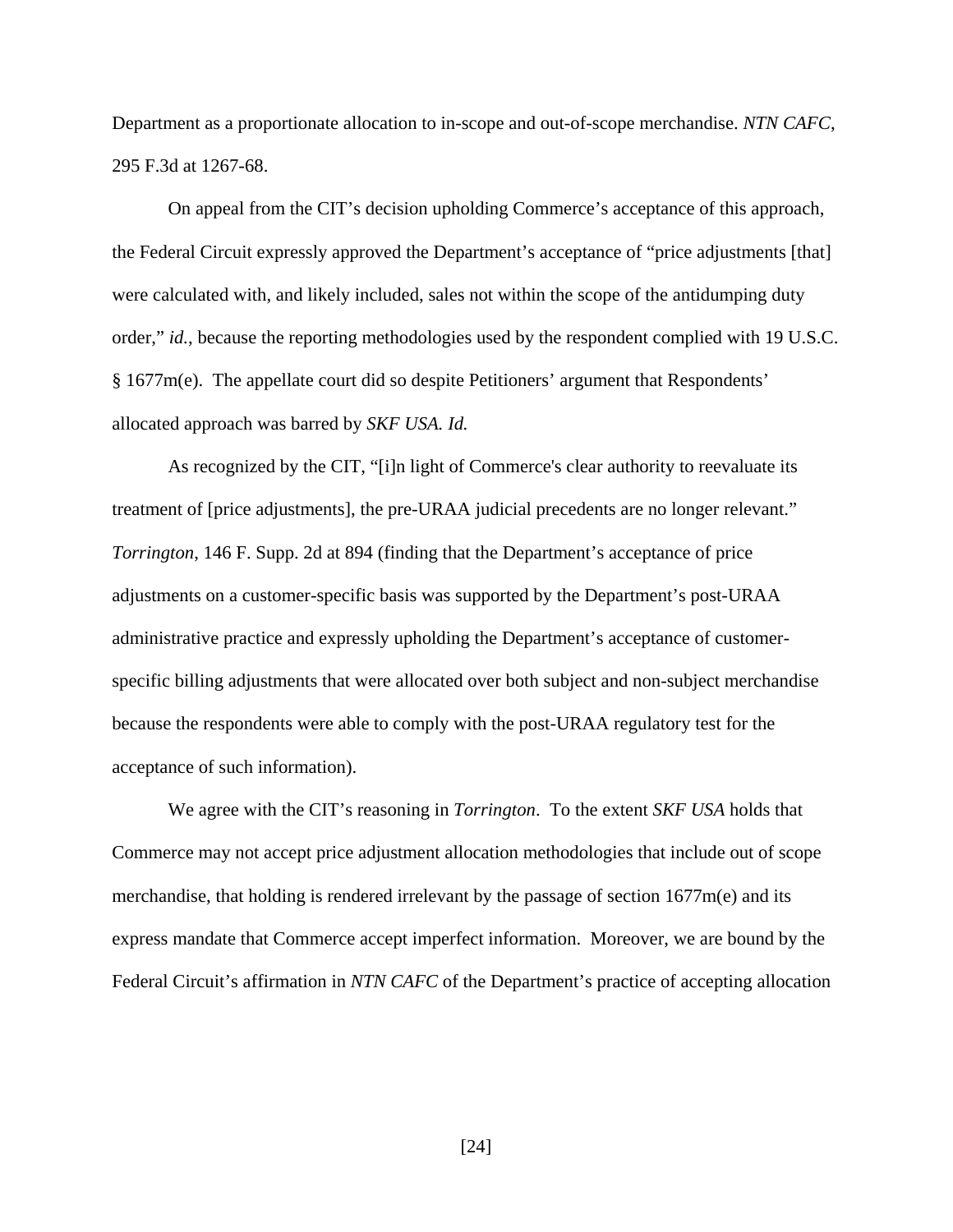Department as a proportionate allocation to in-scope and out-of-scope merchandise. *NTN CAFC*, 295 F.3d at 1267-68.

On appeal from the CIT's decision upholding Commerce's acceptance of this approach, the Federal Circuit expressly approved the Department's acceptance of "price adjustments [that] were calculated with, and likely included, sales not within the scope of the antidumping duty order," *id.*, because the reporting methodologies used by the respondent complied with 19 U.S.C. § 1677m(e). The appellate court did so despite Petitioners' argument that Respondents' allocated approach was barred by *SKF USA. Id.*

As recognized by the CIT, "[i]n light of Commerce's clear authority to reevaluate its treatment of [price adjustments], the pre-URAA judicial precedents are no longer relevant." *Torrington*, 146 F. Supp. 2d at 894 (finding that the Department's acceptance of price adjustments on a customer-specific basis was supported by the Department's post-URAA administrative practice and expressly upholding the Department's acceptance of customer-specific billing adjustments that were allocated over both subject and non-subject merchandise because the respondents were able to comply with the post-URAA regulatory test for the acceptance of such information).

We agree with the CIT's reasoning in *Torrington*. To the extent *SKF USA* holds that Commerce may not accept price adjustment allocation methodologies that include out of scope merchandise, that holding is rendered irrelevant by the passage of section 1677m(e) and its express mandate that Commerce accept imperfect information. Moreover, we are bound by the Federal Circuit's affirmation in *NTN CAFC* of the Department's practice of accepting allocation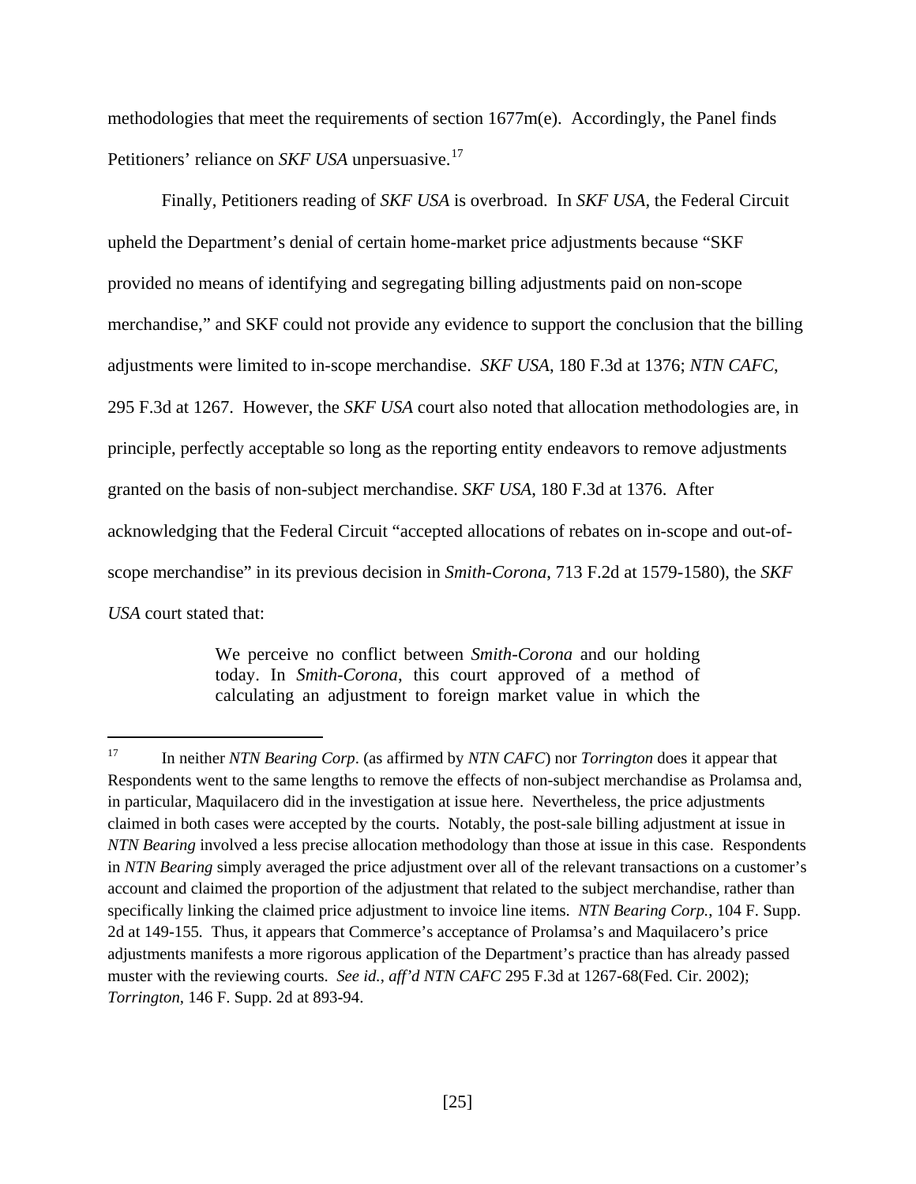methodologies that meet the requirements of section 1677m(e). Accordingly, the Panel finds Petitioners' reliance on *SKF USA* unpersuasive.[17]

Finally, Petitioners reading of *SKF USA* is overbroad. In *SKF USA*, the Federal Circuit upheld the Department's denial of certain home-market price adjustments because "SKF provided no means of identifying and segregating billing adjustments paid on non-scope merchandise," and SKF could not provide any evidence to support the conclusion that the billing adjustments were limited to in-scope merchandise. *SKF USA*, 180 F.3d at 1376; *NTN CAFC*, 295 F.3d at 1267. However, the *SKF USA* court also noted that allocation methodologies are, in principle, perfectly acceptable so long as the reporting entity endeavors to remove adjustments granted on the basis of non-subject merchandise. *SKF USA*, 180 F.3d at 1376. After acknowledging that the Federal Circuit "accepted allocations of rebates on in-scope and out-of-scope merchandise" in its previous decision in *Smith-Corona*, 713 F.2d at 1579-1580), the *SKF USA* court stated that:

> We perceive no conflict between *Smith-Corona* and our holding today. In *Smith-Corona*, this court approved of a method of calculating an adjustment to foreign market value in which the

---

[17] In neither *NTN Bearing Corp*. (as affirmed by *NTN CAFC*) nor *Torrington* does it appear that Respondents went to the same lengths to remove the effects of non-subject merchandise as Prolamsa and, in particular, Maquilacero did in the investigation at issue here. Nevertheless, the price adjustments claimed in both cases were accepted by the courts. Notably, the post-sale billing adjustment at issue in *NTN Bearing* involved a less precise allocation methodology than those at issue in this case. Respondents in *NTN Bearing* simply averaged the price adjustment over all of the relevant transactions on a customer's account and claimed the proportion of the adjustment that related to the subject merchandise, rather than specifically linking the claimed price adjustment to invoice line items. *NTN Bearing Corp.*, 104 F. Supp. 2d at 149-155. Thus, it appears that Commerce's acceptance of Prolamsa's and Maquilacero's price adjustments manifests a more rigorous application of the Department's practice than has already passed muster with the reviewing courts. *See id.*, *aff'd NTN CAFC* 295 F.3d at 1267-68(Fed. Cir. 2002); *Torrington*, 146 F. Supp. 2d at 893-94.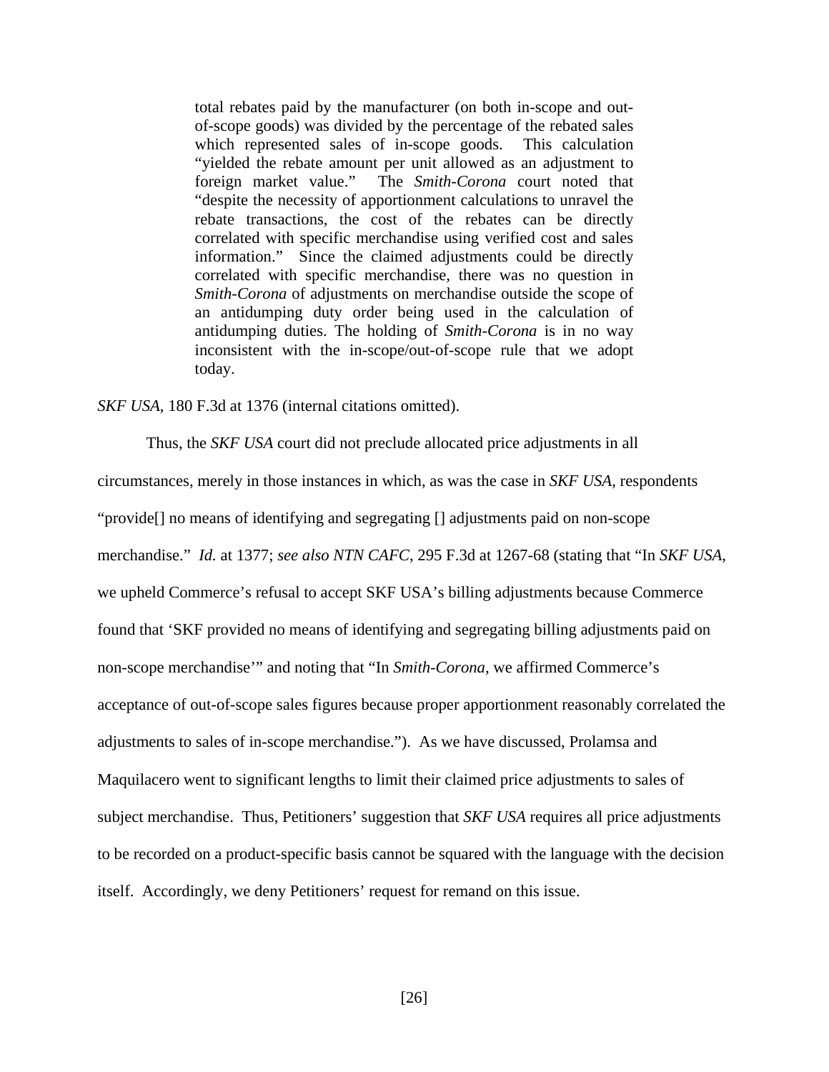> total rebates paid by the manufacturer (on both in-scope and out-of-scope goods) was divided by the percentage of the rebated sales which represented sales of in-scope goods. This calculation "yielded the rebate amount per unit allowed as an adjustment to foreign market value." The *Smith-Corona* court noted that "despite the necessity of apportionment calculations to unravel the rebate transactions, the cost of the rebates can be directly correlated with specific merchandise using verified cost and sales information." Since the claimed adjustments could be directly correlated with specific merchandise, there was no question in *Smith-Corona* of adjustments on merchandise outside the scope of an antidumping duty order being used in the calculation of antidumping duties. The holding of *Smith-Corona* is in no way inconsistent with the in-scope/out-of-scope rule that we adopt today.

*SKF USA*, 180 F.3d at 1376 (internal citations omitted).

Thus, the *SKF USA* court did not preclude allocated price adjustments in all circumstances, merely in those instances in which, as was the case in *SKF USA*, respondents "provide[] no means of identifying and segregating [] adjustments paid on non-scope merchandise." *Id.* at 1377; *see also NTN CAFC*, 295 F.3d at 1267-68 (stating that "In *SKF USA*, we upheld Commerce's refusal to accept SKF USA's billing adjustments because Commerce found that 'SKF provided no means of identifying and segregating billing adjustments paid on non-scope merchandise'" and noting that "In *Smith-Corona*, we affirmed Commerce's acceptance of out-of-scope sales figures because proper apportionment reasonably correlated the adjustments to sales of in-scope merchandise."). As we have discussed, Prolamsa and Maquilacero went to significant lengths to limit their claimed price adjustments to sales of subject merchandise. Thus, Petitioners' suggestion that *SKF USA* requires all price adjustments to be recorded on a product-specific basis cannot be squared with the language with the decision itself. Accordingly, we deny Petitioners' request for remand on this issue.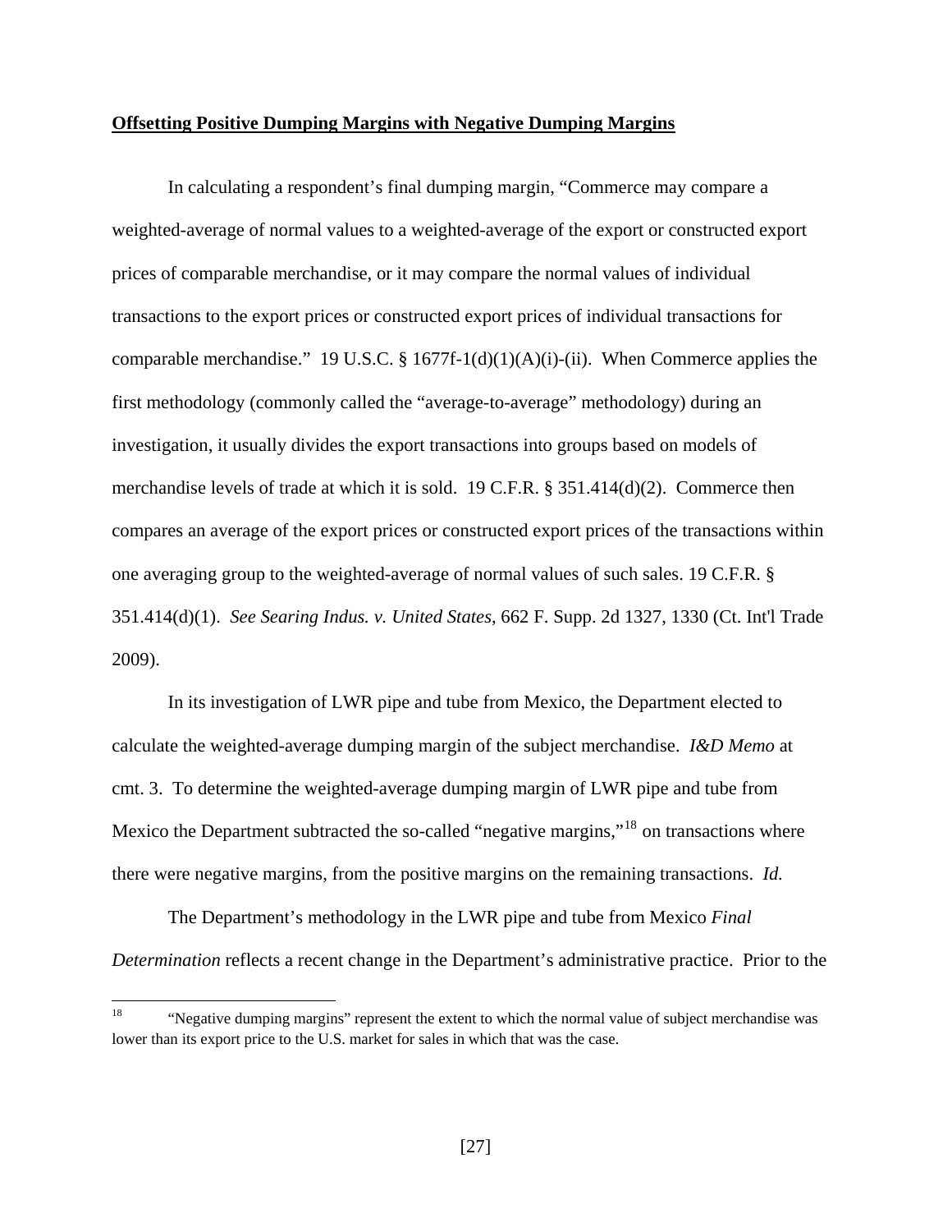**Offsetting Positive Dumping Margins with Negative Dumping Margins**

In calculating a respondent's final dumping margin, "Commerce may compare a weighted-average of normal values to a weighted-average of the export or constructed export prices of comparable merchandise, or it may compare the normal values of individual transactions to the export prices or constructed export prices of individual transactions for comparable merchandise." 19 U.S.C. § 1677f-1(d)(1)(A)(i)-(ii). When Commerce applies the first methodology (commonly called the "average-to-average" methodology) during an investigation, it usually divides the export transactions into groups based on models of merchandise levels of trade at which it is sold. 19 C.F.R. § 351.414(d)(2). Commerce then compares an average of the export prices or constructed export prices of the transactions within one averaging group to the weighted-average of normal values of such sales. 19 C.F.R. § 351.414(d)(1). *See Searing Indus. v. United States*, 662 F. Supp. 2d 1327, 1330 (Ct. Int'l Trade 2009).

In its investigation of LWR pipe and tube from Mexico, the Department elected to calculate the weighted-average dumping margin of the subject merchandise. *I&D Memo* at cmt. 3. To determine the weighted-average dumping margin of LWR pipe and tube from Mexico the Department subtracted the so-called "negative margins,"[18] on transactions where there were negative margins, from the positive margins on the remaining transactions. *Id.*

The Department's methodology in the LWR pipe and tube from Mexico *Final Determination* reflects a recent change in the Department's administrative practice. Prior to the

[18] "Negative dumping margins" represent the extent to which the normal value of subject merchandise was lower than its export price to the U.S. market for sales in which that was the case.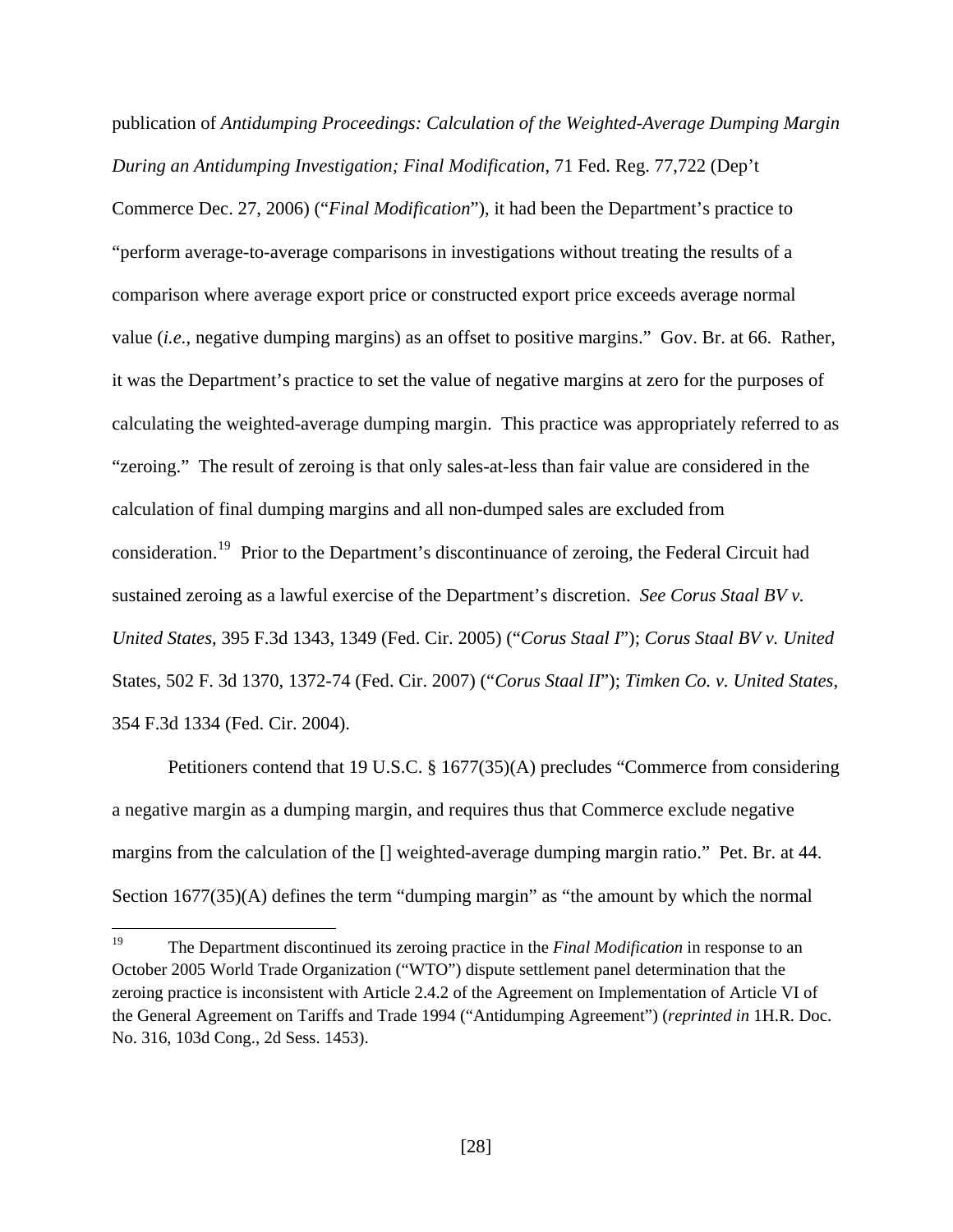publication of *Antidumping Proceedings: Calculation of the Weighted-Average Dumping Margin During an Antidumping Investigation; Final Modification*, 71 Fed. Reg. 77,722 (Dep't Commerce Dec. 27, 2006) ("*Final Modification*"), it had been the Department's practice to "perform average-to-average comparisons in investigations without treating the results of a comparison where average export price or constructed export price exceeds average normal value (*i.e.*, negative dumping margins) as an offset to positive margins." Gov. Br. at 66. Rather, it was the Department's practice to set the value of negative margins at zero for the purposes of calculating the weighted-average dumping margin. This practice was appropriately referred to as "zeroing." The result of zeroing is that only sales-at-less than fair value are considered in the calculation of final dumping margins and all non-dumped sales are excluded from consideration.[19] Prior to the Department's discontinuance of zeroing, the Federal Circuit had sustained zeroing as a lawful exercise of the Department's discretion. *See Corus Staal BV v. United States*, 395 F.3d 1343, 1349 (Fed. Cir. 2005) ("*Corus Staal I*"); *Corus Staal BV v. United* States, 502 F. 3d 1370, 1372-74 (Fed. Cir. 2007) ("*Corus Staal II*"); *Timken Co. v. United States*, 354 F.3d 1334 (Fed. Cir. 2004).

Petitioners contend that 19 U.S.C. § 1677(35)(A) precludes "Commerce from considering a negative margin as a dumping margin, and requires thus that Commerce exclude negative margins from the calculation of the [] weighted-average dumping margin ratio." Pet. Br. at 44. Section 1677(35)(A) defines the term "dumping margin" as "the amount by which the normal

---

[19] The Department discontinued its zeroing practice in the *Final Modification* in response to an October 2005 World Trade Organization ("WTO") dispute settlement panel determination that the zeroing practice is inconsistent with Article 2.4.2 of the Agreement on Implementation of Article VI of the General Agreement on Tariffs and Trade 1994 ("Antidumping Agreement") (*reprinted in* 1H.R. Doc. No. 316, 103d Cong., 2d Sess. 1453).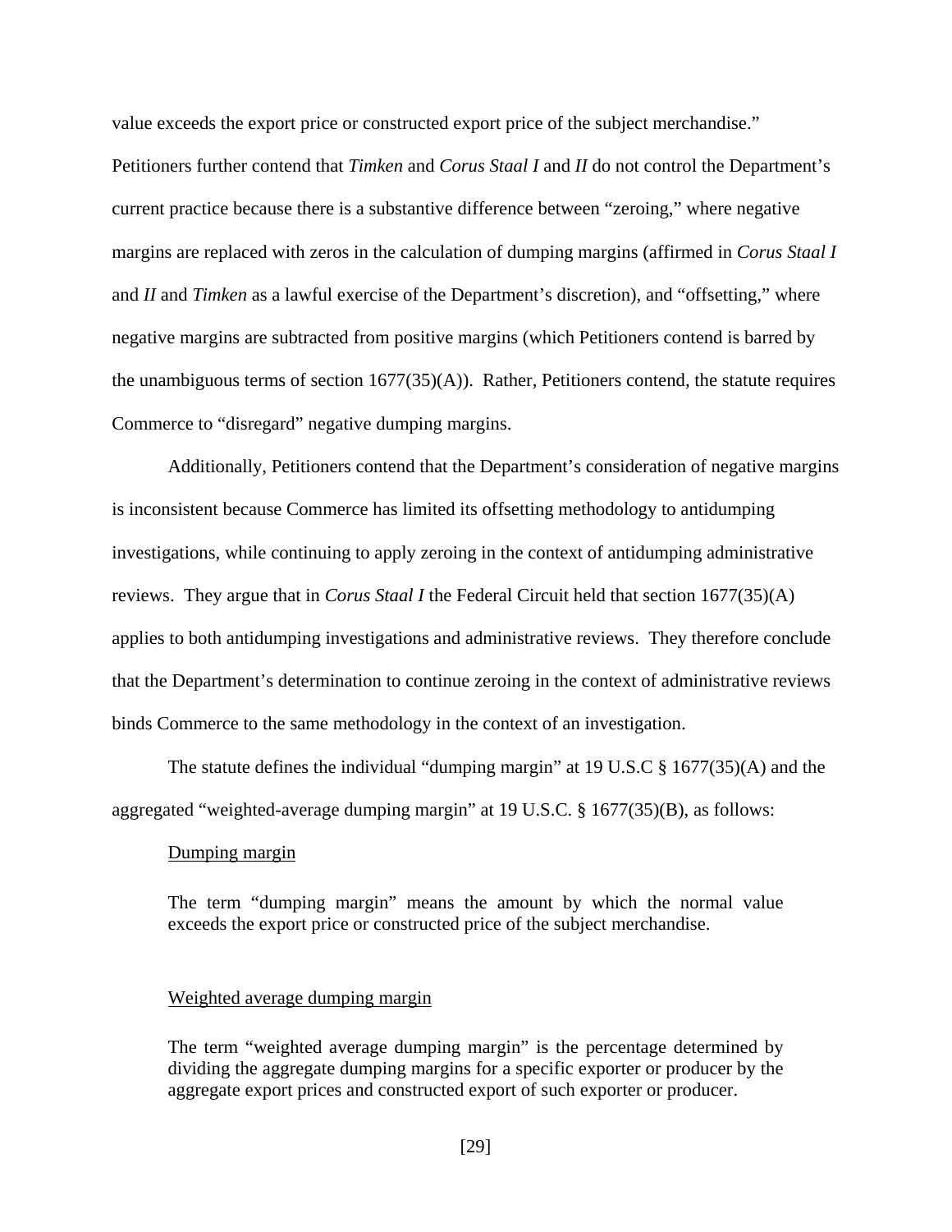value exceeds the export price or constructed export price of the subject merchandise." Petitioners further contend that *Timken* and *Corus Staal I* and *II* do not control the Department's current practice because there is a substantive difference between "zeroing," where negative margins are replaced with zeros in the calculation of dumping margins (affirmed in *Corus Staal I* and *II* and *Timken* as a lawful exercise of the Department's discretion), and "offsetting," where negative margins are subtracted from positive margins (which Petitioners contend is barred by the unambiguous terms of section 1677(35)(A)). Rather, Petitioners contend, the statute requires Commerce to "disregard" negative dumping margins.

Additionally, Petitioners contend that the Department's consideration of negative margins is inconsistent because Commerce has limited its offsetting methodology to antidumping investigations, while continuing to apply zeroing in the context of antidumping administrative reviews. They argue that in *Corus Staal I* the Federal Circuit held that section 1677(35)(A) applies to both antidumping investigations and administrative reviews. They therefore conclude that the Department's determination to continue zeroing in the context of administrative reviews binds Commerce to the same methodology in the context of an investigation.

The statute defines the individual "dumping margin" at 19 U.S.C § 1677(35)(A) and the aggregated "weighted-average dumping margin" at 19 U.S.C. § 1677(35)(B), as follows:

> <u>Dumping margin</u>
>
> The term "dumping margin" means the amount by which the normal value exceeds the export price or constructed price of the subject merchandise.
>
> <u>Weighted average dumping margin</u>
>
> The term "weighted average dumping margin" is the percentage determined by dividing the aggregate dumping margins for a specific exporter or producer by the aggregate export prices and constructed export of such exporter or producer.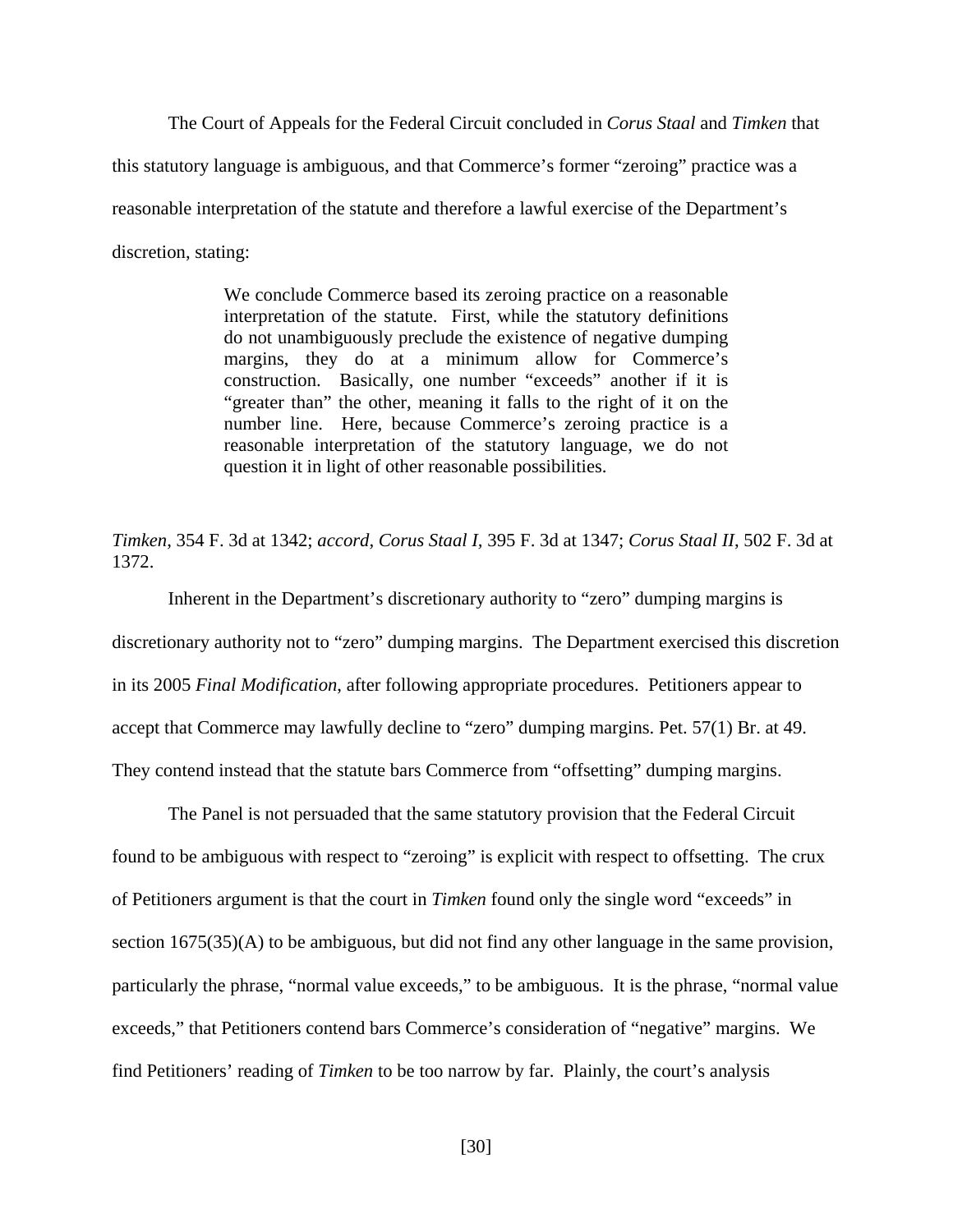The Court of Appeals for the Federal Circuit concluded in *Corus Staal* and *Timken* that this statutory language is ambiguous, and that Commerce's former "zeroing" practice was a reasonable interpretation of the statute and therefore a lawful exercise of the Department's discretion, stating:

> We conclude Commerce based its zeroing practice on a reasonable interpretation of the statute. First, while the statutory definitions do not unambiguously preclude the existence of negative dumping margins, they do at a minimum allow for Commerce's construction. Basically, one number "exceeds" another if it is "greater than" the other, meaning it falls to the right of it on the number line. Here, because Commerce's zeroing practice is a reasonable interpretation of the statutory language, we do not question it in light of other reasonable possibilities.

*Timken*, 354 F. 3d at 1342; *accord*, *Corus Staal I*, 395 F. 3d at 1347; *Corus Staal II*, 502 F. 3d at 1372.

Inherent in the Department's discretionary authority to "zero" dumping margins is discretionary authority not to "zero" dumping margins. The Department exercised this discretion in its 2005 *Final Modification*, after following appropriate procedures. Petitioners appear to accept that Commerce may lawfully decline to "zero" dumping margins. Pet. 57(1) Br. at 49. They contend instead that the statute bars Commerce from "offsetting" dumping margins.

The Panel is not persuaded that the same statutory provision that the Federal Circuit found to be ambiguous with respect to "zeroing" is explicit with respect to offsetting. The crux of Petitioners argument is that the court in *Timken* found only the single word "exceeds" in section 1675(35)(A) to be ambiguous, but did not find any other language in the same provision, particularly the phrase, "normal value exceeds," to be ambiguous. It is the phrase, "normal value exceeds," that Petitioners contend bars Commerce's consideration of "negative" margins. We find Petitioners' reading of *Timken* to be too narrow by far. Plainly, the court's analysis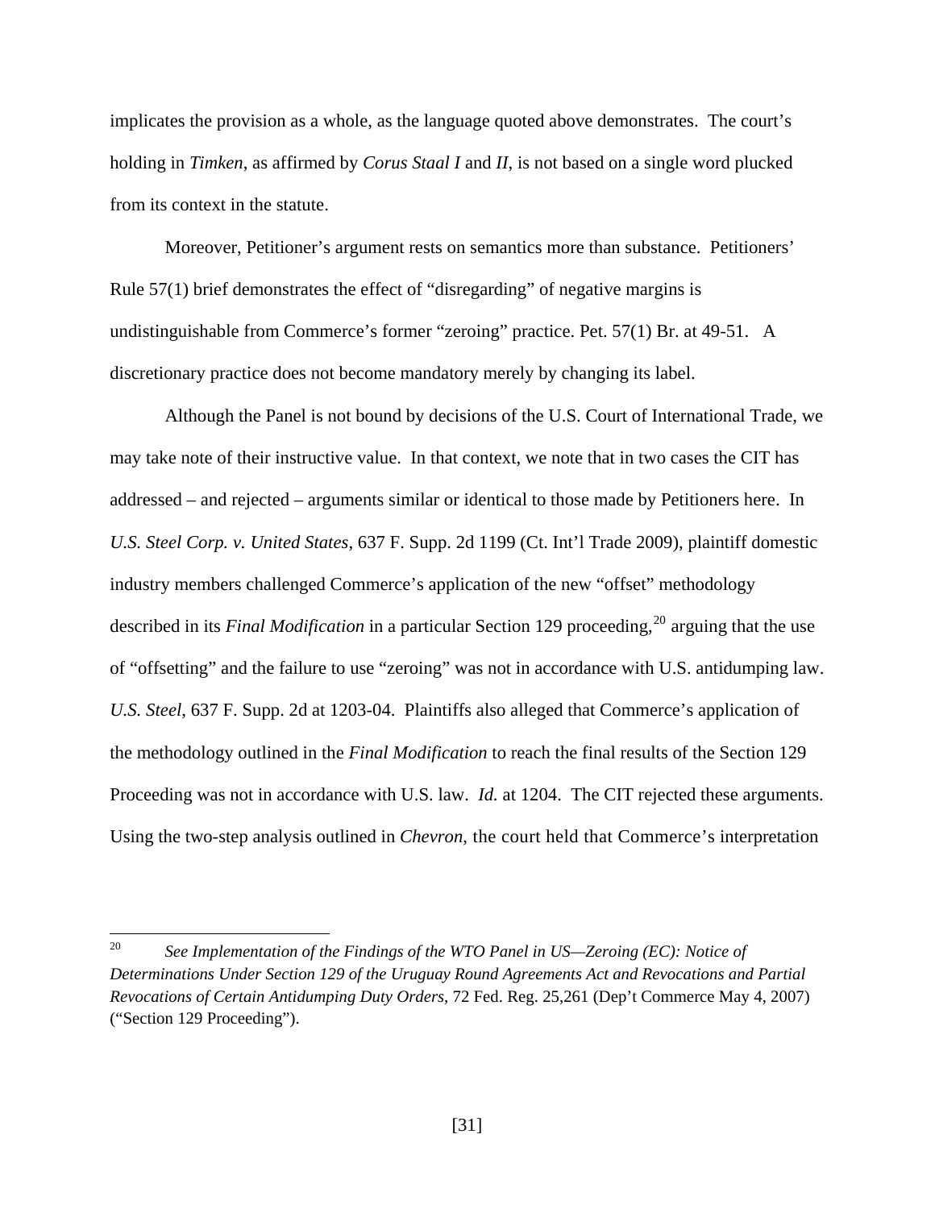implicates the provision as a whole, as the language quoted above demonstrates. The court's holding in *Timken*, as affirmed by *Corus Staal I* and *II*, is not based on a single word plucked from its context in the statute.

Moreover, Petitioner's argument rests on semantics more than substance. Petitioners' Rule 57(1) brief demonstrates the effect of "disregarding" of negative margins is undistinguishable from Commerce's former "zeroing" practice. Pet. 57(1) Br. at 49-51. A discretionary practice does not become mandatory merely by changing its label.

Although the Panel is not bound by decisions of the U.S. Court of International Trade, we may take note of their instructive value. In that context, we note that in two cases the CIT has addressed – and rejected – arguments similar or identical to those made by Petitioners here. In *U.S. Steel Corp. v. United States*, 637 F. Supp. 2d 1199 (Ct. Int'l Trade 2009), plaintiff domestic industry members challenged Commerce's application of the new "offset" methodology described in its *Final Modification* in a particular Section 129 proceeding,[20] arguing that the use of "offsetting" and the failure to use "zeroing" was not in accordance with U.S. antidumping law. *U.S. Steel*, 637 F. Supp. 2d at 1203-04. Plaintiffs also alleged that Commerce's application of the methodology outlined in the *Final Modification* to reach the final results of the Section 129 Proceeding was not in accordance with U.S. law. *Id.* at 1204. The CIT rejected these arguments. Using the two-step analysis outlined in *Chevron*, the court held that Commerce's interpretation

[20] *See Implementation of the Findings of the WTO Panel in US—Zeroing (EC): Notice of Determinations Under Section 129 of the Uruguay Round Agreements Act and Revocations and Partial Revocations of Certain Antidumping Duty Orders*, 72 Fed. Reg. 25,261 (Dep't Commerce May 4, 2007) ("Section 129 Proceeding").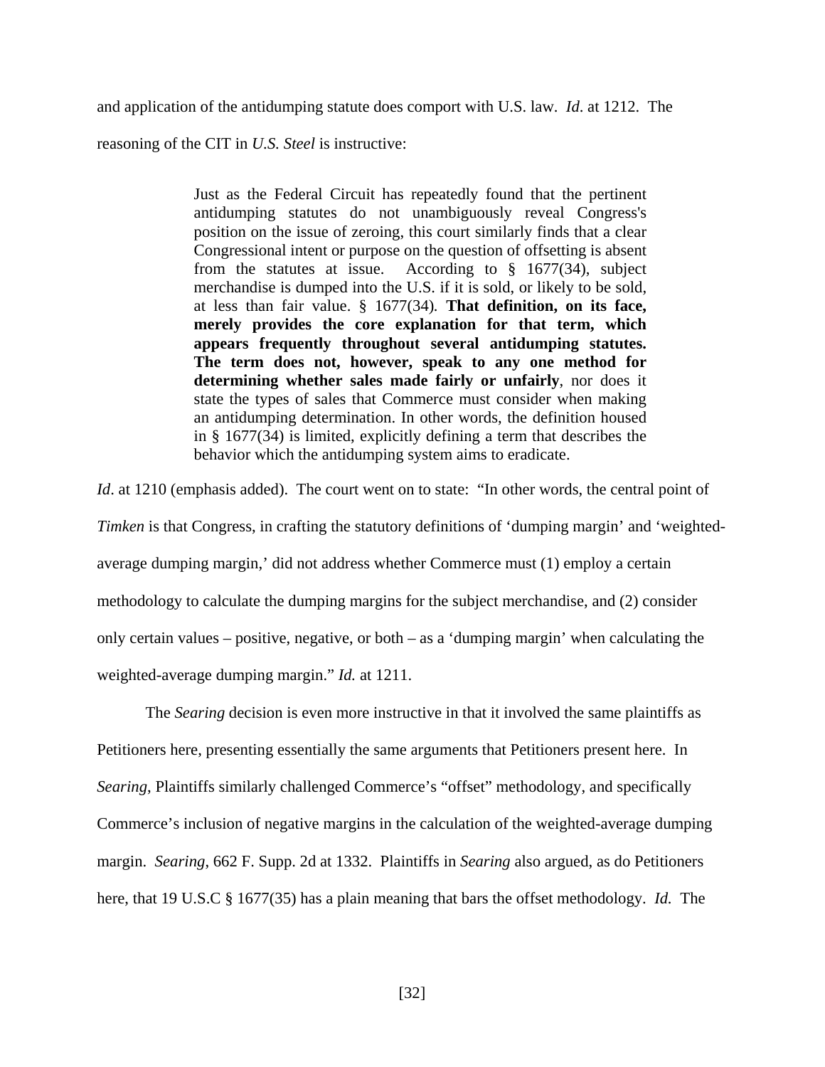and application of the antidumping statute does comport with U.S. law. *Id*. at 1212. The reasoning of the CIT in *U.S. Steel* is instructive:

> Just as the Federal Circuit has repeatedly found that the pertinent antidumping statutes do not unambiguously reveal Congress's position on the issue of zeroing, this court similarly finds that a clear Congressional intent or purpose on the question of offsetting is absent from the statutes at issue. According to § 1677(34), subject merchandise is dumped into the U.S. if it is sold, or likely to be sold, at less than fair value. § 1677(34). **That definition, on its face, merely provides the core explanation for that term, which appears frequently throughout several antidumping statutes. The term does not, however, speak to any one method for determining whether sales made fairly or unfairly**, nor does it state the types of sales that Commerce must consider when making an antidumping determination. In other words, the definition housed in § 1677(34) is limited, explicitly defining a term that describes the behavior which the antidumping system aims to eradicate.

*Id*. at 1210 (emphasis added). The court went on to state: "In other words, the central point of *Timken* is that Congress, in crafting the statutory definitions of 'dumping margin' and 'weighted-average dumping margin,' did not address whether Commerce must (1) employ a certain methodology to calculate the dumping margins for the subject merchandise, and (2) consider only certain values – positive, negative, or both – as a 'dumping margin' when calculating the weighted-average dumping margin." *Id.* at 1211.

The *Searing* decision is even more instructive in that it involved the same plaintiffs as Petitioners here, presenting essentially the same arguments that Petitioners present here. In *Searing*, Plaintiffs similarly challenged Commerce's "offset" methodology, and specifically Commerce's inclusion of negative margins in the calculation of the weighted-average dumping margin. *Searing*, 662 F. Supp. 2d at 1332. Plaintiffs in *Searing* also argued, as do Petitioners here, that 19 U.S.C § 1677(35) has a plain meaning that bars the offset methodology. *Id.* The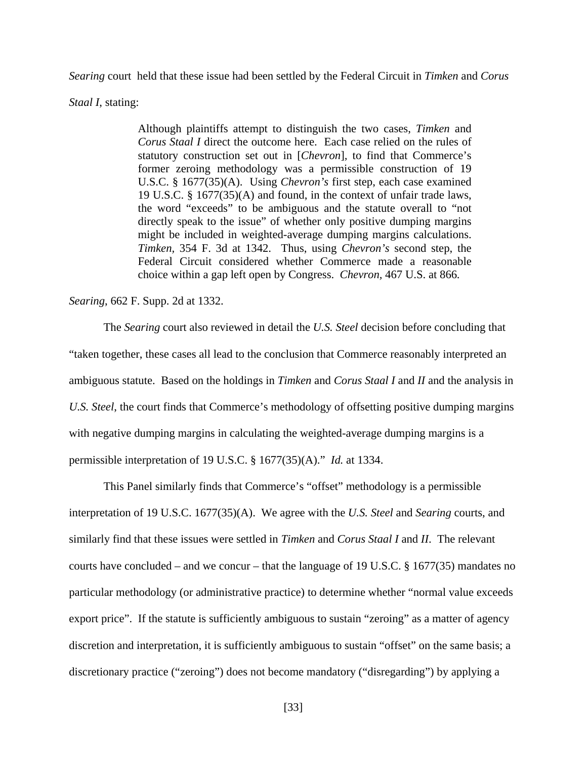*Searing* court held that these issue had been settled by the Federal Circuit in *Timken* and *Corus Staal I*, stating:

> Although plaintiffs attempt to distinguish the two cases, *Timken* and *Corus Staal I* direct the outcome here. Each case relied on the rules of statutory construction set out in [*Chevron*], to find that Commerce's former zeroing methodology was a permissible construction of 19 U.S.C. § 1677(35)(A). Using *Chevron's* first step, each case examined 19 U.S.C. § 1677(35)(A) and found, in the context of unfair trade laws, the word "exceeds" to be ambiguous and the statute overall to "not directly speak to the issue" of whether only positive dumping margins might be included in weighted-average dumping margins calculations. *Timken*, 354 F. 3d at 1342. Thus, using *Chevron's* second step, the Federal Circuit considered whether Commerce made a reasonable choice within a gap left open by Congress. *Chevron*, 467 U.S. at 866.

*Searing*, 662 F. Supp. 2d at 1332.

The *Searing* court also reviewed in detail the *U.S. Steel* decision before concluding that "taken together, these cases all lead to the conclusion that Commerce reasonably interpreted an ambiguous statute. Based on the holdings in *Timken* and *Corus Staal I* and *II* and the analysis in *U.S. Steel*, the court finds that Commerce's methodology of offsetting positive dumping margins with negative dumping margins in calculating the weighted-average dumping margins is a permissible interpretation of 19 U.S.C. § 1677(35)(A)." *Id.* at 1334.

This Panel similarly finds that Commerce's "offset" methodology is a permissible interpretation of 19 U.S.C. 1677(35)(A). We agree with the *U.S. Steel* and *Searing* courts, and similarly find that these issues were settled in *Timken* and *Corus Staal I* and *II*. The relevant courts have concluded – and we concur – that the language of 19 U.S.C. § 1677(35) mandates no particular methodology (or administrative practice) to determine whether "normal value exceeds export price". If the statute is sufficiently ambiguous to sustain "zeroing" as a matter of agency discretion and interpretation, it is sufficiently ambiguous to sustain "offset" on the same basis; a discretionary practice ("zeroing") does not become mandatory ("disregarding") by applying a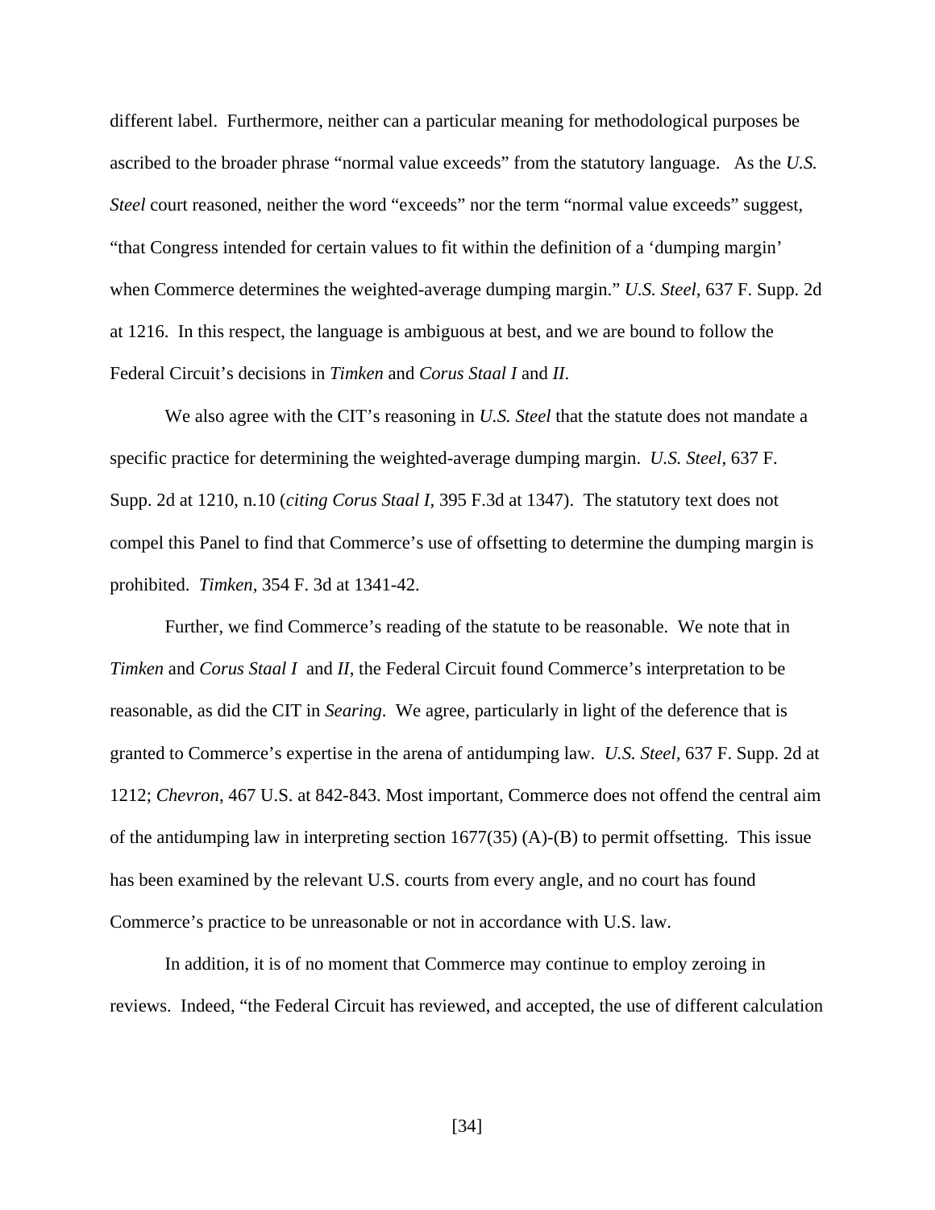different label. Furthermore, neither can a particular meaning for methodological purposes be ascribed to the broader phrase "normal value exceeds" from the statutory language. As the *U.S. Steel* court reasoned, neither the word "exceeds" nor the term "normal value exceeds" suggest, "that Congress intended for certain values to fit within the definition of a 'dumping margin' when Commerce determines the weighted-average dumping margin." *U.S. Steel*, 637 F. Supp. 2d at 1216. In this respect, the language is ambiguous at best, and we are bound to follow the Federal Circuit's decisions in *Timken* and *Corus Staal I* and *II*.

We also agree with the CIT's reasoning in *U.S. Steel* that the statute does not mandate a specific practice for determining the weighted-average dumping margin. *U.S. Steel*, 637 F. Supp. 2d at 1210, n.10 (*citing Corus Staal I*, 395 F.3d at 1347). The statutory text does not compel this Panel to find that Commerce's use of offsetting to determine the dumping margin is prohibited. *Timken*, 354 F. 3d at 1341-42.

Further, we find Commerce's reading of the statute to be reasonable. We note that in *Timken* and *Corus Staal I* and *II*, the Federal Circuit found Commerce's interpretation to be reasonable, as did the CIT in *Searing*. We agree, particularly in light of the deference that is granted to Commerce's expertise in the arena of antidumping law. *U.S. Steel*, 637 F. Supp. 2d at 1212; *Chevron*, 467 U.S. at 842-843. Most important, Commerce does not offend the central aim of the antidumping law in interpreting section 1677(35) (A)-(B) to permit offsetting. This issue has been examined by the relevant U.S. courts from every angle, and no court has found Commerce's practice to be unreasonable or not in accordance with U.S. law.

In addition, it is of no moment that Commerce may continue to employ zeroing in reviews. Indeed, "the Federal Circuit has reviewed, and accepted, the use of different calculation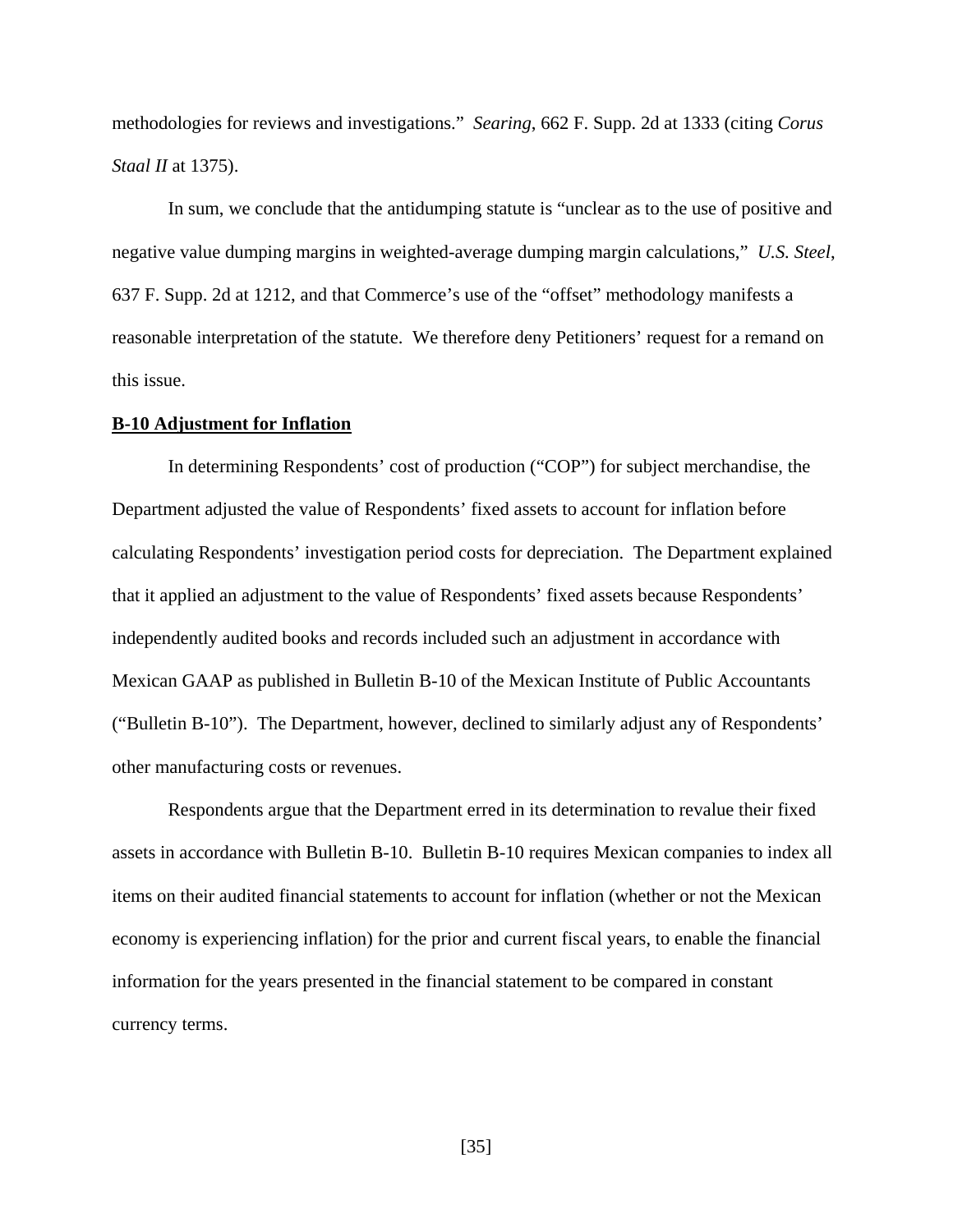methodologies for reviews and investigations." *Searing*, 662 F. Supp. 2d at 1333 (citing *Corus Staal II* at 1375).

In sum, we conclude that the antidumping statute is "unclear as to the use of positive and negative value dumping margins in weighted-average dumping margin calculations," *U.S. Steel*, 637 F. Supp. 2d at 1212, and that Commerce's use of the "offset" methodology manifests a reasonable interpretation of the statute. We therefore deny Petitioners' request for a remand on this issue.

**B-10 Adjustment for Inflation**

In determining Respondents' cost of production ("COP") for subject merchandise, the Department adjusted the value of Respondents' fixed assets to account for inflation before calculating Respondents' investigation period costs for depreciation. The Department explained that it applied an adjustment to the value of Respondents' fixed assets because Respondents' independently audited books and records included such an adjustment in accordance with Mexican GAAP as published in Bulletin B-10 of the Mexican Institute of Public Accountants ("Bulletin B-10"). The Department, however, declined to similarly adjust any of Respondents' other manufacturing costs or revenues.

Respondents argue that the Department erred in its determination to revalue their fixed assets in accordance with Bulletin B-10. Bulletin B-10 requires Mexican companies to index all items on their audited financial statements to account for inflation (whether or not the Mexican economy is experiencing inflation) for the prior and current fiscal years, to enable the financial information for the years presented in the financial statement to be compared in constant currency terms.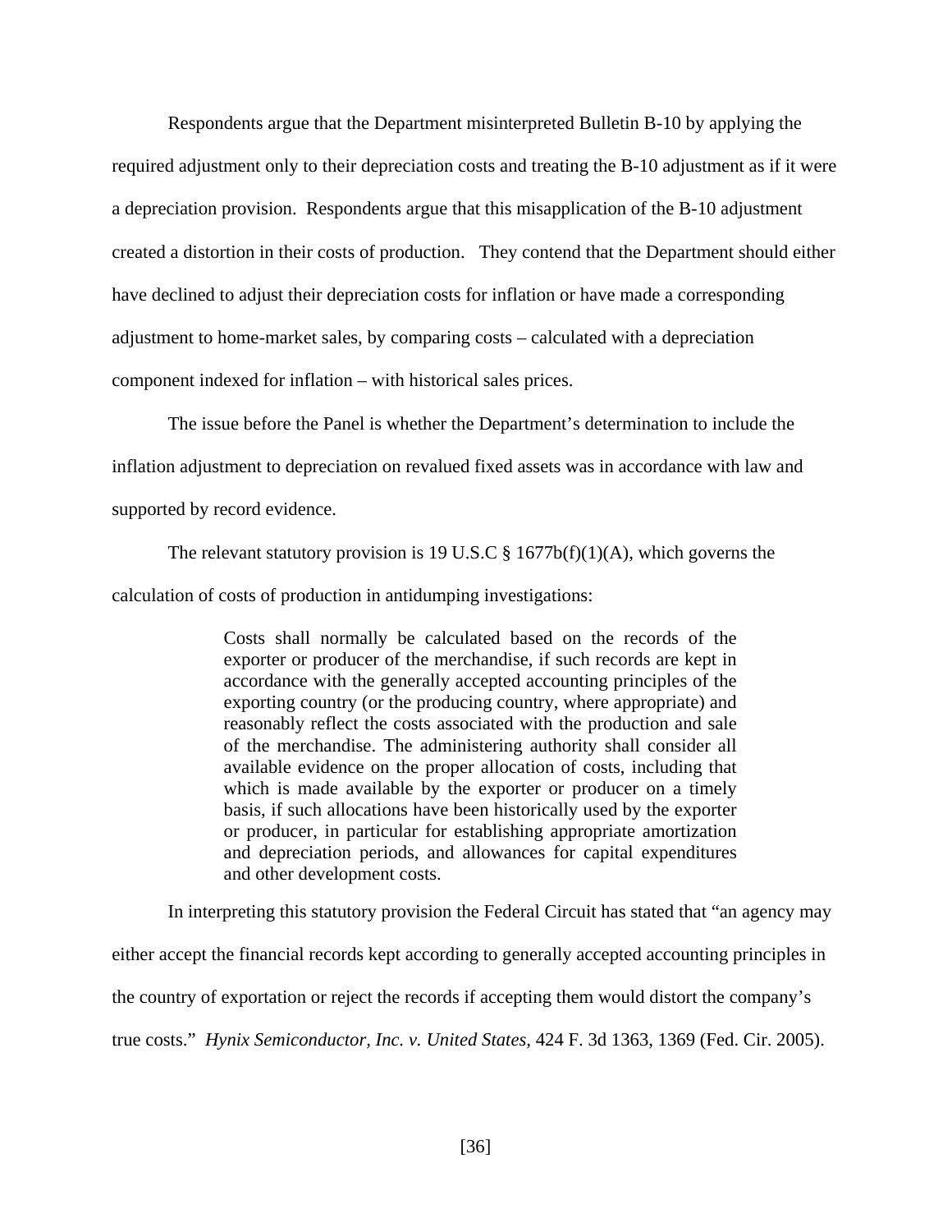Respondents argue that the Department misinterpreted Bulletin B-10 by applying the required adjustment only to their depreciation costs and treating the B-10 adjustment as if it were a depreciation provision. Respondents argue that this misapplication of the B-10 adjustment created a distortion in their costs of production. They contend that the Department should either have declined to adjust their depreciation costs for inflation or have made a corresponding adjustment to home-market sales, by comparing costs – calculated with a depreciation component indexed for inflation – with historical sales prices.

The issue before the Panel is whether the Department's determination to include the inflation adjustment to depreciation on revalued fixed assets was in accordance with law and supported by record evidence.

The relevant statutory provision is 19 U.S.C § 1677b(f)(1)(A), which governs the calculation of costs of production in antidumping investigations:

> Costs shall normally be calculated based on the records of the exporter or producer of the merchandise, if such records are kept in accordance with the generally accepted accounting principles of the exporting country (or the producing country, where appropriate) and reasonably reflect the costs associated with the production and sale of the merchandise. The administering authority shall consider all available evidence on the proper allocation of costs, including that which is made available by the exporter or producer on a timely basis, if such allocations have been historically used by the exporter or producer, in particular for establishing appropriate amortization and depreciation periods, and allowances for capital expenditures and other development costs.

In interpreting this statutory provision the Federal Circuit has stated that "an agency may either accept the financial records kept according to generally accepted accounting principles in the country of exportation or reject the records if accepting them would distort the company's true costs." *Hynix Semiconductor, Inc. v. United States*, 424 F. 3d 1363, 1369 (Fed. Cir. 2005).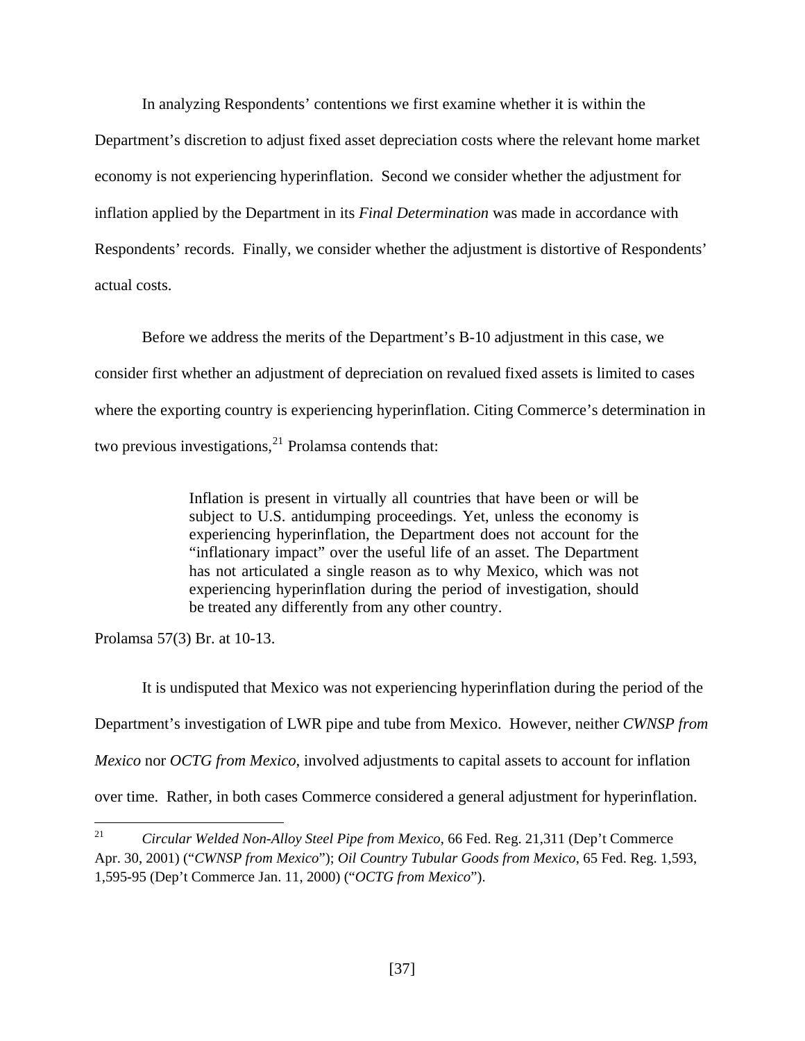In analyzing Respondents' contentions we first examine whether it is within the Department's discretion to adjust fixed asset depreciation costs where the relevant home market economy is not experiencing hyperinflation. Second we consider whether the adjustment for inflation applied by the Department in its *Final Determination* was made in accordance with Respondents' records. Finally, we consider whether the adjustment is distortive of Respondents' actual costs.

Before we address the merits of the Department's B-10 adjustment in this case, we consider first whether an adjustment of depreciation on revalued fixed assets is limited to cases where the exporting country is experiencing hyperinflation. Citing Commerce's determination in two previous investigations,[21] Prolamsa contends that:

> Inflation is present in virtually all countries that have been or will be subject to U.S. antidumping proceedings. Yet, unless the economy is experiencing hyperinflation, the Department does not account for the "inflationary impact" over the useful life of an asset. The Department has not articulated a single reason as to why Mexico, which was not experiencing hyperinflation during the period of investigation, should be treated any differently from any other country.

Prolamsa 57(3) Br. at 10-13.

It is undisputed that Mexico was not experiencing hyperinflation during the period of the Department's investigation of LWR pipe and tube from Mexico. However, neither *CWNSP from Mexico* nor *OCTG from Mexico*, involved adjustments to capital assets to account for inflation over time. Rather, in both cases Commerce considered a general adjustment for hyperinflation.

---

[21] *Circular Welded Non-Alloy Steel Pipe from Mexico*, 66 Fed. Reg. 21,311 (Dep't Commerce Apr. 30, 2001) ("*CWNSP from Mexico*"); *Oil Country Tubular Goods from Mexico*, 65 Fed. Reg. 1,593, 1,595-95 (Dep't Commerce Jan. 11, 2000) ("*OCTG from Mexico*").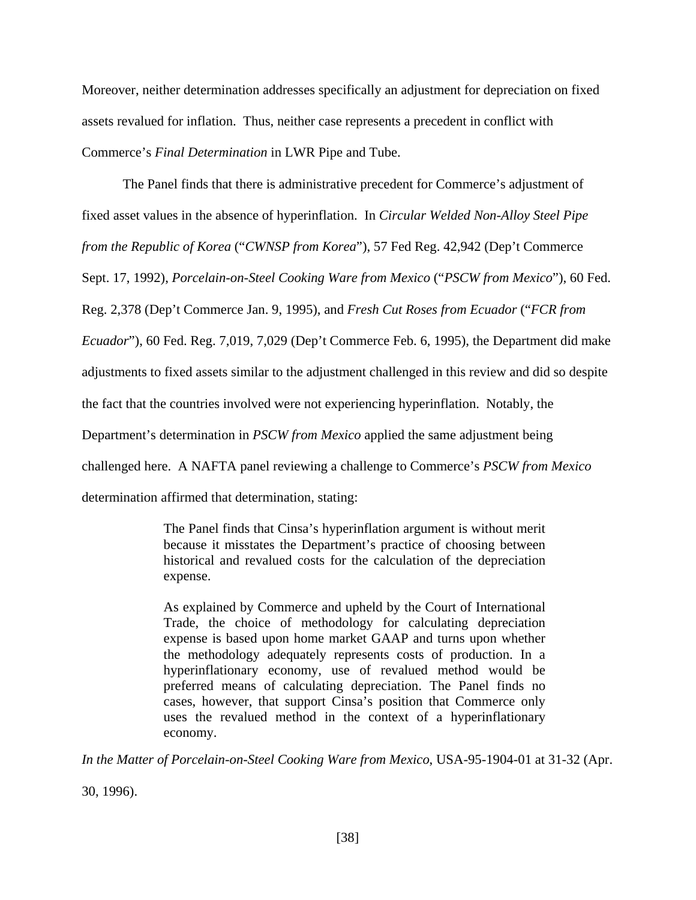Moreover, neither determination addresses specifically an adjustment for depreciation on fixed assets revalued for inflation. Thus, neither case represents a precedent in conflict with Commerce's *Final Determination* in LWR Pipe and Tube.

The Panel finds that there is administrative precedent for Commerce's adjustment of fixed asset values in the absence of hyperinflation. In *Circular Welded Non-Alloy Steel Pipe from the Republic of Korea* ("*CWNSP from Korea*"), 57 Fed Reg. 42,942 (Dep't Commerce Sept. 17, 1992), *Porcelain-on-Steel Cooking Ware from Mexico* ("*PSCW from Mexico*"), 60 Fed. Reg. 2,378 (Dep't Commerce Jan. 9, 1995), and *Fresh Cut Roses from Ecuador* ("*FCR from Ecuador*"), 60 Fed. Reg. 7,019, 7,029 (Dep't Commerce Feb. 6, 1995), the Department did make adjustments to fixed assets similar to the adjustment challenged in this review and did so despite the fact that the countries involved were not experiencing hyperinflation. Notably, the Department's determination in *PSCW from Mexico* applied the same adjustment being challenged here. A NAFTA panel reviewing a challenge to Commerce's *PSCW from Mexico* determination affirmed that determination, stating:

> The Panel finds that Cinsa's hyperinflation argument is without merit because it misstates the Department's practice of choosing between historical and revalued costs for the calculation of the depreciation expense.
>
> As explained by Commerce and upheld by the Court of International Trade, the choice of methodology for calculating depreciation expense is based upon home market GAAP and turns upon whether the methodology adequately represents costs of production. In a hyperinflationary economy, use of revalued method would be preferred means of calculating depreciation. The Panel finds no cases, however, that support Cinsa's position that Commerce only uses the revalued method in the context of a hyperinflationary economy.

*In the Matter of Porcelain-on-Steel Cooking Ware from Mexico*, USA-95-1904-01 at 31-32 (Apr. 30, 1996).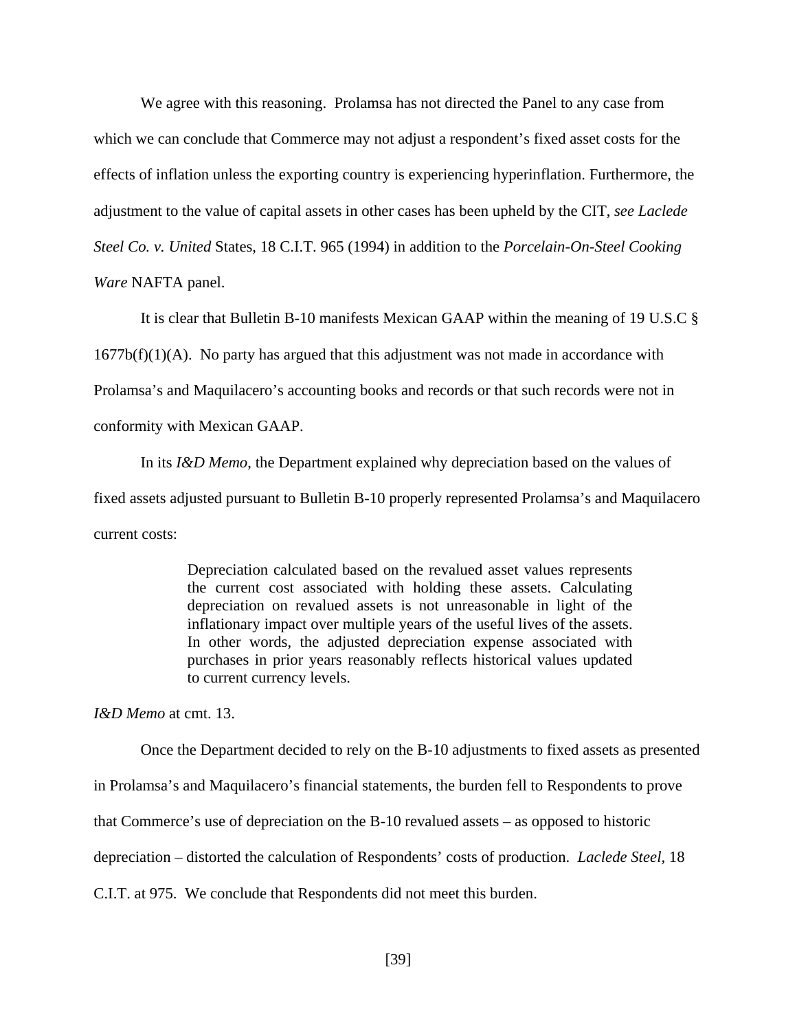We agree with this reasoning. Prolamsa has not directed the Panel to any case from which we can conclude that Commerce may not adjust a respondent's fixed asset costs for the effects of inflation unless the exporting country is experiencing hyperinflation. Furthermore, the adjustment to the value of capital assets in other cases has been upheld by the CIT, *see Laclede Steel Co. v. United* States, 18 C.I.T. 965 (1994) in addition to the *Porcelain-On-Steel Cooking Ware* NAFTA panel.

It is clear that Bulletin B-10 manifests Mexican GAAP within the meaning of 19 U.S.C § 1677b(f)(1)(A). No party has argued that this adjustment was not made in accordance with Prolamsa's and Maquilacero's accounting books and records or that such records were not in conformity with Mexican GAAP.

In its *I&D Memo*, the Department explained why depreciation based on the values of fixed assets adjusted pursuant to Bulletin B-10 properly represented Prolamsa's and Maquilacero current costs:

> Depreciation calculated based on the revalued asset values represents the current cost associated with holding these assets. Calculating depreciation on revalued assets is not unreasonable in light of the inflationary impact over multiple years of the useful lives of the assets. In other words, the adjusted depreciation expense associated with purchases in prior years reasonably reflects historical values updated to current currency levels.

*I&D Memo* at cmt. 13.

Once the Department decided to rely on the B-10 adjustments to fixed assets as presented in Prolamsa's and Maquilacero's financial statements, the burden fell to Respondents to prove that Commerce's use of depreciation on the B-10 revalued assets – as opposed to historic depreciation – distorted the calculation of Respondents' costs of production. *Laclede Steel*, 18 C.I.T. at 975. We conclude that Respondents did not meet this burden.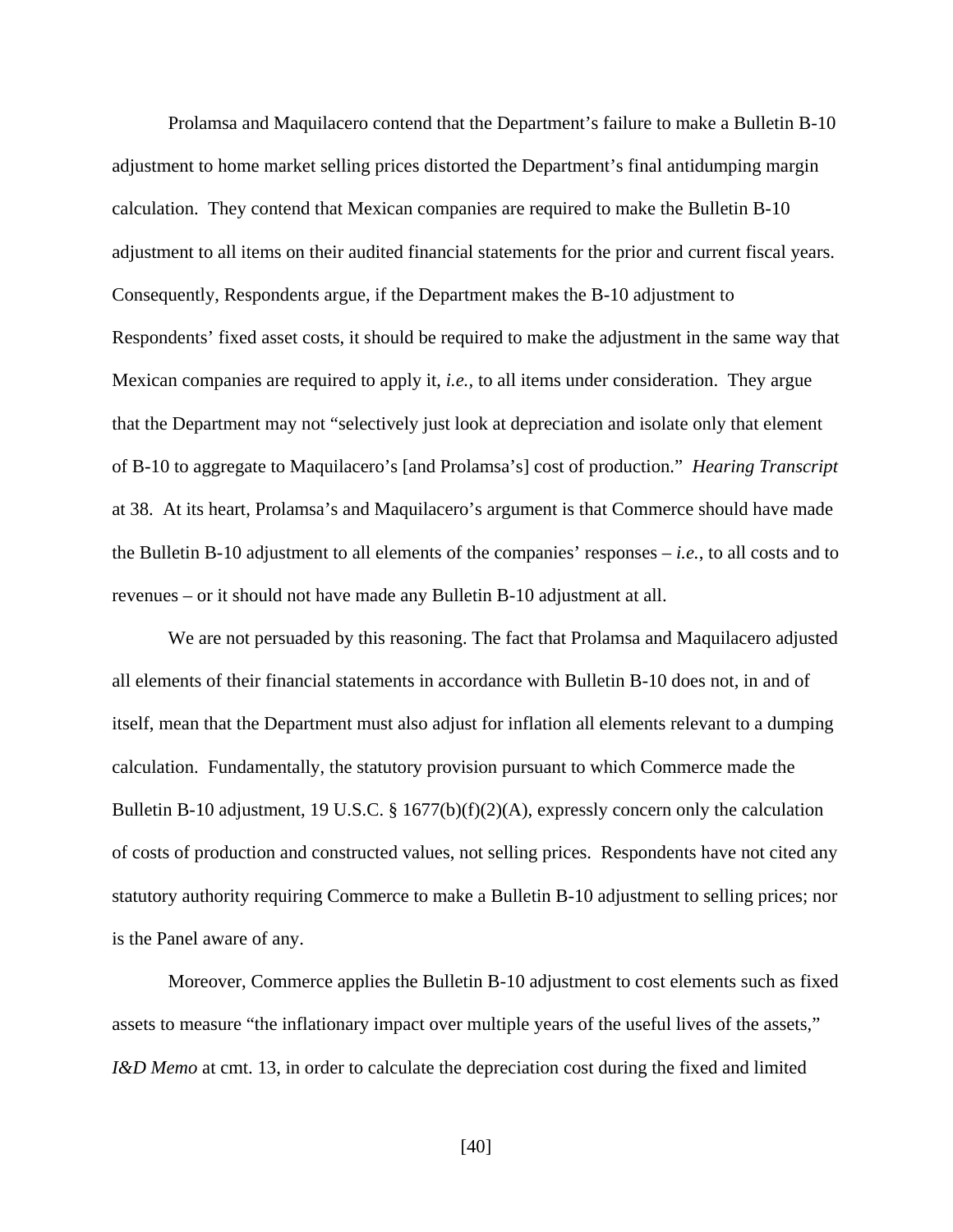Prolamsa and Maquilacero contend that the Department's failure to make a Bulletin B-10 adjustment to home market selling prices distorted the Department's final antidumping margin calculation. They contend that Mexican companies are required to make the Bulletin B-10 adjustment to all items on their audited financial statements for the prior and current fiscal years. Consequently, Respondents argue, if the Department makes the B-10 adjustment to Respondents' fixed asset costs, it should be required to make the adjustment in the same way that Mexican companies are required to apply it, *i.e.,* to all items under consideration. They argue that the Department may not "selectively just look at depreciation and isolate only that element of B-10 to aggregate to Maquilacero's [and Prolamsa's] cost of production." *Hearing Transcript* at 38. At its heart, Prolamsa's and Maquilacero's argument is that Commerce should have made the Bulletin B-10 adjustment to all elements of the companies' responses – *i.e.,* to all costs and to revenues – or it should not have made any Bulletin B-10 adjustment at all.

We are not persuaded by this reasoning. The fact that Prolamsa and Maquilacero adjusted all elements of their financial statements in accordance with Bulletin B-10 does not, in and of itself, mean that the Department must also adjust for inflation all elements relevant to a dumping calculation. Fundamentally, the statutory provision pursuant to which Commerce made the Bulletin B-10 adjustment, 19 U.S.C. § 1677(b)(f)(2)(A), expressly concern only the calculation of costs of production and constructed values, not selling prices. Respondents have not cited any statutory authority requiring Commerce to make a Bulletin B-10 adjustment to selling prices; nor is the Panel aware of any.

Moreover, Commerce applies the Bulletin B-10 adjustment to cost elements such as fixed assets to measure "the inflationary impact over multiple years of the useful lives of the assets," *I&D Memo* at cmt. 13, in order to calculate the depreciation cost during the fixed and limited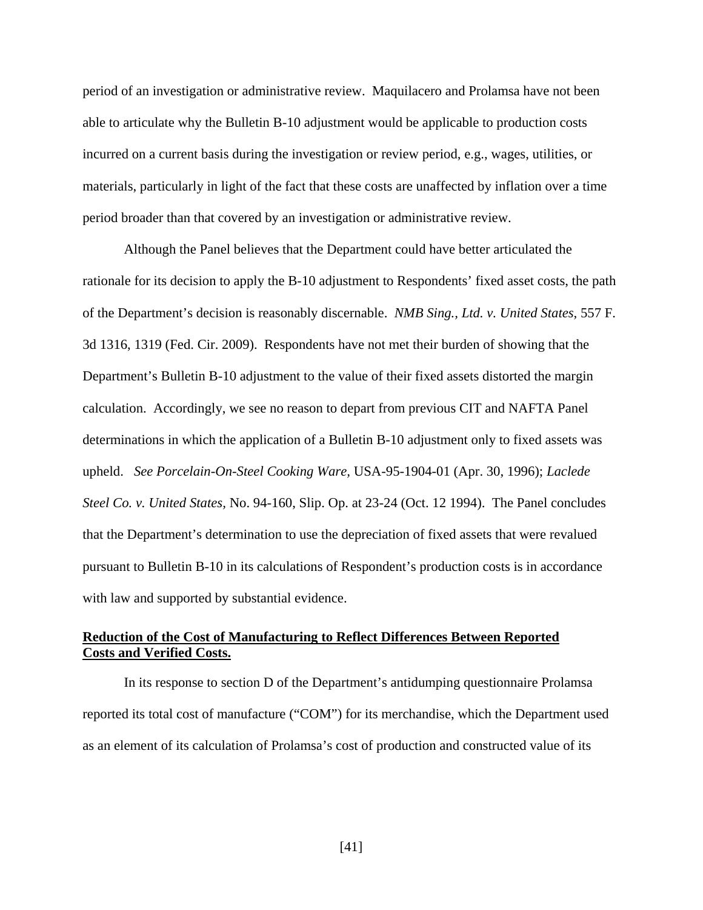period of an investigation or administrative review. Maquilacero and Prolamsa have not been able to articulate why the Bulletin B-10 adjustment would be applicable to production costs incurred on a current basis during the investigation or review period, e.g., wages, utilities, or materials, particularly in light of the fact that these costs are unaffected by inflation over a time period broader than that covered by an investigation or administrative review.

Although the Panel believes that the Department could have better articulated the rationale for its decision to apply the B-10 adjustment to Respondents' fixed asset costs, the path of the Department's decision is reasonably discernable. *NMB Sing., Ltd. v. United States*, 557 F. 3d 1316, 1319 (Fed. Cir. 2009). Respondents have not met their burden of showing that the Department's Bulletin B-10 adjustment to the value of their fixed assets distorted the margin calculation. Accordingly, we see no reason to depart from previous CIT and NAFTA Panel determinations in which the application of a Bulletin B-10 adjustment only to fixed assets was upheld. *See Porcelain-On-Steel Cooking Ware*, USA-95-1904-01 (Apr. 30, 1996); *Laclede Steel Co. v. United States*, No. 94-160, Slip. Op. at 23-24 (Oct. 12 1994). The Panel concludes that the Department's determination to use the depreciation of fixed assets that were revalued pursuant to Bulletin B-10 in its calculations of Respondent's production costs is in accordance with law and supported by substantial evidence.

**Reduction of the Cost of Manufacturing to Reflect Differences Between Reported Costs and Verified Costs.**

In its response to section D of the Department's antidumping questionnaire Prolamsa reported its total cost of manufacture ("COM") for its merchandise, which the Department used as an element of its calculation of Prolamsa's cost of production and constructed value of its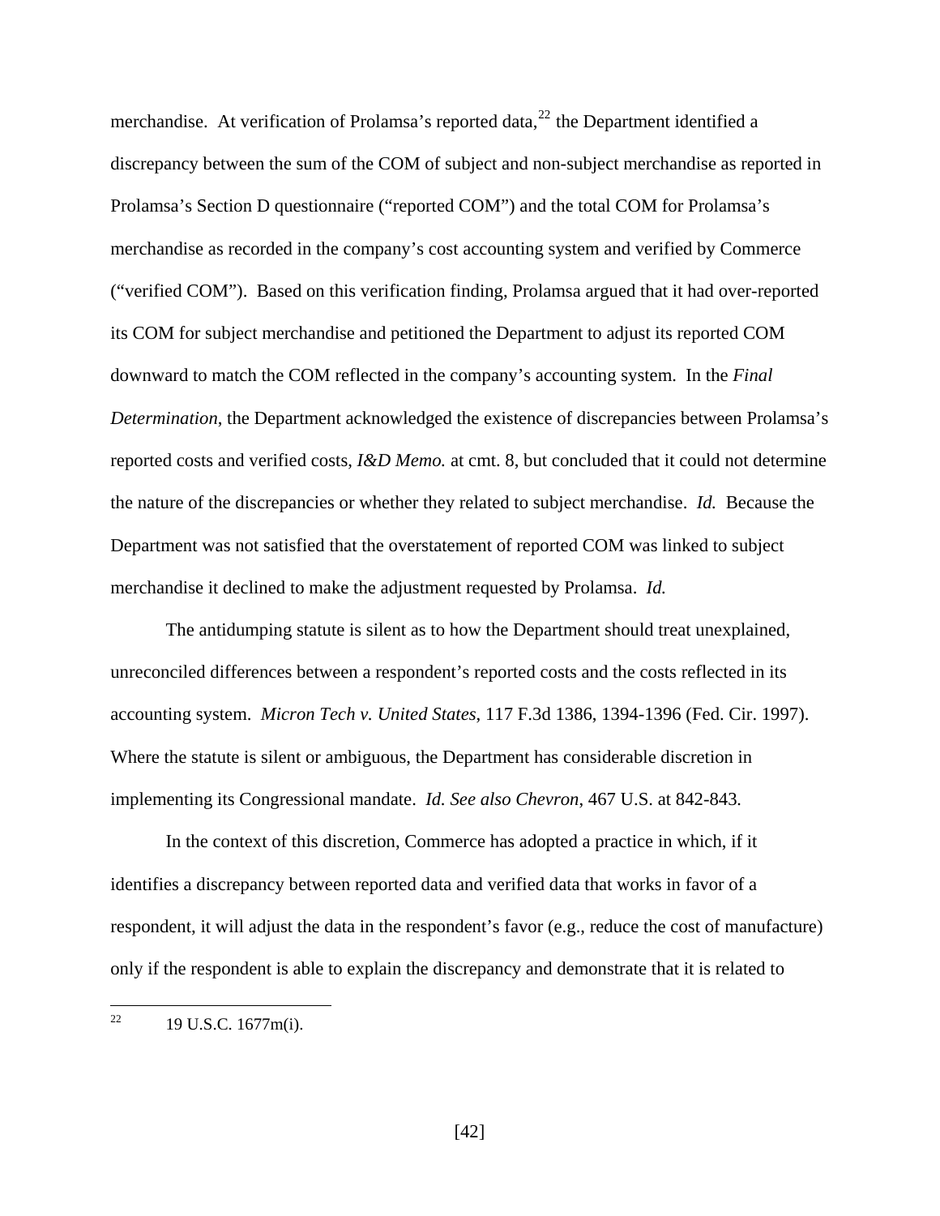merchandise. At verification of Prolamsa's reported data,[22] the Department identified a discrepancy between the sum of the COM of subject and non-subject merchandise as reported in Prolamsa's Section D questionnaire ("reported COM") and the total COM for Prolamsa's merchandise as recorded in the company's cost accounting system and verified by Commerce ("verified COM"). Based on this verification finding, Prolamsa argued that it had over-reported its COM for subject merchandise and petitioned the Department to adjust its reported COM downward to match the COM reflected in the company's accounting system. In the *Final Determination*, the Department acknowledged the existence of discrepancies between Prolamsa's reported costs and verified costs, *I&D Memo.* at cmt. 8, but concluded that it could not determine the nature of the discrepancies or whether they related to subject merchandise. *Id.* Because the Department was not satisfied that the overstatement of reported COM was linked to subject merchandise it declined to make the adjustment requested by Prolamsa. *Id.*

The antidumping statute is silent as to how the Department should treat unexplained, unreconciled differences between a respondent's reported costs and the costs reflected in its accounting system. *Micron Tech v. United States*, 117 F.3d 1386, 1394-1396 (Fed. Cir. 1997). Where the statute is silent or ambiguous, the Department has considerable discretion in implementing its Congressional mandate. *Id. See also Chevron*, 467 U.S. at 842-843.

In the context of this discretion, Commerce has adopted a practice in which, if it identifies a discrepancy between reported data and verified data that works in favor of a respondent, it will adjust the data in the respondent's favor (e.g., reduce the cost of manufacture) only if the respondent is able to explain the discrepancy and demonstrate that it is related to

[22] 19 U.S.C. 1677m(i).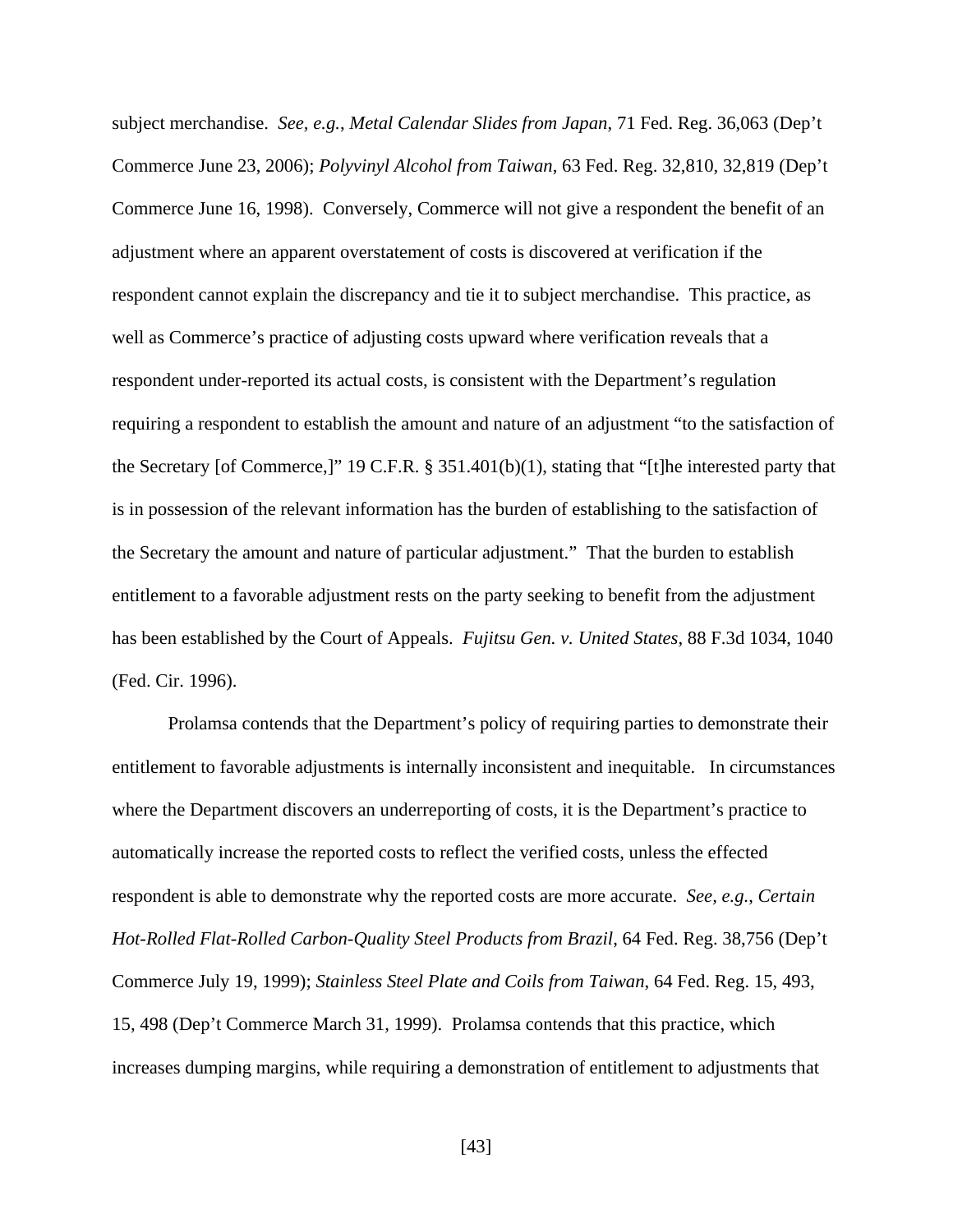subject merchandise. *See, e.g.*, *Metal Calendar Slides from Japan*, 71 Fed. Reg. 36,063 (Dep't Commerce June 23, 2006); *Polyvinyl Alcohol from Taiwan*, 63 Fed. Reg. 32,810, 32,819 (Dep't Commerce June 16, 1998). Conversely, Commerce will not give a respondent the benefit of an adjustment where an apparent overstatement of costs is discovered at verification if the respondent cannot explain the discrepancy and tie it to subject merchandise. This practice, as well as Commerce's practice of adjusting costs upward where verification reveals that a respondent under-reported its actual costs, is consistent with the Department's regulation requiring a respondent to establish the amount and nature of an adjustment "to the satisfaction of the Secretary [of Commerce,]" 19 C.F.R. § 351.401(b)(1), stating that "[t]he interested party that is in possession of the relevant information has the burden of establishing to the satisfaction of the Secretary the amount and nature of particular adjustment." That the burden to establish entitlement to a favorable adjustment rests on the party seeking to benefit from the adjustment has been established by the Court of Appeals. *Fujitsu Gen. v. United States*, 88 F.3d 1034, 1040 (Fed. Cir. 1996).

Prolamsa contends that the Department's policy of requiring parties to demonstrate their entitlement to favorable adjustments is internally inconsistent and inequitable. In circumstances where the Department discovers an underreporting of costs, it is the Department's practice to automatically increase the reported costs to reflect the verified costs, unless the effected respondent is able to demonstrate why the reported costs are more accurate. *See, e.g.*, *Certain Hot-Rolled Flat-Rolled Carbon-Quality Steel Products from Brazil*, 64 Fed. Reg. 38,756 (Dep't Commerce July 19, 1999); *Stainless Steel Plate and Coils from Taiwan*, 64 Fed. Reg. 15, 493, 15, 498 (Dep't Commerce March 31, 1999). Prolamsa contends that this practice, which increases dumping margins, while requiring a demonstration of entitlement to adjustments that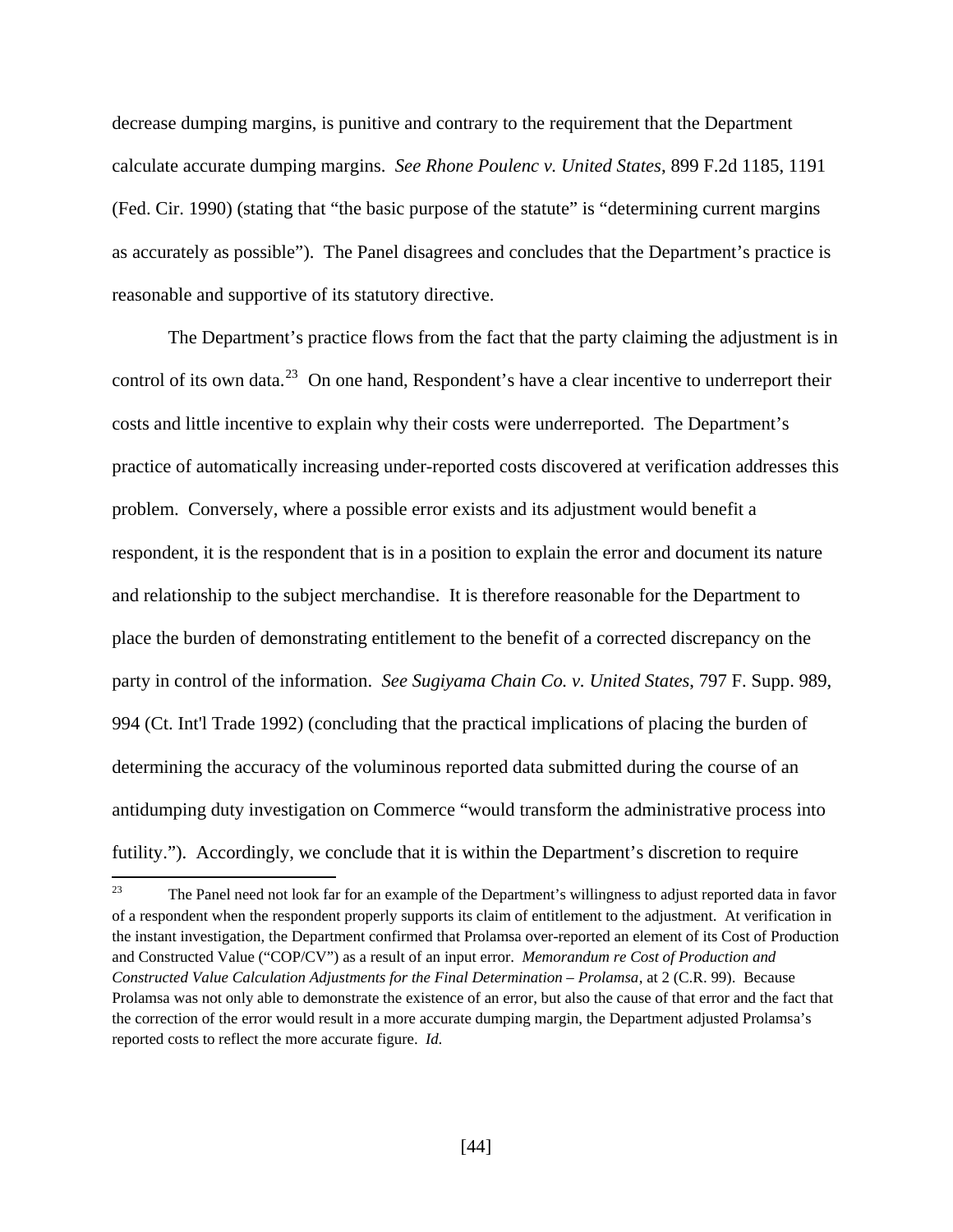decrease dumping margins, is punitive and contrary to the requirement that the Department calculate accurate dumping margins. *See Rhone Poulenc v. United States*, 899 F.2d 1185, 1191 (Fed. Cir. 1990) (stating that "the basic purpose of the statute" is "determining current margins as accurately as possible"). The Panel disagrees and concludes that the Department's practice is reasonable and supportive of its statutory directive.

The Department's practice flows from the fact that the party claiming the adjustment is in control of its own data.[23] On one hand, Respondent's have a clear incentive to underreport their costs and little incentive to explain why their costs were underreported. The Department's practice of automatically increasing under-reported costs discovered at verification addresses this problem. Conversely, where a possible error exists and its adjustment would benefit a respondent, it is the respondent that is in a position to explain the error and document its nature and relationship to the subject merchandise. It is therefore reasonable for the Department to place the burden of demonstrating entitlement to the benefit of a corrected discrepancy on the party in control of the information. *See Sugiyama Chain Co. v. United States*, 797 F. Supp. 989, 994 (Ct. Int'l Trade 1992) (concluding that the practical implications of placing the burden of determining the accuracy of the voluminous reported data submitted during the course of an antidumping duty investigation on Commerce "would transform the administrative process into futility."). Accordingly, we conclude that it is within the Department's discretion to require

[23] The Panel need not look far for an example of the Department's willingness to adjust reported data in favor of a respondent when the respondent properly supports its claim of entitlement to the adjustment. At verification in the instant investigation, the Department confirmed that Prolamsa over-reported an element of its Cost of Production and Constructed Value ("COP/CV") as a result of an input error. *Memorandum re Cost of Production and Constructed Value Calculation Adjustments for the Final Determination – Prolamsa*, at 2 (C.R. 99). Because Prolamsa was not only able to demonstrate the existence of an error, but also the cause of that error and the fact that the correction of the error would result in a more accurate dumping margin, the Department adjusted Prolamsa's reported costs to reflect the more accurate figure. *Id.*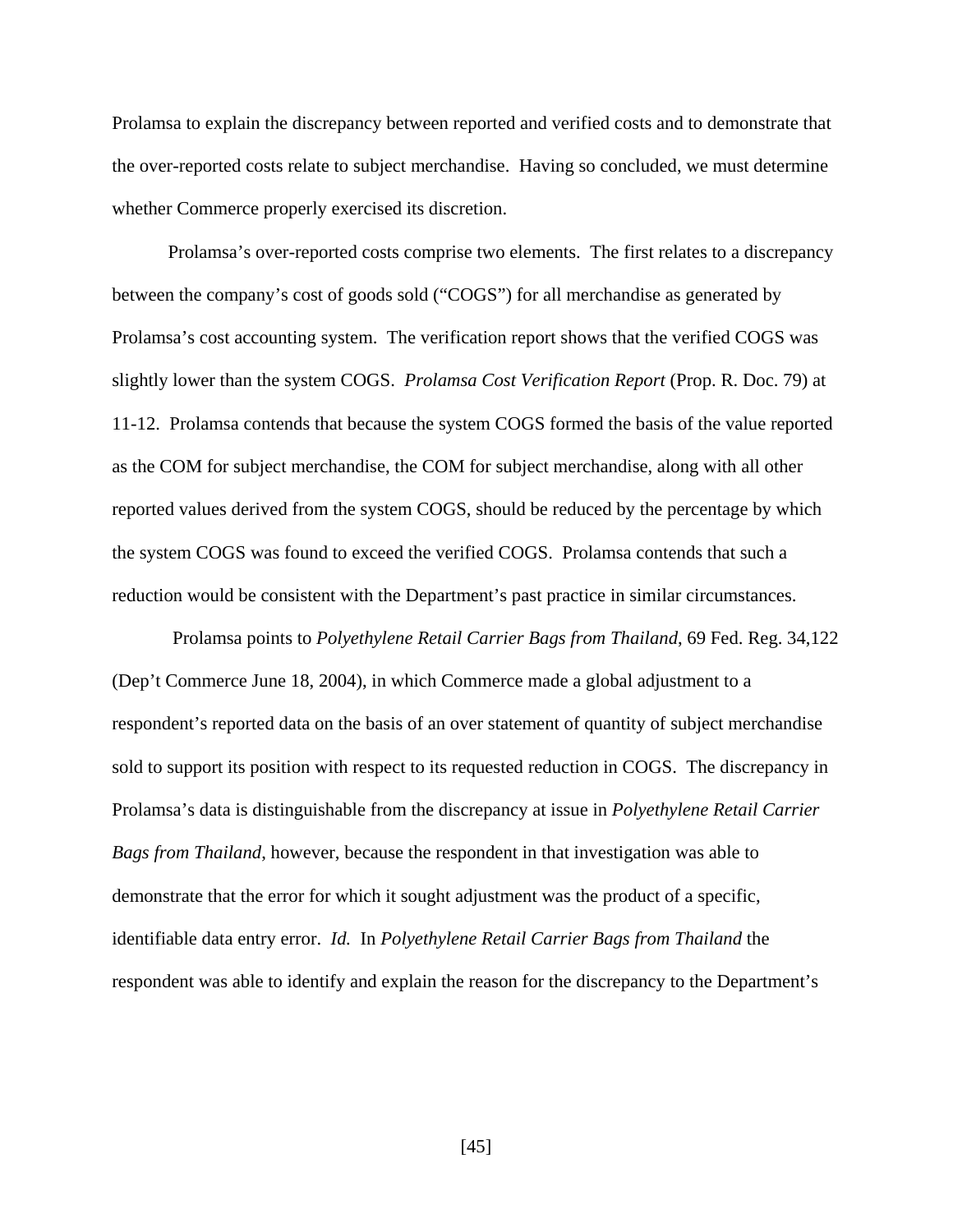Prolamsa to explain the discrepancy between reported and verified costs and to demonstrate that the over-reported costs relate to subject merchandise. Having so concluded, we must determine whether Commerce properly exercised its discretion.

Prolamsa's over-reported costs comprise two elements. The first relates to a discrepancy between the company's cost of goods sold ("COGS") for all merchandise as generated by Prolamsa's cost accounting system. The verification report shows that the verified COGS was slightly lower than the system COGS. *Prolamsa Cost Verification Report* (Prop. R. Doc. 79) at 11-12. Prolamsa contends that because the system COGS formed the basis of the value reported as the COM for subject merchandise, the COM for subject merchandise, along with all other reported values derived from the system COGS, should be reduced by the percentage by which the system COGS was found to exceed the verified COGS. Prolamsa contends that such a reduction would be consistent with the Department's past practice in similar circumstances.

Prolamsa points to *Polyethylene Retail Carrier Bags from Thailand*, 69 Fed. Reg. 34,122 (Dep't Commerce June 18, 2004), in which Commerce made a global adjustment to a respondent's reported data on the basis of an over statement of quantity of subject merchandise sold to support its position with respect to its requested reduction in COGS. The discrepancy in Prolamsa's data is distinguishable from the discrepancy at issue in *Polyethylene Retail Carrier Bags from Thailand*, however, because the respondent in that investigation was able to demonstrate that the error for which it sought adjustment was the product of a specific, identifiable data entry error. *Id.* In *Polyethylene Retail Carrier Bags from Thailand* the respondent was able to identify and explain the reason for the discrepancy to the Department's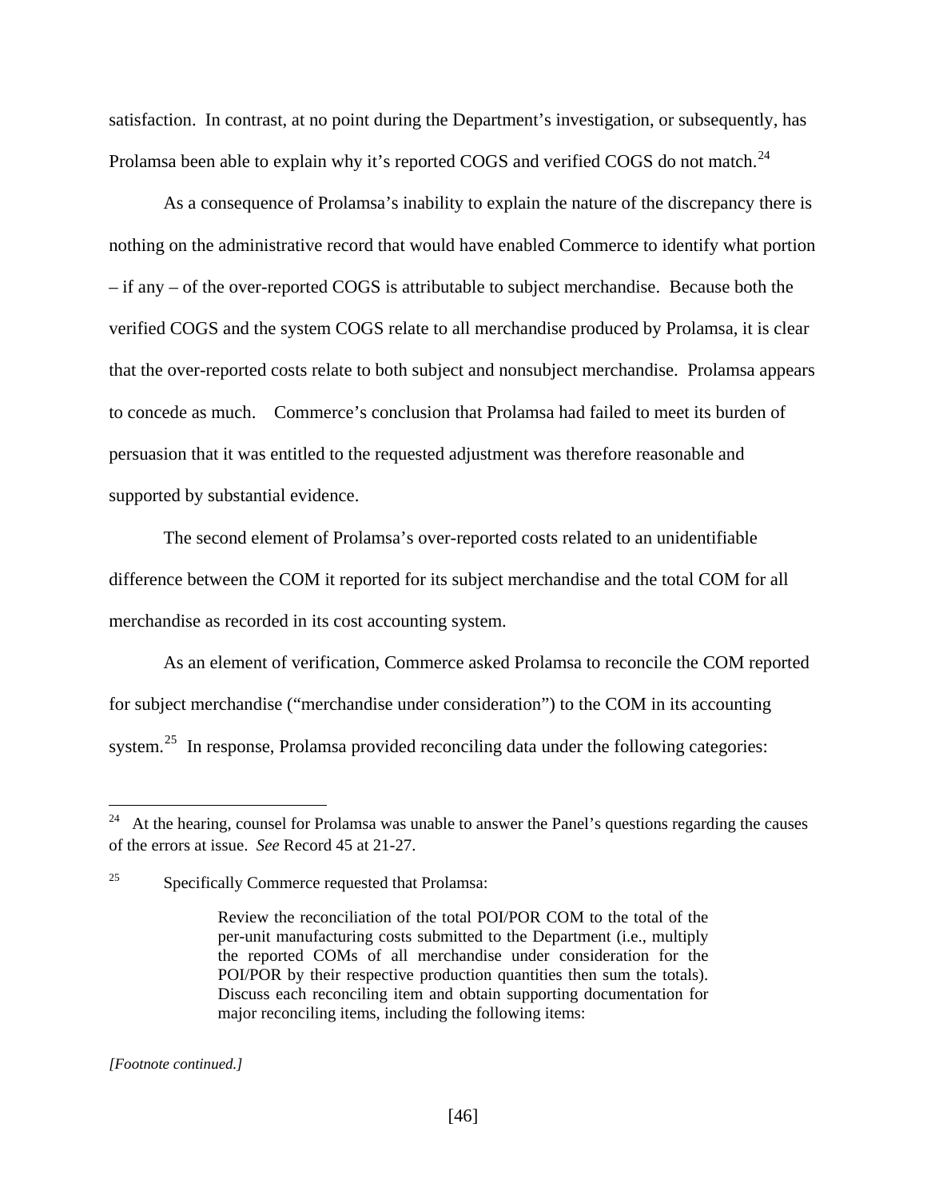satisfaction. In contrast, at no point during the Department's investigation, or subsequently, has Prolamsa been able to explain why it's reported COGS and verified COGS do not match.[24]

As a consequence of Prolamsa's inability to explain the nature of the discrepancy there is nothing on the administrative record that would have enabled Commerce to identify what portion – if any – of the over-reported COGS is attributable to subject merchandise. Because both the verified COGS and the system COGS relate to all merchandise produced by Prolamsa, it is clear that the over-reported costs relate to both subject and nonsubject merchandise. Prolamsa appears to concede as much. Commerce's conclusion that Prolamsa had failed to meet its burden of persuasion that it was entitled to the requested adjustment was therefore reasonable and supported by substantial evidence.

The second element of Prolamsa's over-reported costs related to an unidentifiable difference between the COM it reported for its subject merchandise and the total COM for all merchandise as recorded in its cost accounting system.

As an element of verification, Commerce asked Prolamsa to reconcile the COM reported for subject merchandise ("merchandise under consideration") to the COM in its accounting system.[25] In response, Prolamsa provided reconciling data under the following categories:

---

[24] At the hearing, counsel for Prolamsa was unable to answer the Panel's questions regarding the causes of the errors at issue. *See* Record 45 at 21-27.

[25] Specifically Commerce requested that Prolamsa:

> Review the reconciliation of the total POI/POR COM to the total of the per-unit manufacturing costs submitted to the Department (i.e., multiply the reported COMs of all merchandise under consideration for the POI/POR by their respective production quantities then sum the totals). Discuss each reconciling item and obtain supporting documentation for major reconciling items, including the following items:

*[Footnote continued.]*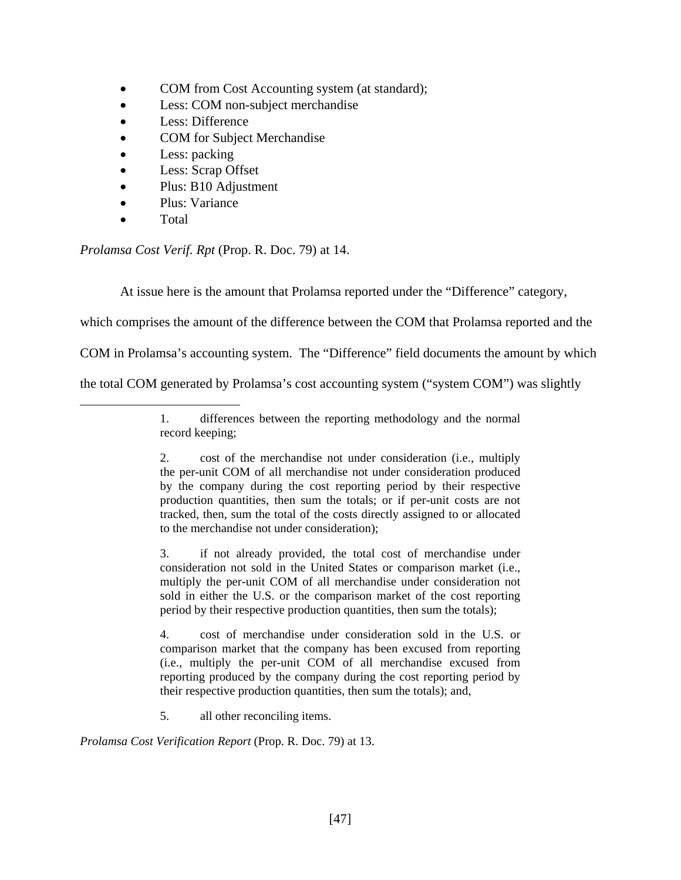- COM from Cost Accounting system (at standard);
- Less: COM non-subject merchandise
- Less: Difference
- COM for Subject Merchandise
- Less: packing
- Less: Scrap Offset
- Plus: B10 Adjustment
- Plus: Variance
- Total

*Prolamsa Cost Verif. Rpt* (Prop. R. Doc. 79) at 14.

At issue here is the amount that Prolamsa reported under the "Difference" category, which comprises the amount of the difference between the COM that Prolamsa reported and the COM in Prolamsa's accounting system. The "Difference" field documents the amount by which the total COM generated by Prolamsa's cost accounting system ("system COM") was slightly

---

> 1. differences between the reporting methodology and the normal record keeping;
>
> 2. cost of the merchandise not under consideration (i.e., multiply the per-unit COM of all merchandise not under consideration produced by the company during the cost reporting period by their respective production quantities, then sum the totals; or if per-unit costs are not tracked, then, sum the total of the costs directly assigned to or allocated to the merchandise not under consideration);
>
> 3. if not already provided, the total cost of merchandise under consideration not sold in the United States or comparison market (i.e., multiply the per-unit COM of all merchandise under consideration not sold in either the U.S. or the comparison market of the cost reporting period by their respective production quantities, then sum the totals);
>
> 4. cost of merchandise under consideration sold in the U.S. or comparison market that the company has been excused from reporting (i.e., multiply the per-unit COM of all merchandise excused from reporting produced by the company during the cost reporting period by their respective production quantities, then sum the totals); and,
>
> 5. all other reconciling items.

*Prolamsa Cost Verification Report* (Prop. R. Doc. 79) at 13.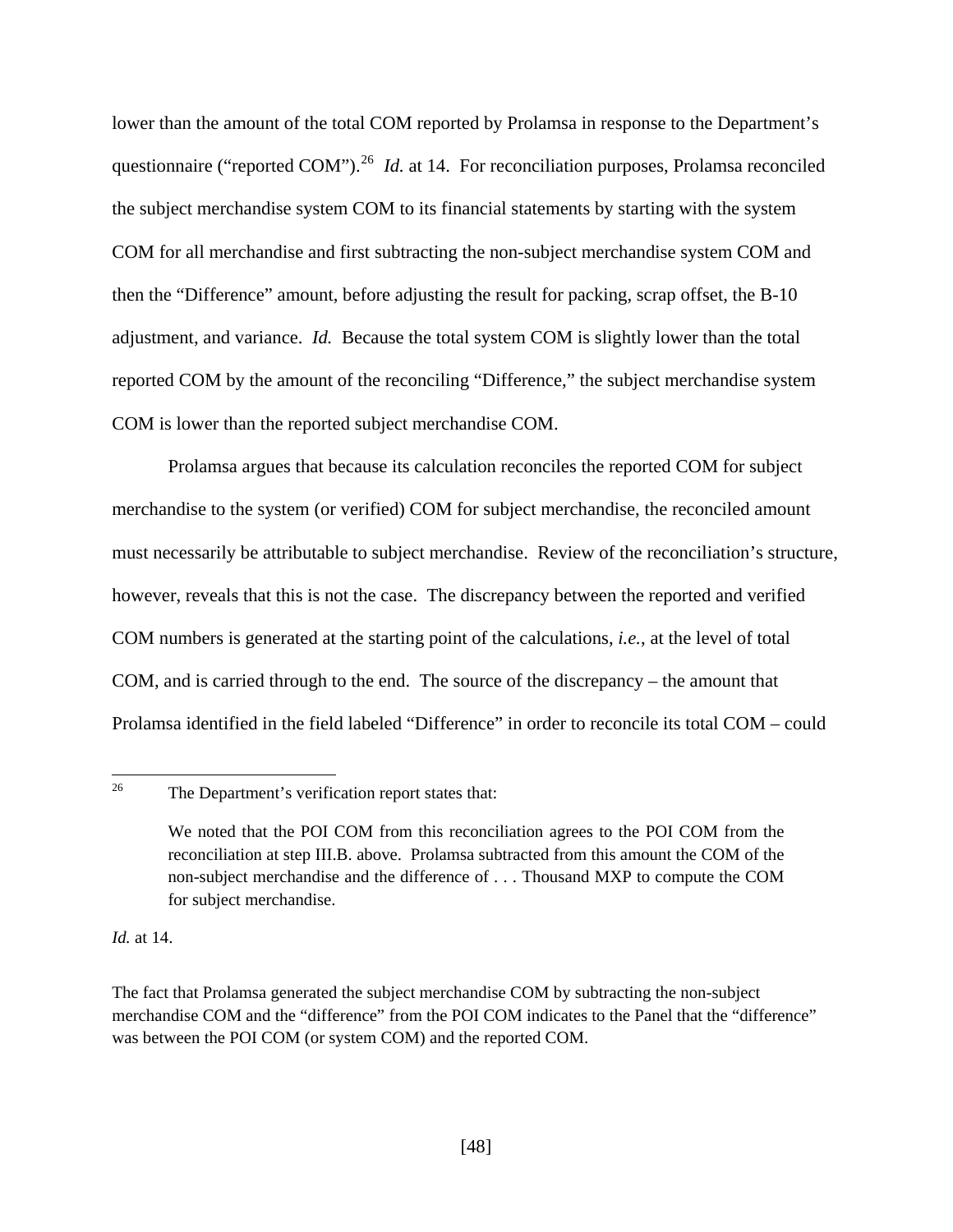lower than the amount of the total COM reported by Prolamsa in response to the Department's questionnaire ("reported COM").[26] *Id.* at 14. For reconciliation purposes, Prolamsa reconciled the subject merchandise system COM to its financial statements by starting with the system COM for all merchandise and first subtracting the non-subject merchandise system COM and then the "Difference" amount, before adjusting the result for packing, scrap offset, the B-10 adjustment, and variance. *Id.* Because the total system COM is slightly lower than the total reported COM by the amount of the reconciling "Difference," the subject merchandise system COM is lower than the reported subject merchandise COM.

Prolamsa argues that because its calculation reconciles the reported COM for subject merchandise to the system (or verified) COM for subject merchandise, the reconciled amount must necessarily be attributable to subject merchandise. Review of the reconciliation's structure, however, reveals that this is not the case. The discrepancy between the reported and verified COM numbers is generated at the starting point of the calculations, *i.e.*, at the level of total COM, and is carried through to the end. The source of the discrepancy – the amount that Prolamsa identified in the field labeled "Difference" in order to reconcile its total COM – could

---

[26] The Department's verification report states that:

> We noted that the POI COM from this reconciliation agrees to the POI COM from the reconciliation at step III.B. above. Prolamsa subtracted from this amount the COM of the non-subject merchandise and the difference of . . . Thousand MXP to compute the COM for subject merchandise.

*Id.* at 14.

The fact that Prolamsa generated the subject merchandise COM by subtracting the non-subject merchandise COM and the "difference" from the POI COM indicates to the Panel that the "difference" was between the POI COM (or system COM) and the reported COM.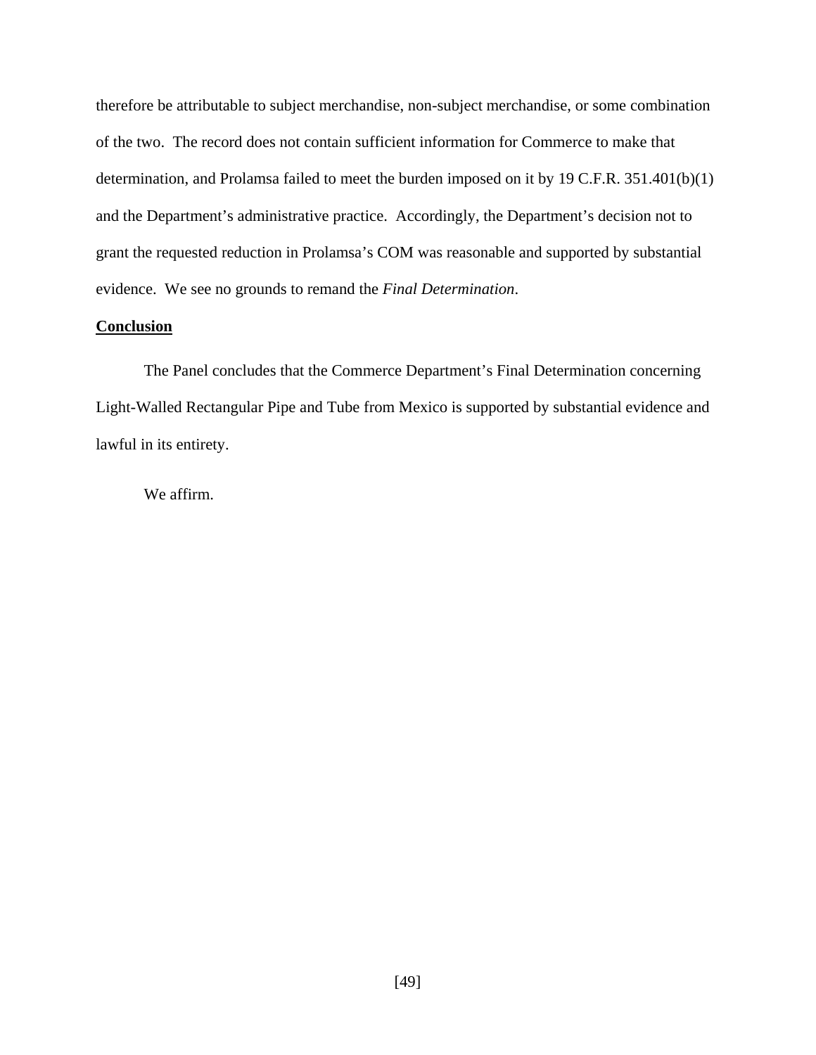therefore be attributable to subject merchandise, non-subject merchandise, or some combination of the two. The record does not contain sufficient information for Commerce to make that determination, and Prolamsa failed to meet the burden imposed on it by 19 C.F.R. 351.401(b)(1) and the Department's administrative practice. Accordingly, the Department's decision not to grant the requested reduction in Prolamsa's COM was reasonable and supported by substantial evidence. We see no grounds to remand the *Final Determination*.

## **Conclusion**

The Panel concludes that the Commerce Department's Final Determination concerning Light-Walled Rectangular Pipe and Tube from Mexico is supported by substantial evidence and lawful in its entirety.

We affirm.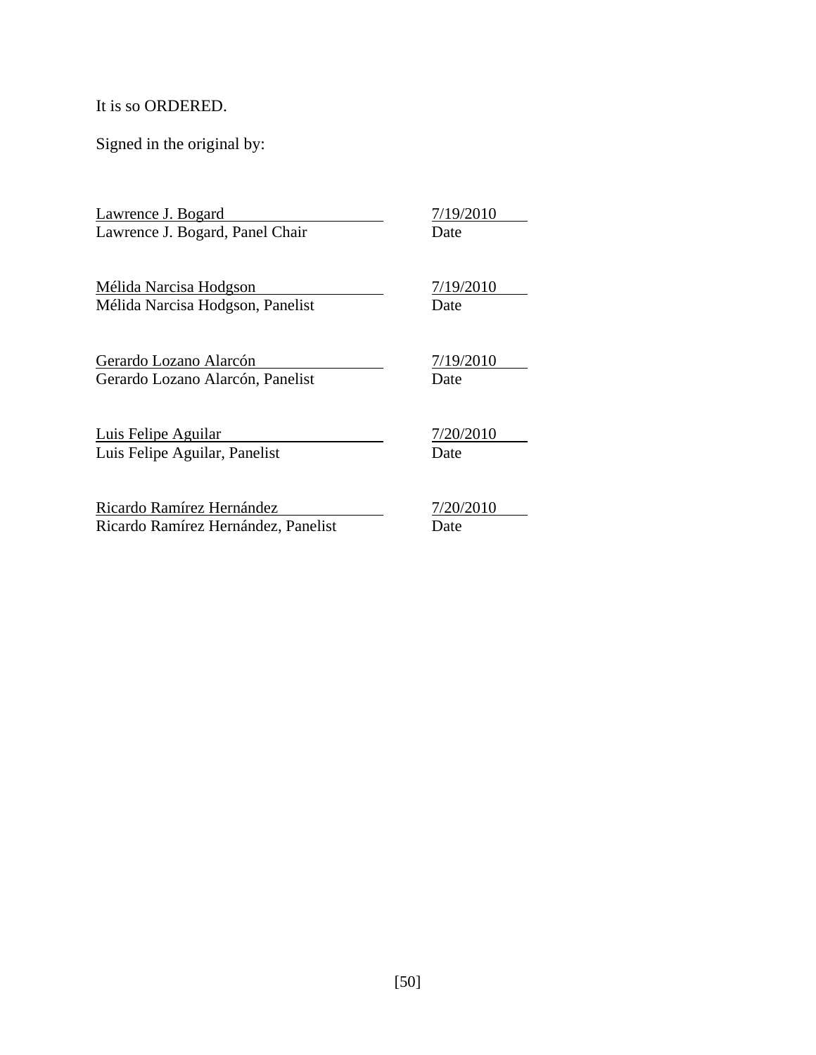It is so ORDERED.

Signed in the original by:

Lawrence J. Bogard  
Lawrence J. Bogard, Panel Chair  
7/19/2010  
Date

Mélida Narcisa Hodgson  
Mélida Narcisa Hodgson, Panelist  
7/19/2010  
Date

Gerardo Lozano Alarcón  
Gerardo Lozano Alarcón, Panelist  
7/19/2010  
Date

Luis Felipe Aguilar  
Luis Felipe Aguilar, Panelist  
7/20/2010  
Date

Ricardo Ramírez Hernández  
Ricardo Ramírez Hernández, Panelist  
7/20/2010  
Date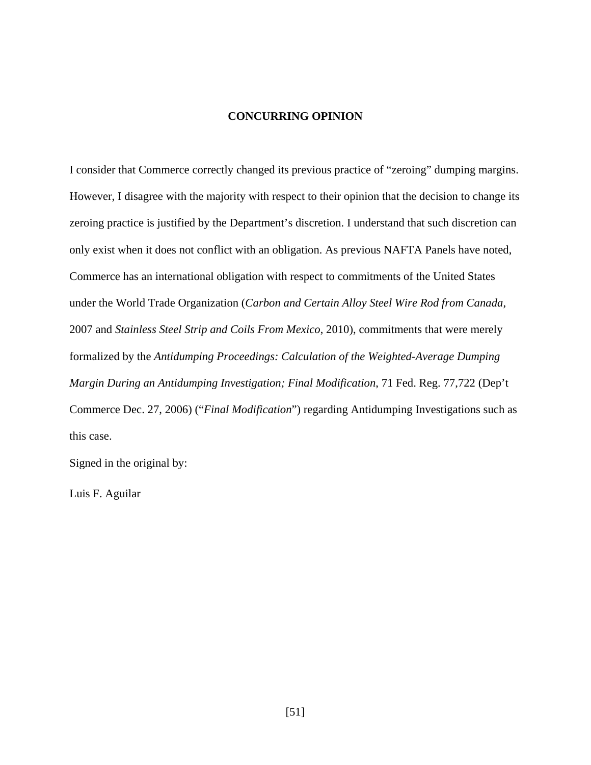# CONCURRING OPINION

I consider that Commerce correctly changed its previous practice of "zeroing" dumping margins. However, I disagree with the majority with respect to their opinion that the decision to change its zeroing practice is justified by the Department's discretion. I understand that such discretion can only exist when it does not conflict with an obligation. As previous NAFTA Panels have noted, Commerce has an international obligation with respect to commitments of the United States under the World Trade Organization (*Carbon and Certain Alloy Steel Wire Rod from Canada*, 2007 and *Stainless Steel Strip and Coils From Mexico*, 2010), commitments that were merely formalized by the *Antidumping Proceedings: Calculation of the Weighted-Average Dumping Margin During an Antidumping Investigation; Final Modification*, 71 Fed. Reg. 77,722 (Dep't Commerce Dec. 27, 2006) ("*Final Modification*") regarding Antidumping Investigations such as this case.

Signed in the original by:

Luis F. Aguilar